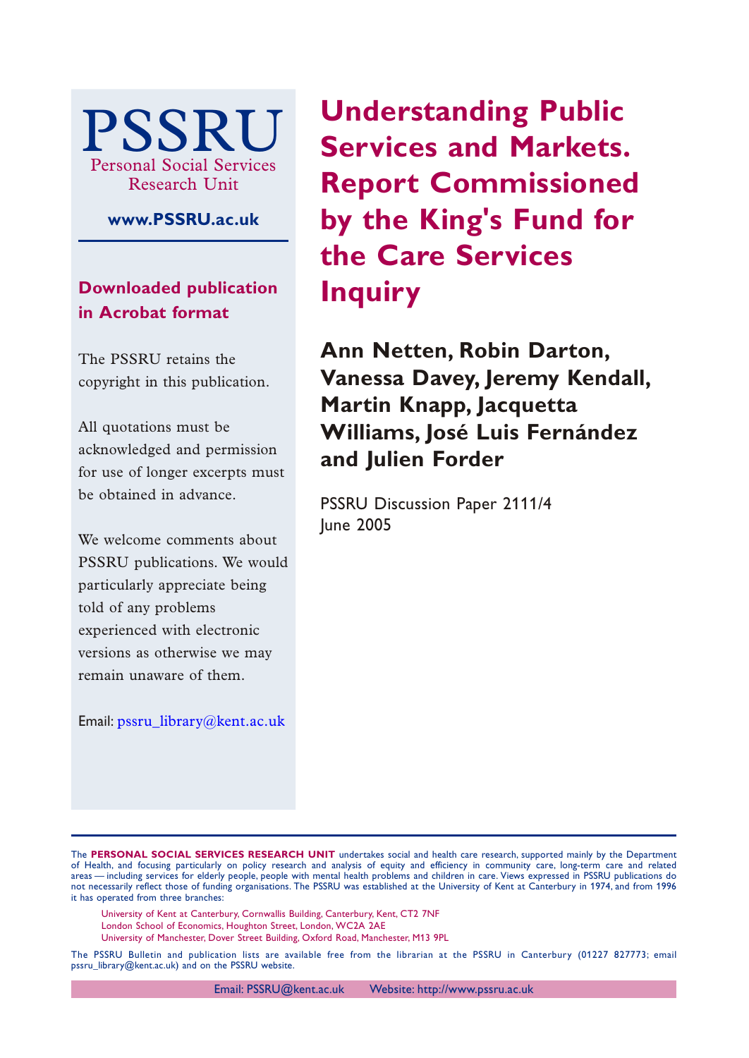# Understanding Public Services and Markets. Report Commissioned by the King's Fund for the Care Services Inquiry

**Ann Netten, Robin Darton, Vanessa Davey, Jeremy Kendall, Martin Knapp, Jacquetta Williams, José Luis Fernández and Julien Forder**

PSSRU Discussion Paper 2111/4
June 2005

PSSRU
Personal Social Services Research Unit

**www.PSSRU.ac.uk**

**Downloaded publication in Acrobat format**

The PSSRU retains the copyright in this publication.

All quotations must be acknowledged and permission for use of longer excerpts must be obtained in advance.

We welcome comments about PSSRU publications. We would particularly appreciate being told of any problems experienced with electronic versions as otherwise we may remain unaware of them.

Email: pssru_library@kent.ac.uk

The **PERSONAL SOCIAL SERVICES RESEARCH UNIT** undertakes social and health care research, supported mainly by the Department of Health, and focusing particularly on policy research and analysis of equity and efficiency in community care, long-term care and related areas — including services for elderly people, people with mental health problems and children in care. Views expressed in PSSRU publications do not necessarily reflect those of funding organisations. The PSSRU was established at the University of Kent at Canterbury in 1974, and from 1996 it has operated from three branches:

University of Kent at Canterbury, Cornwallis Building, Canterbury, Kent, CT2 7NF
London School of Economics, Houghton Street, London, WC2A 2AE
University of Manchester, Dover Street Building, Oxford Road, Manchester, M13 9PL

The PSSRU Bulletin and publication lists are available free from the librarian at the PSSRU in Canterbury (01227 827773; email pssru_library@kent.ac.uk) and on the PSSRU website.

Email: PSSRU@kent.ac.uk Website: http://www.pssru.ac.uk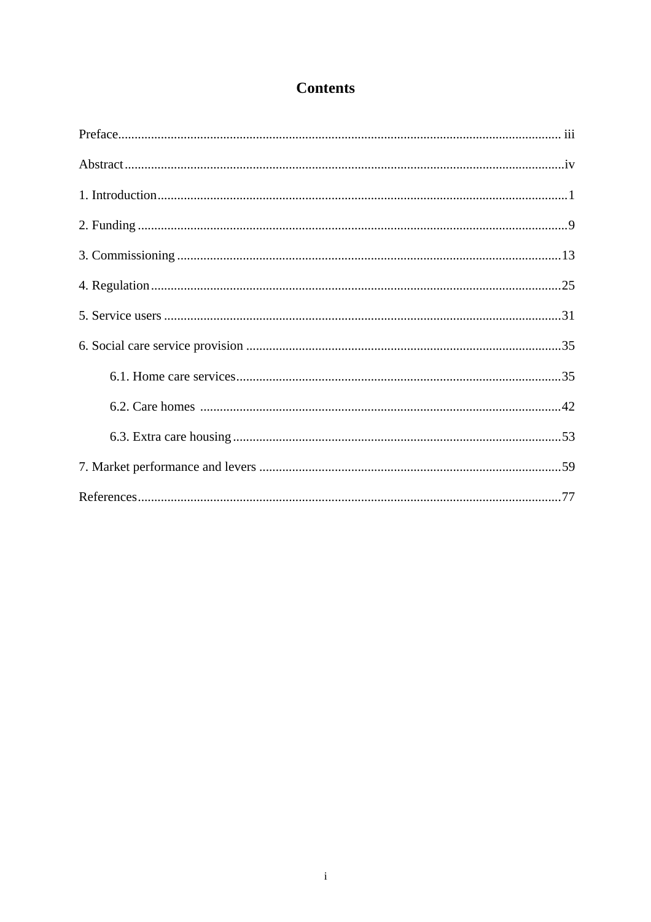# Contents

Preface...................................................................................................................................... iii

Abstract.....................................................................................................................................iv

1. Introduction............................................................................................................................1

2. Funding ..................................................................................................................................9

3. Commissioning .....................................................................................................................13

4. Regulation............................................................................................................................25

5. Service users .........................................................................................................................31

6. Social care service provision ...............................................................................................35

 6.1. Home care services..................................................................................................35

 6.2. Care homes .............................................................................................................42

 6.3. Extra care housing...................................................................................................53

7. Market performance and levers ...........................................................................................59

References................................................................................................................................77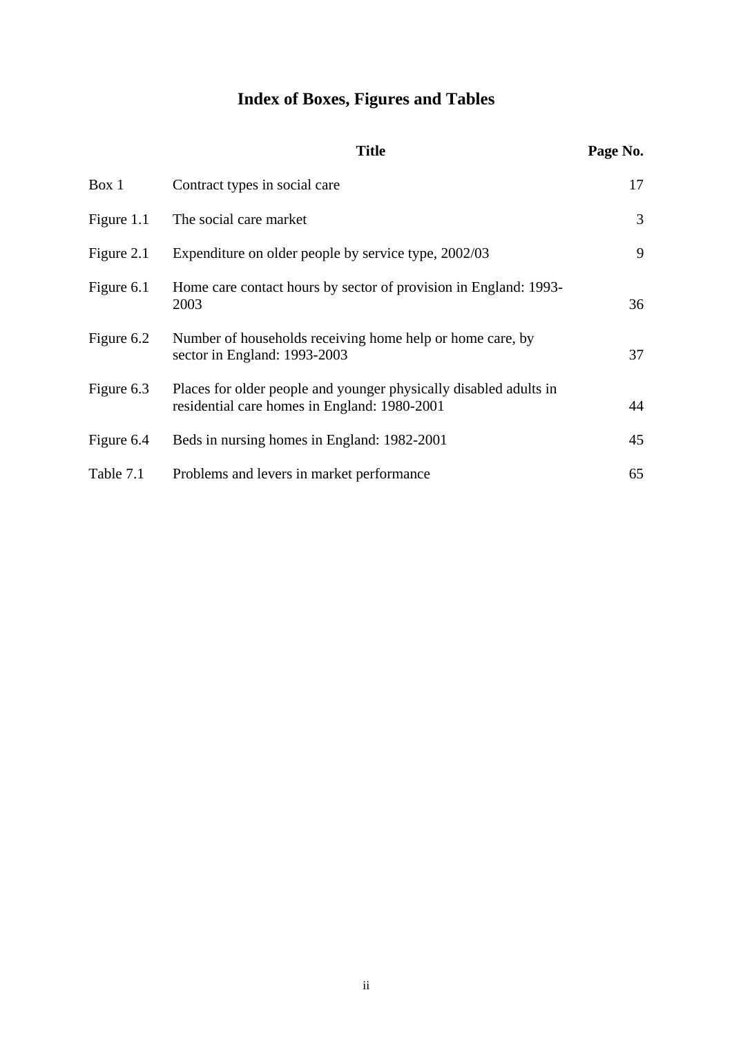# Index of Boxes, Figures and Tables

| | Title | Page No. |
|---|---|---|
| Box 1 | Contract types in social care | 17 |
| Figure 1.1 | The social care market | 3 |
| Figure 2.1 | Expenditure on older people by service type, 2002/03 | 9 |
| Figure 6.1 | Home care contact hours by sector of provision in England: 1993-2003 | 36 |
| Figure 6.2 | Number of households receiving home help or home care, by sector in England: 1993-2003 | 37 |
| Figure 6.3 | Places for older people and younger physically disabled adults in residential care homes in England: 1980-2001 | 44 |
| Figure 6.4 | Beds in nursing homes in England: 1982-2001 | 45 |
| Table 7.1 | Problems and levers in market performance | 65 |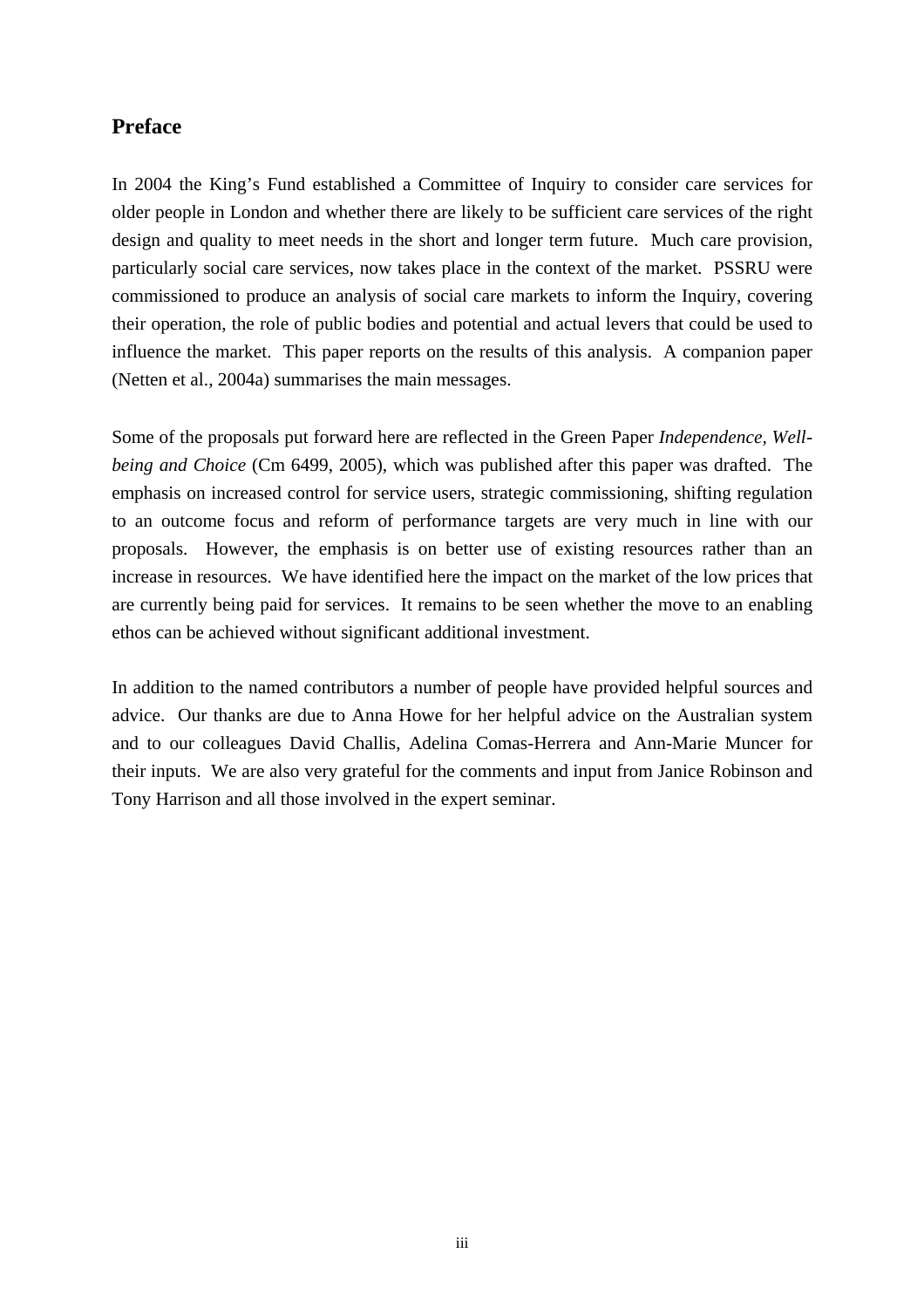## Preface

In 2004 the King's Fund established a Committee of Inquiry to consider care services for older people in London and whether there are likely to be sufficient care services of the right design and quality to meet needs in the short and longer term future. Much care provision, particularly social care services, now takes place in the context of the market. PSSRU were commissioned to produce an analysis of social care markets to inform the Inquiry, covering their operation, the role of public bodies and potential and actual levers that could be used to influence the market. This paper reports on the results of this analysis. A companion paper (Netten et al., 2004a) summarises the main messages.

Some of the proposals put forward here are reflected in the Green Paper *Independence, Well-being and Choice* (Cm 6499, 2005), which was published after this paper was drafted. The emphasis on increased control for service users, strategic commissioning, shifting regulation to an outcome focus and reform of performance targets are very much in line with our proposals. However, the emphasis is on better use of existing resources rather than an increase in resources. We have identified here the impact on the market of the low prices that are currently being paid for services. It remains to be seen whether the move to an enabling ethos can be achieved without significant additional investment.

In addition to the named contributors a number of people have provided helpful sources and advice. Our thanks are due to Anna Howe for her helpful advice on the Australian system and to our colleagues David Challis, Adelina Comas-Herrera and Ann-Marie Muncer for their inputs. We are also very grateful for the comments and input from Janice Robinson and Tony Harrison and all those involved in the expert seminar.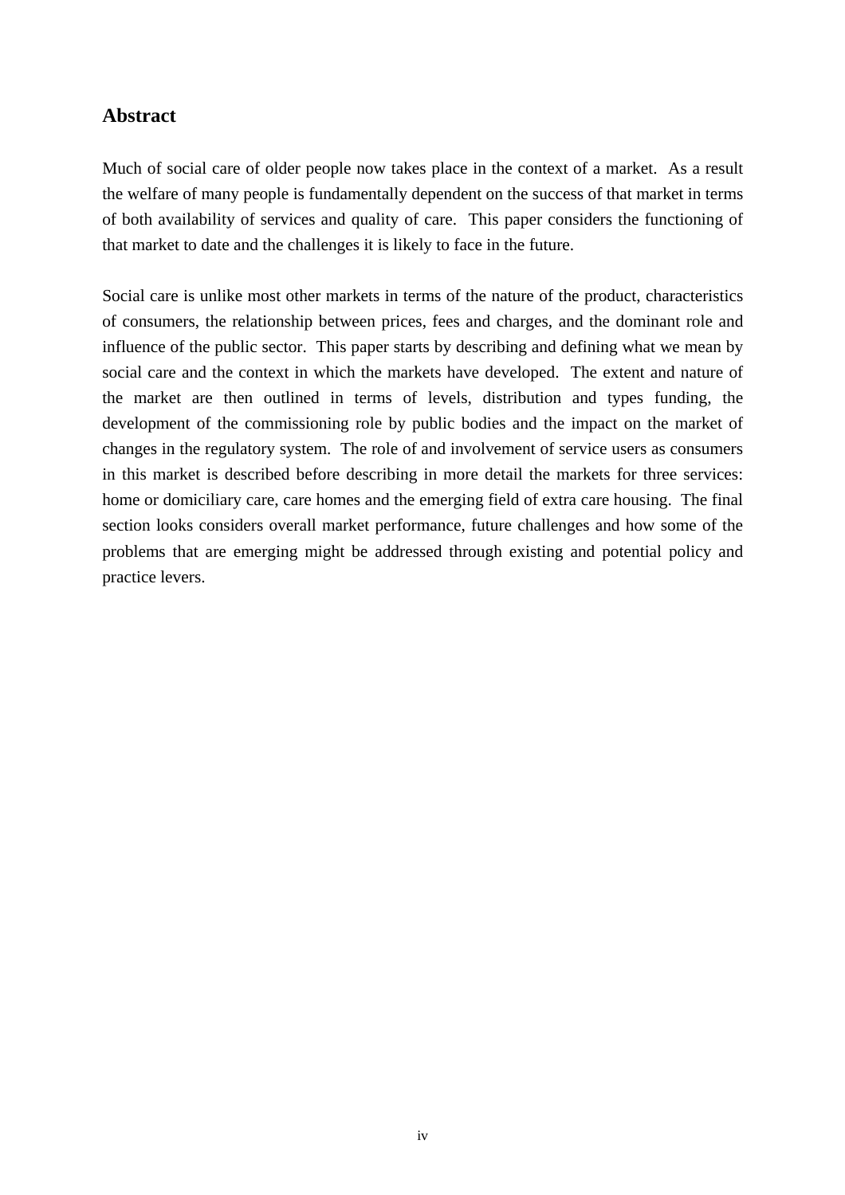## Abstract

Much of social care of older people now takes place in the context of a market. As a result the welfare of many people is fundamentally dependent on the success of that market in terms of both availability of services and quality of care. This paper considers the functioning of that market to date and the challenges it is likely to face in the future.

Social care is unlike most other markets in terms of the nature of the product, characteristics of consumers, the relationship between prices, fees and charges, and the dominant role and influence of the public sector. This paper starts by describing and defining what we mean by social care and the context in which the markets have developed. The extent and nature of the market are then outlined in terms of levels, distribution and types funding, the development of the commissioning role by public bodies and the impact on the market of changes in the regulatory system. The role of and involvement of service users as consumers in this market is described before describing in more detail the markets for three services: home or domiciliary care, care homes and the emerging field of extra care housing. The final section looks considers overall market performance, future challenges and how some of the problems that are emerging might be addressed through existing and potential policy and practice levers.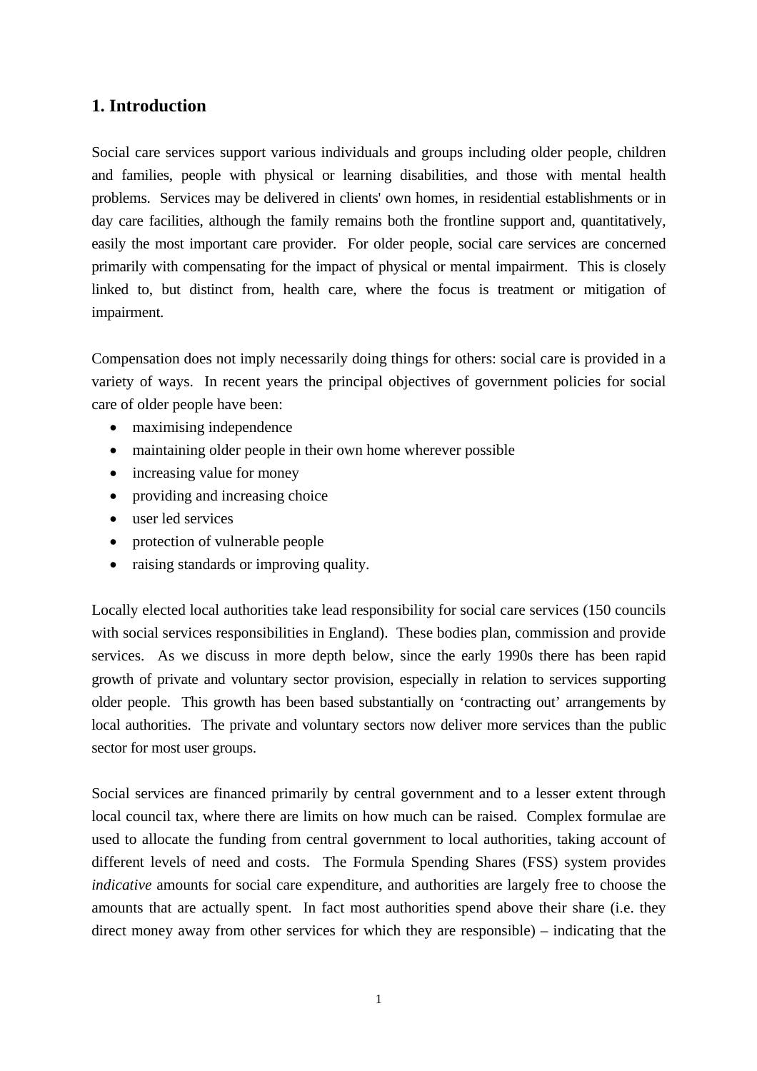## 1. Introduction

Social care services support various individuals and groups including older people, children and families, people with physical or learning disabilities, and those with mental health problems. Services may be delivered in clients' own homes, in residential establishments or in day care facilities, although the family remains both the frontline support and, quantitatively, easily the most important care provider. For older people, social care services are concerned primarily with compensating for the impact of physical or mental impairment. This is closely linked to, but distinct from, health care, where the focus is treatment or mitigation of impairment.

Compensation does not imply necessarily doing things for others: social care is provided in a variety of ways. In recent years the principal objectives of government policies for social care of older people have been:

- maximising independence
- maintaining older people in their own home wherever possible
- increasing value for money
- providing and increasing choice
- user led services
- protection of vulnerable people
- raising standards or improving quality.

Locally elected local authorities take lead responsibility for social care services (150 councils with social services responsibilities in England). These bodies plan, commission and provide services. As we discuss in more depth below, since the early 1990s there has been rapid growth of private and voluntary sector provision, especially in relation to services supporting older people. This growth has been based substantially on 'contracting out' arrangements by local authorities. The private and voluntary sectors now deliver more services than the public sector for most user groups.

Social services are financed primarily by central government and to a lesser extent through local council tax, where there are limits on how much can be raised. Complex formulae are used to allocate the funding from central government to local authorities, taking account of different levels of need and costs. The Formula Spending Shares (FSS) system provides *indicative* amounts for social care expenditure, and authorities are largely free to choose the amounts that are actually spent. In fact most authorities spend above their share (i.e. they direct money away from other services for which they are responsible) – indicating that the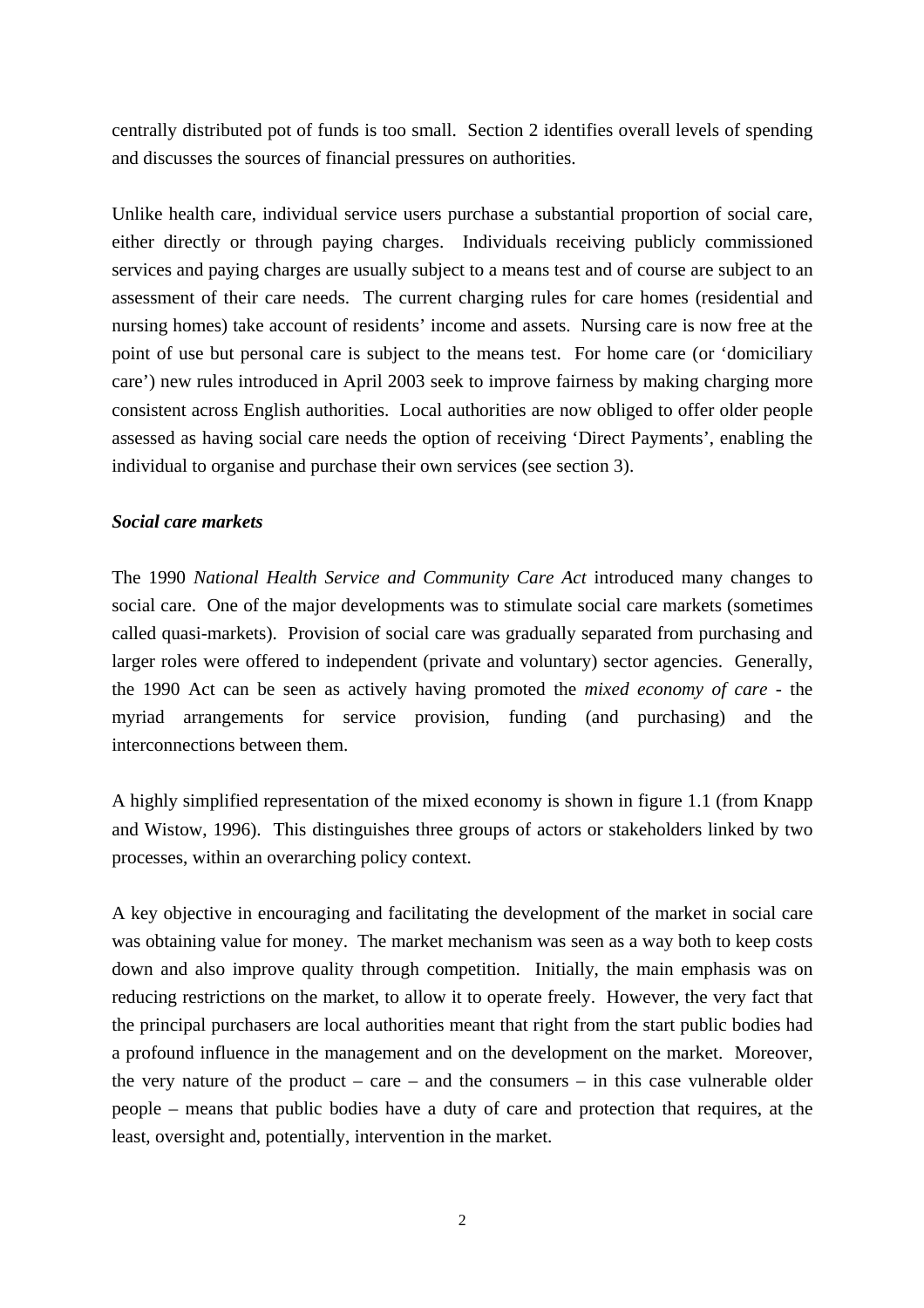centrally distributed pot of funds is too small. Section 2 identifies overall levels of spending and discusses the sources of financial pressures on authorities.

Unlike health care, individual service users purchase a substantial proportion of social care, either directly or through paying charges. Individuals receiving publicly commissioned services and paying charges are usually subject to a means test and of course are subject to an assessment of their care needs. The current charging rules for care homes (residential and nursing homes) take account of residents' income and assets. Nursing care is now free at the point of use but personal care is subject to the means test. For home care (or 'domiciliary care') new rules introduced in April 2003 seek to improve fairness by making charging more consistent across English authorities. Local authorities are now obliged to offer older people assessed as having social care needs the option of receiving 'Direct Payments', enabling the individual to organise and purchase their own services (see section 3).

***Social care markets***

The 1990 *National Health Service and Community Care Act* introduced many changes to social care. One of the major developments was to stimulate social care markets (sometimes called quasi-markets). Provision of social care was gradually separated from purchasing and larger roles were offered to independent (private and voluntary) sector agencies. Generally, the 1990 Act can be seen as actively having promoted the *mixed economy of care* - the myriad arrangements for service provision, funding (and purchasing) and the interconnections between them.

A highly simplified representation of the mixed economy is shown in figure 1.1 (from Knapp and Wistow, 1996). This distinguishes three groups of actors or stakeholders linked by two processes, within an overarching policy context.

A key objective in encouraging and facilitating the development of the market in social care was obtaining value for money. The market mechanism was seen as a way both to keep costs down and also improve quality through competition. Initially, the main emphasis was on reducing restrictions on the market, to allow it to operate freely. However, the very fact that the principal purchasers are local authorities meant that right from the start public bodies had a profound influence in the management and on the development on the market. Moreover, the very nature of the product – care – and the consumers – in this case vulnerable older people – means that public bodies have a duty of care and protection that requires, at the least, oversight and, potentially, intervention in the market.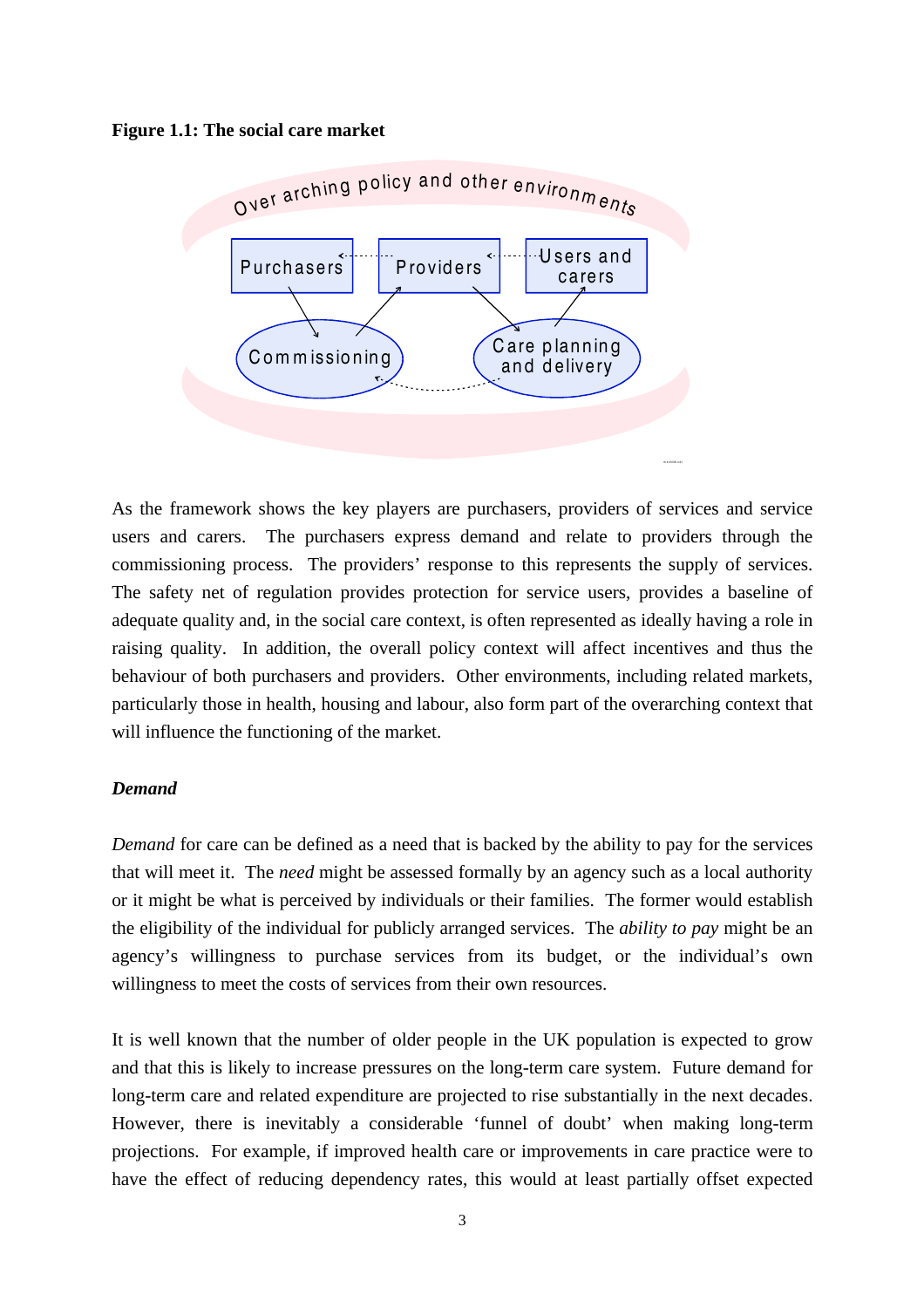**Figure 1.1: The social care market**

Over arching policy and other environments

Purchasers — Providers — Users and carers

Commissioning — Care planning and delivery

As the framework shows the key players are purchasers, providers of services and service users and carers. The purchasers express demand and relate to providers through the commissioning process. The providers' response to this represents the supply of services. The safety net of regulation provides protection for service users, provides a baseline of adequate quality and, in the social care context, is often represented as ideally having a role in raising quality. In addition, the overall policy context will affect incentives and thus the behaviour of both purchasers and providers. Other environments, including related markets, particularly those in health, housing and labour, also form part of the overarching context that will influence the functioning of the market.

***Demand***

*Demand* for care can be defined as a need that is backed by the ability to pay for the services that will meet it. The *need* might be assessed formally by an agency such as a local authority or it might be what is perceived by individuals or their families. The former would establish the eligibility of the individual for publicly arranged services. The *ability to pay* might be an agency's willingness to purchase services from its budget, or the individual's own willingness to meet the costs of services from their own resources.

It is well known that the number of older people in the UK population is expected to grow and that this is likely to increase pressures on the long-term care system. Future demand for long-term care and related expenditure are projected to rise substantially in the next decades. However, there is inevitably a considerable 'funnel of doubt' when making long-term projections. For example, if improved health care or improvements in care practice were to have the effect of reducing dependency rates, this would at least partially offset expected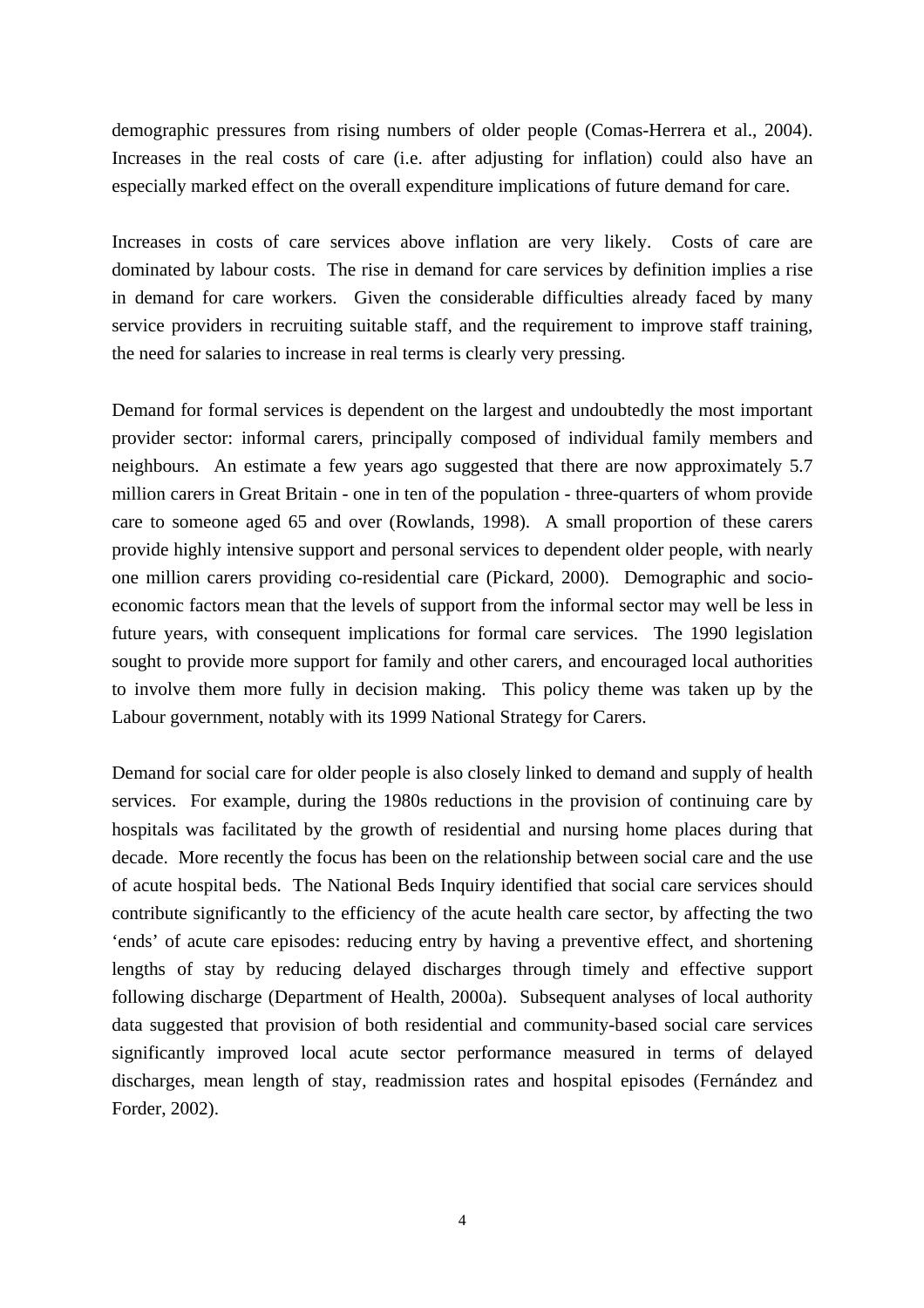demographic pressures from rising numbers of older people (Comas-Herrera et al., 2004). Increases in the real costs of care (i.e. after adjusting for inflation) could also have an especially marked effect on the overall expenditure implications of future demand for care.

Increases in costs of care services above inflation are very likely. Costs of care are dominated by labour costs. The rise in demand for care services by definition implies a rise in demand for care workers. Given the considerable difficulties already faced by many service providers in recruiting suitable staff, and the requirement to improve staff training, the need for salaries to increase in real terms is clearly very pressing.

Demand for formal services is dependent on the largest and undoubtedly the most important provider sector: informal carers, principally composed of individual family members and neighbours. An estimate a few years ago suggested that there are now approximately 5.7 million carers in Great Britain - one in ten of the population - three-quarters of whom provide care to someone aged 65 and over (Rowlands, 1998). A small proportion of these carers provide highly intensive support and personal services to dependent older people, with nearly one million carers providing co-residential care (Pickard, 2000). Demographic and socio-economic factors mean that the levels of support from the informal sector may well be less in future years, with consequent implications for formal care services. The 1990 legislation sought to provide more support for family and other carers, and encouraged local authorities to involve them more fully in decision making. This policy theme was taken up by the Labour government, notably with its 1999 National Strategy for Carers.

Demand for social care for older people is also closely linked to demand and supply of health services. For example, during the 1980s reductions in the provision of continuing care by hospitals was facilitated by the growth of residential and nursing home places during that decade. More recently the focus has been on the relationship between social care and the use of acute hospital beds. The National Beds Inquiry identified that social care services should contribute significantly to the efficiency of the acute health care sector, by affecting the two 'ends' of acute care episodes: reducing entry by having a preventive effect, and shortening lengths of stay by reducing delayed discharges through timely and effective support following discharge (Department of Health, 2000a). Subsequent analyses of local authority data suggested that provision of both residential and community-based social care services significantly improved local acute sector performance measured in terms of delayed discharges, mean length of stay, readmission rates and hospital episodes (Fernández and Forder, 2002).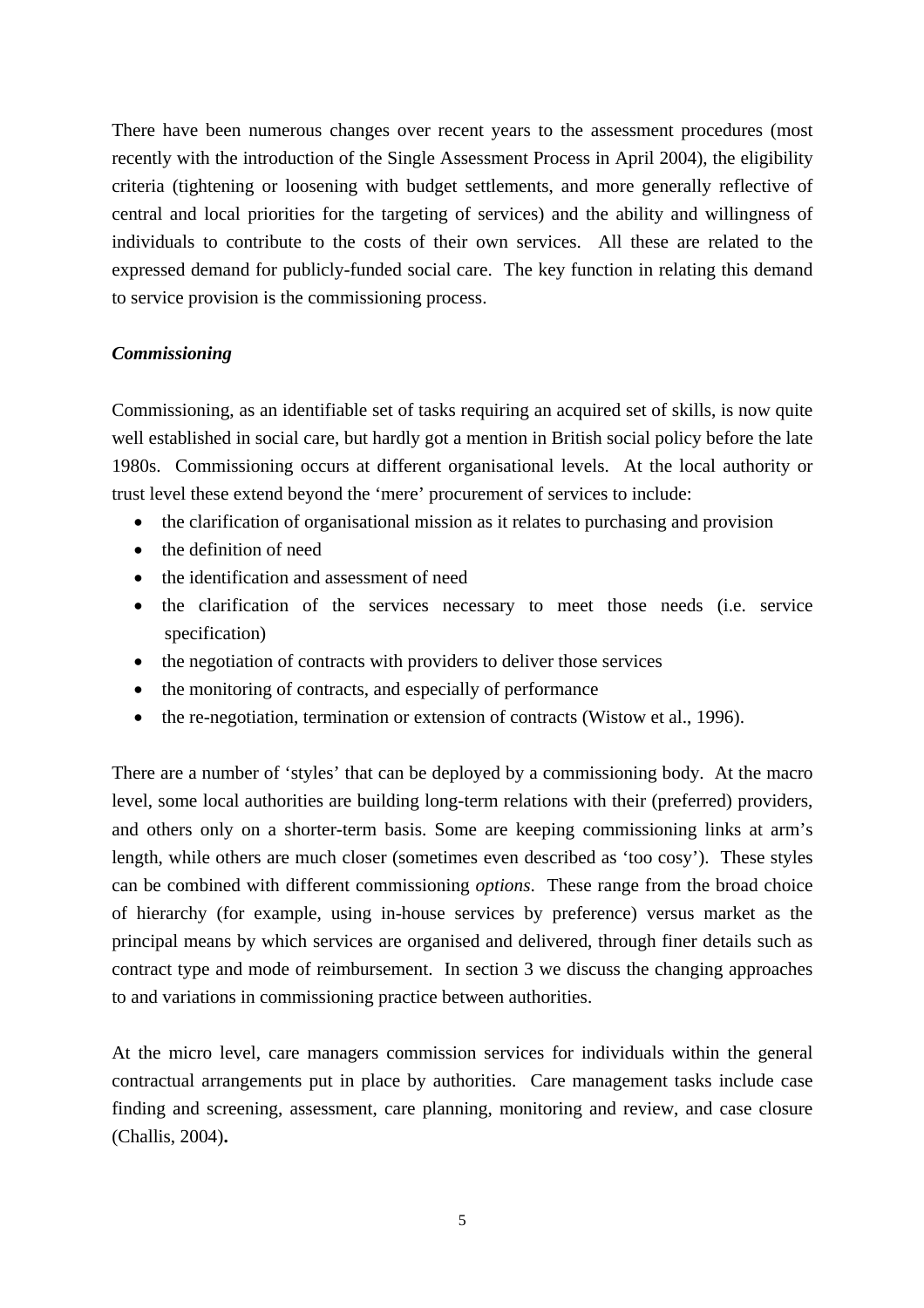There have been numerous changes over recent years to the assessment procedures (most recently with the introduction of the Single Assessment Process in April 2004), the eligibility criteria (tightening or loosening with budget settlements, and more generally reflective of central and local priorities for the targeting of services) and the ability and willingness of individuals to contribute to the costs of their own services. All these are related to the expressed demand for publicly-funded social care. The key function in relating this demand to service provision is the commissioning process.

***Commissioning***

Commissioning, as an identifiable set of tasks requiring an acquired set of skills, is now quite well established in social care, but hardly got a mention in British social policy before the late 1980s. Commissioning occurs at different organisational levels. At the local authority or trust level these extend beyond the 'mere' procurement of services to include:

- the clarification of organisational mission as it relates to purchasing and provision
- the definition of need
- the identification and assessment of need
- the clarification of the services necessary to meet those needs (i.e. service specification)
- the negotiation of contracts with providers to deliver those services
- the monitoring of contracts, and especially of performance
- the re-negotiation, termination or extension of contracts (Wistow et al., 1996).

There are a number of 'styles' that can be deployed by a commissioning body. At the macro level, some local authorities are building long-term relations with their (preferred) providers, and others only on a shorter-term basis. Some are keeping commissioning links at arm's length, while others are much closer (sometimes even described as 'too cosy'). These styles can be combined with different commissioning *options*. These range from the broad choice of hierarchy (for example, using in-house services by preference) versus market as the principal means by which services are organised and delivered, through finer details such as contract type and mode of reimbursement. In section 3 we discuss the changing approaches to and variations in commissioning practice between authorities.

At the micro level, care managers commission services for individuals within the general contractual arrangements put in place by authorities. Care management tasks include case finding and screening, assessment, care planning, monitoring and review, and case closure (Challis, 2004).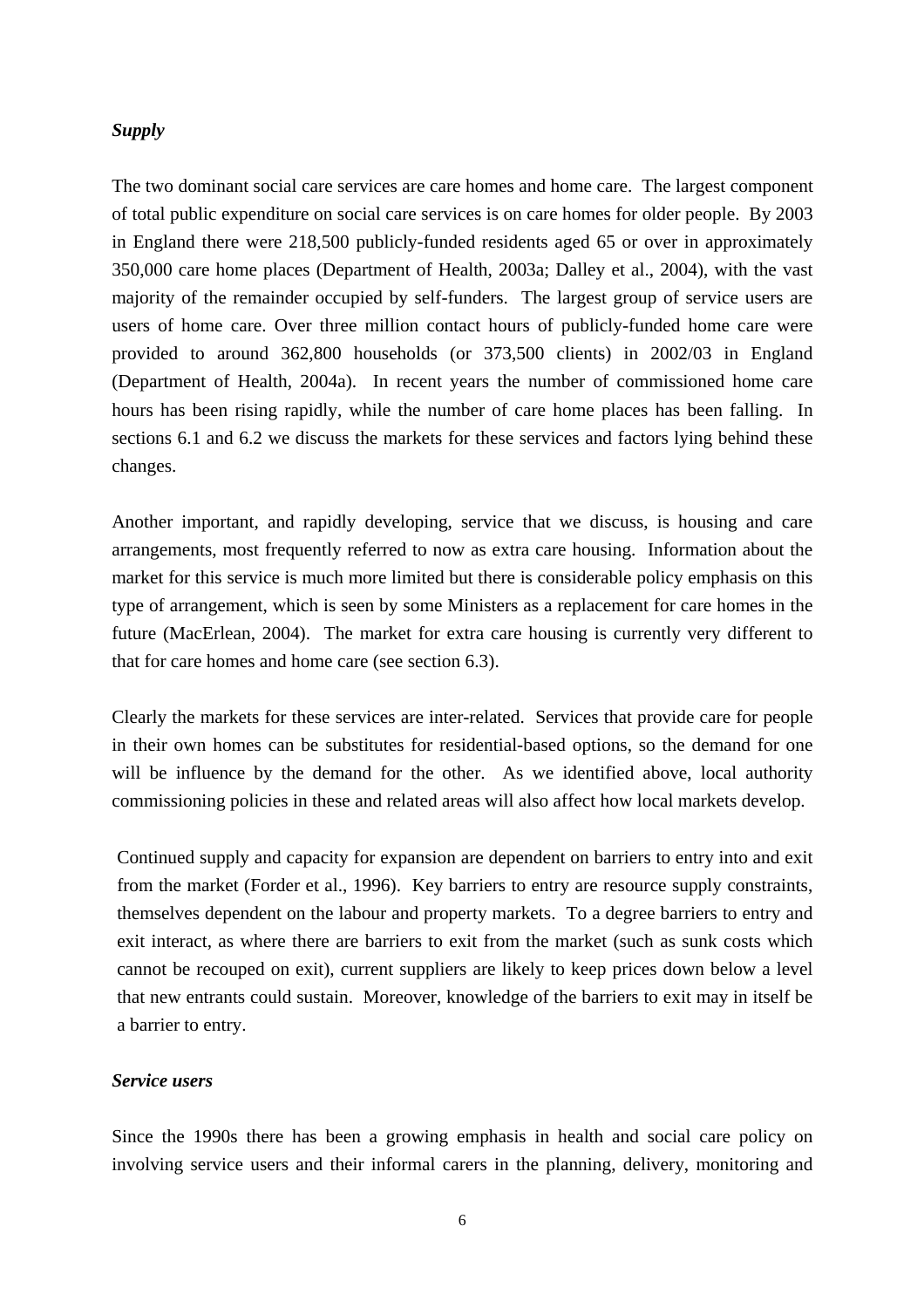### *Supply*

The two dominant social care services are care homes and home care. The largest component of total public expenditure on social care services is on care homes for older people. By 2003 in England there were 218,500 publicly-funded residents aged 65 or over in approximately 350,000 care home places (Department of Health, 2003a; Dalley et al., 2004), with the vast majority of the remainder occupied by self-funders. The largest group of service users are users of home care. Over three million contact hours of publicly-funded home care were provided to around 362,800 households (or 373,500 clients) in 2002/03 in England (Department of Health, 2004a). In recent years the number of commissioned home care hours has been rising rapidly, while the number of care home places has been falling. In sections 6.1 and 6.2 we discuss the markets for these services and factors lying behind these changes.

Another important, and rapidly developing, service that we discuss, is housing and care arrangements, most frequently referred to now as extra care housing. Information about the market for this service is much more limited but there is considerable policy emphasis on this type of arrangement, which is seen by some Ministers as a replacement for care homes in the future (MacErlean, 2004). The market for extra care housing is currently very different to that for care homes and home care (see section 6.3).

Clearly the markets for these services are inter-related. Services that provide care for people in their own homes can be substitutes for residential-based options, so the demand for one will be influence by the demand for the other. As we identified above, local authority commissioning policies in these and related areas will also affect how local markets develop.

Continued supply and capacity for expansion are dependent on barriers to entry into and exit from the market (Forder et al., 1996). Key barriers to entry are resource supply constraints, themselves dependent on the labour and property markets. To a degree barriers to entry and exit interact, as where there are barriers to exit from the market (such as sunk costs which cannot be recouped on exit), current suppliers are likely to keep prices down below a level that new entrants could sustain. Moreover, knowledge of the barriers to exit may in itself be a barrier to entry.

### *Service users*

Since the 1990s there has been a growing emphasis in health and social care policy on involving service users and their informal carers in the planning, delivery, monitoring and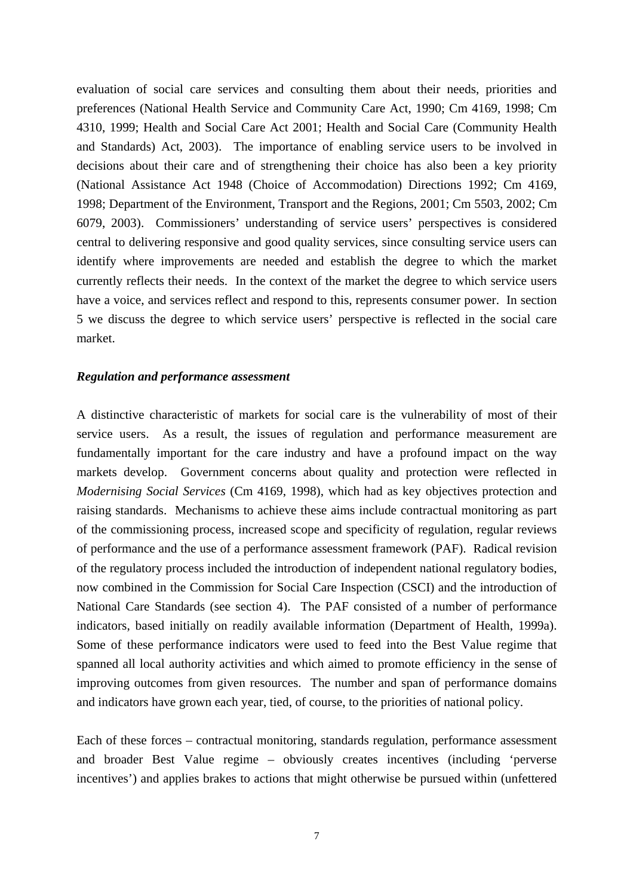evaluation of social care services and consulting them about their needs, priorities and preferences (National Health Service and Community Care Act, 1990; Cm 4169, 1998; Cm 4310, 1999; Health and Social Care Act 2001; Health and Social Care (Community Health and Standards) Act, 2003). The importance of enabling service users to be involved in decisions about their care and of strengthening their choice has also been a key priority (National Assistance Act 1948 (Choice of Accommodation) Directions 1992; Cm 4169, 1998; Department of the Environment, Transport and the Regions, 2001; Cm 5503, 2002; Cm 6079, 2003). Commissioners' understanding of service users' perspectives is considered central to delivering responsive and good quality services, since consulting service users can identify where improvements are needed and establish the degree to which the market currently reflects their needs. In the context of the market the degree to which service users have a voice, and services reflect and respond to this, represents consumer power. In section 5 we discuss the degree to which service users' perspective is reflected in the social care market.

***Regulation and performance assessment***

A distinctive characteristic of markets for social care is the vulnerability of most of their service users. As a result, the issues of regulation and performance measurement are fundamentally important for the care industry and have a profound impact on the way markets develop. Government concerns about quality and protection were reflected in *Modernising Social Services* (Cm 4169, 1998), which had as key objectives protection and raising standards. Mechanisms to achieve these aims include contractual monitoring as part of the commissioning process, increased scope and specificity of regulation, regular reviews of performance and the use of a performance assessment framework (PAF). Radical revision of the regulatory process included the introduction of independent national regulatory bodies, now combined in the Commission for Social Care Inspection (CSCI) and the introduction of National Care Standards (see section 4). The PAF consisted of a number of performance indicators, based initially on readily available information (Department of Health, 1999a). Some of these performance indicators were used to feed into the Best Value regime that spanned all local authority activities and which aimed to promote efficiency in the sense of improving outcomes from given resources. The number and span of performance domains and indicators have grown each year, tied, of course, to the priorities of national policy.

Each of these forces – contractual monitoring, standards regulation, performance assessment and broader Best Value regime – obviously creates incentives (including 'perverse incentives') and applies brakes to actions that might otherwise be pursued within (unfettered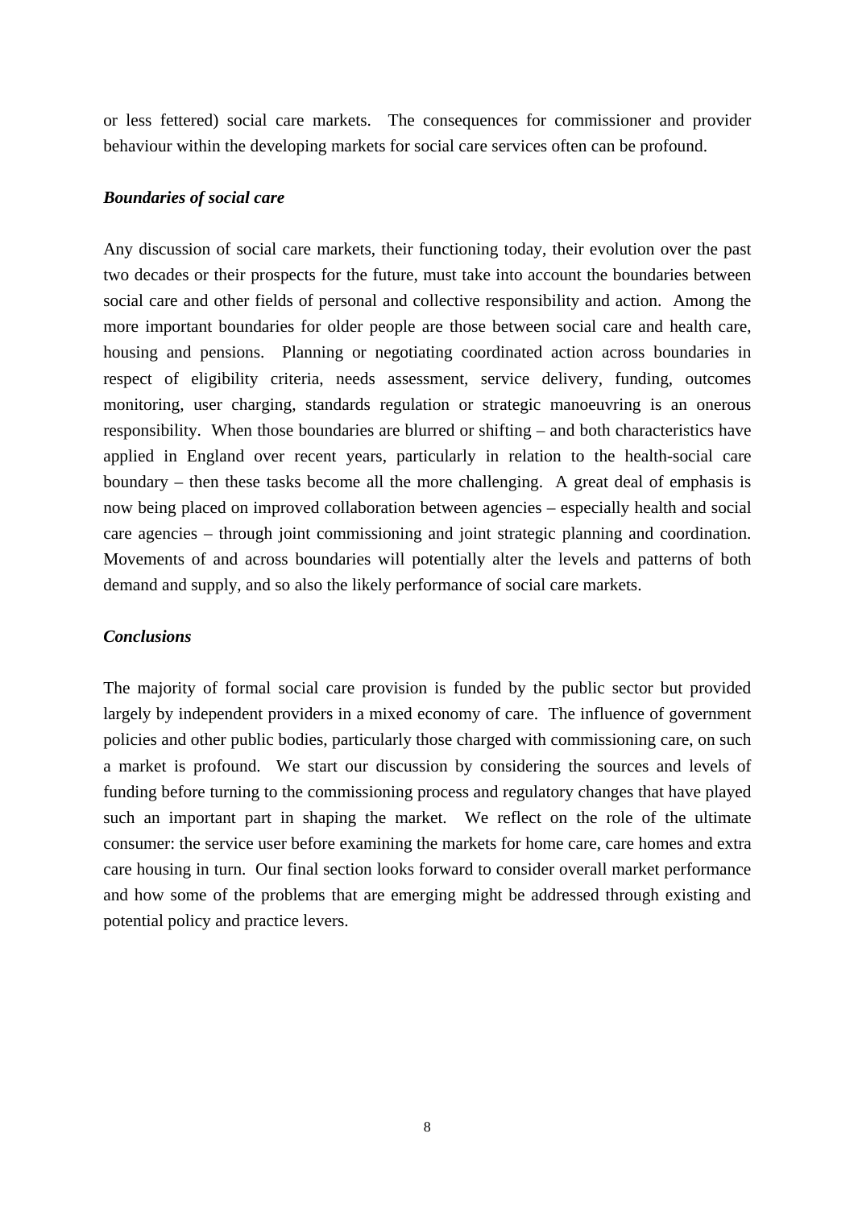or less fettered) social care markets. The consequences for commissioner and provider behaviour within the developing markets for social care services often can be profound.

***Boundaries of social care***

Any discussion of social care markets, their functioning today, their evolution over the past two decades or their prospects for the future, must take into account the boundaries between social care and other fields of personal and collective responsibility and action. Among the more important boundaries for older people are those between social care and health care, housing and pensions. Planning or negotiating coordinated action across boundaries in respect of eligibility criteria, needs assessment, service delivery, funding, outcomes monitoring, user charging, standards regulation or strategic manoeuvring is an onerous responsibility. When those boundaries are blurred or shifting – and both characteristics have applied in England over recent years, particularly in relation to the health-social care boundary – then these tasks become all the more challenging. A great deal of emphasis is now being placed on improved collaboration between agencies – especially health and social care agencies – through joint commissioning and joint strategic planning and coordination. Movements of and across boundaries will potentially alter the levels and patterns of both demand and supply, and so also the likely performance of social care markets.

***Conclusions***

The majority of formal social care provision is funded by the public sector but provided largely by independent providers in a mixed economy of care. The influence of government policies and other public bodies, particularly those charged with commissioning care, on such a market is profound. We start our discussion by considering the sources and levels of funding before turning to the commissioning process and regulatory changes that have played such an important part in shaping the market. We reflect on the role of the ultimate consumer: the service user before examining the markets for home care, care homes and extra care housing in turn. Our final section looks forward to consider overall market performance and how some of the problems that are emerging might be addressed through existing and potential policy and practice levers.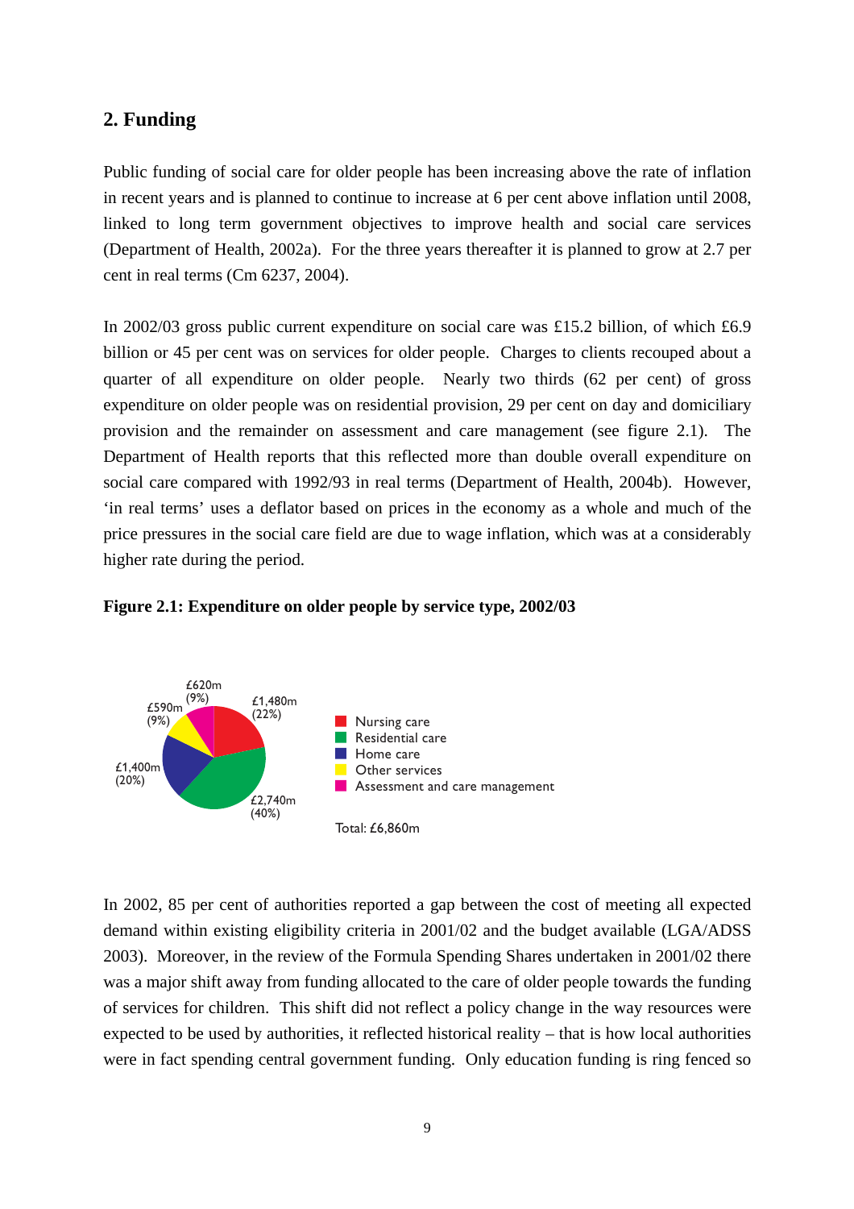## 2. Funding

Public funding of social care for older people has been increasing above the rate of inflation in recent years and is planned to continue to increase at 6 per cent above inflation until 2008, linked to long term government objectives to improve health and social care services (Department of Health, 2002a). For the three years thereafter it is planned to grow at 2.7 per cent in real terms (Cm 6237, 2004).

In 2002/03 gross public current expenditure on social care was £15.2 billion, of which £6.9 billion or 45 per cent was on services for older people. Charges to clients recouped about a quarter of all expenditure on older people. Nearly two thirds (62 per cent) of gross expenditure on older people was on residential provision, 29 per cent on day and domiciliary provision and the remainder on assessment and care management (see figure 2.1). The Department of Health reports that this reflected more than double overall expenditure on social care compared with 1992/93 in real terms (Department of Health, 2004b). However, 'in real terms' uses a deflator based on prices in the economy as a whole and much of the price pressures in the social care field are due to wage inflation, which was at a considerably higher rate during the period.

**Figure 2.1: Expenditure on older people by service type, 2002/03**

| Service type | Expenditure | Share |
|---|---|---|
| Nursing care | £1,480m | 22% |
| Residential care | £2,740m | 40% |
| Home care | £1,400m | 20% |
| Other services | £590m | 9% |
| Assessment and care management | £620m | 9% |

Total: £6,860m

In 2002, 85 per cent of authorities reported a gap between the cost of meeting all expected demand within existing eligibility criteria in 2001/02 and the budget available (LGA/ADSS 2003). Moreover, in the review of the Formula Spending Shares undertaken in 2001/02 there was a major shift away from funding allocated to the care of older people towards the funding of services for children. This shift did not reflect a policy change in the way resources were expected to be used by authorities, it reflected historical reality – that is how local authorities were in fact spending central government funding. Only education funding is ring fenced so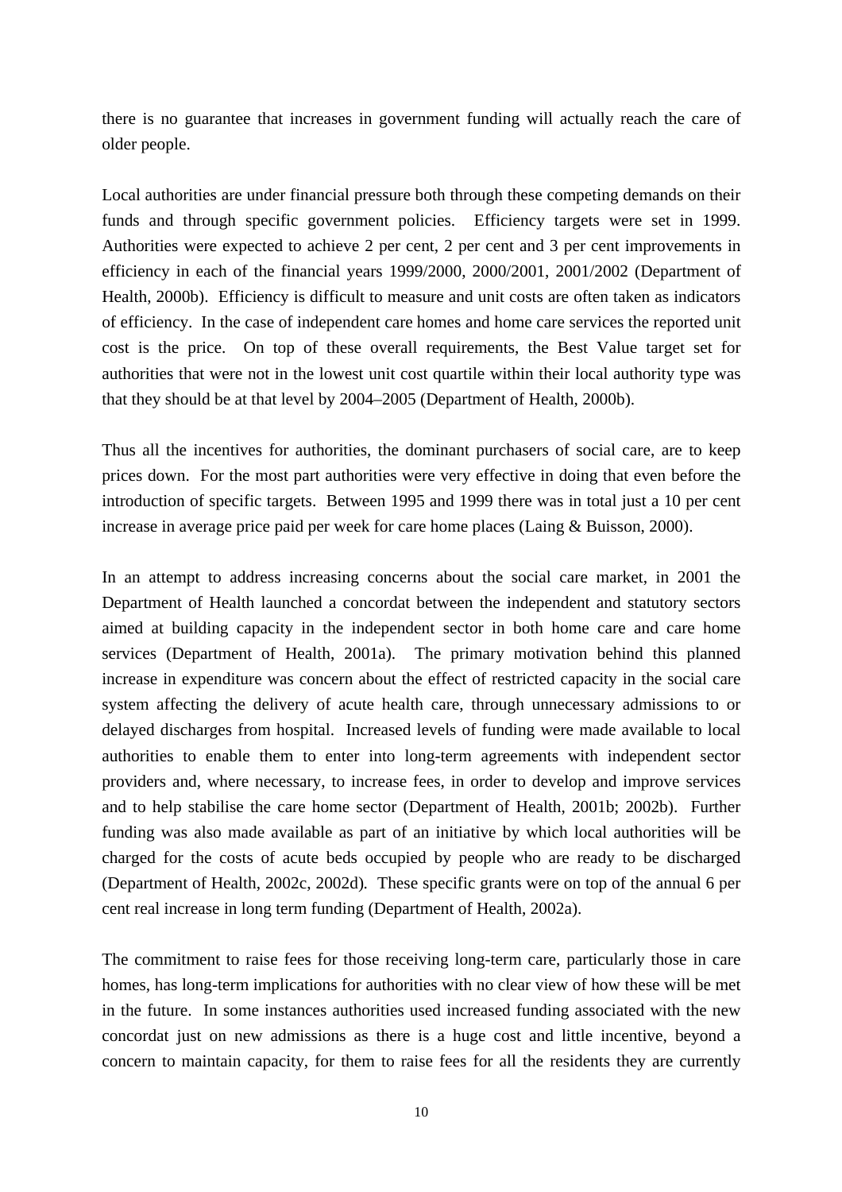there is no guarantee that increases in government funding will actually reach the care of older people.

Local authorities are under financial pressure both through these competing demands on their funds and through specific government policies. Efficiency targets were set in 1999. Authorities were expected to achieve 2 per cent, 2 per cent and 3 per cent improvements in efficiency in each of the financial years 1999/2000, 2000/2001, 2001/2002 (Department of Health, 2000b). Efficiency is difficult to measure and unit costs are often taken as indicators of efficiency. In the case of independent care homes and home care services the reported unit cost is the price. On top of these overall requirements, the Best Value target set for authorities that were not in the lowest unit cost quartile within their local authority type was that they should be at that level by 2004–2005 (Department of Health, 2000b).

Thus all the incentives for authorities, the dominant purchasers of social care, are to keep prices down. For the most part authorities were very effective in doing that even before the introduction of specific targets. Between 1995 and 1999 there was in total just a 10 per cent increase in average price paid per week for care home places (Laing & Buisson, 2000).

In an attempt to address increasing concerns about the social care market, in 2001 the Department of Health launched a concordat between the independent and statutory sectors aimed at building capacity in the independent sector in both home care and care home services (Department of Health, 2001a). The primary motivation behind this planned increase in expenditure was concern about the effect of restricted capacity in the social care system affecting the delivery of acute health care, through unnecessary admissions to or delayed discharges from hospital. Increased levels of funding were made available to local authorities to enable them to enter into long-term agreements with independent sector providers and, where necessary, to increase fees, in order to develop and improve services and to help stabilise the care home sector (Department of Health, 2001b; 2002b). Further funding was also made available as part of an initiative by which local authorities will be charged for the costs of acute beds occupied by people who are ready to be discharged (Department of Health, 2002c, 2002d). These specific grants were on top of the annual 6 per cent real increase in long term funding (Department of Health, 2002a).

The commitment to raise fees for those receiving long-term care, particularly those in care homes, has long-term implications for authorities with no clear view of how these will be met in the future. In some instances authorities used increased funding associated with the new concordat just on new admissions as there is a huge cost and little incentive, beyond a concern to maintain capacity, for them to raise fees for all the residents they are currently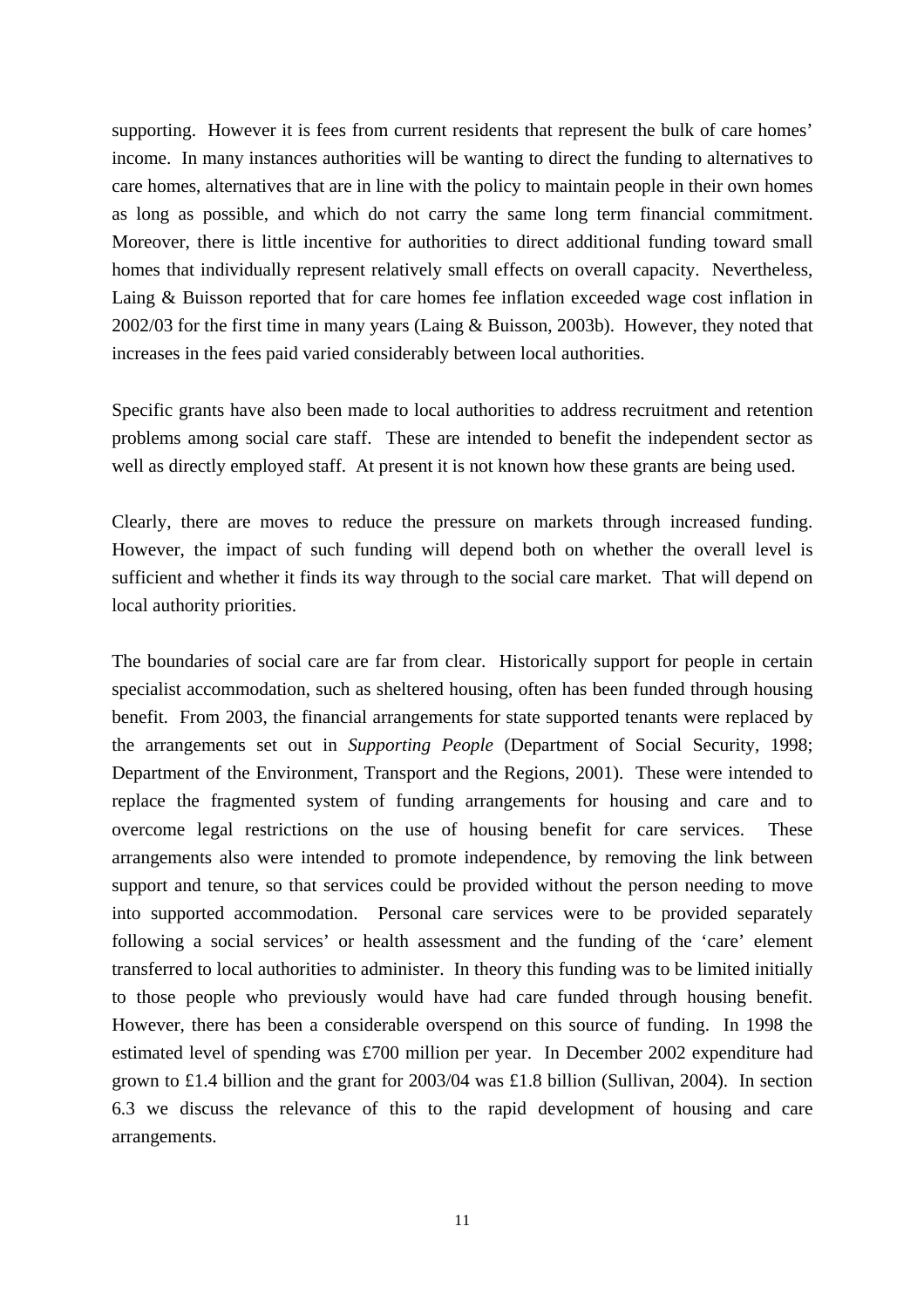supporting. However it is fees from current residents that represent the bulk of care homes' income. In many instances authorities will be wanting to direct the funding to alternatives to care homes, alternatives that are in line with the policy to maintain people in their own homes as long as possible, and which do not carry the same long term financial commitment. Moreover, there is little incentive for authorities to direct additional funding toward small homes that individually represent relatively small effects on overall capacity. Nevertheless, Laing & Buisson reported that for care homes fee inflation exceeded wage cost inflation in 2002/03 for the first time in many years (Laing & Buisson, 2003b). However, they noted that increases in the fees paid varied considerably between local authorities.

Specific grants have also been made to local authorities to address recruitment and retention problems among social care staff. These are intended to benefit the independent sector as well as directly employed staff. At present it is not known how these grants are being used.

Clearly, there are moves to reduce the pressure on markets through increased funding. However, the impact of such funding will depend both on whether the overall level is sufficient and whether it finds its way through to the social care market. That will depend on local authority priorities.

The boundaries of social care are far from clear. Historically support for people in certain specialist accommodation, such as sheltered housing, often has been funded through housing benefit. From 2003, the financial arrangements for state supported tenants were replaced by the arrangements set out in *Supporting People* (Department of Social Security, 1998; Department of the Environment, Transport and the Regions, 2001). These were intended to replace the fragmented system of funding arrangements for housing and care and to overcome legal restrictions on the use of housing benefit for care services. These arrangements also were intended to promote independence, by removing the link between support and tenure, so that services could be provided without the person needing to move into supported accommodation. Personal care services were to be provided separately following a social services' or health assessment and the funding of the 'care' element transferred to local authorities to administer. In theory this funding was to be limited initially to those people who previously would have had care funded through housing benefit. However, there has been a considerable overspend on this source of funding. In 1998 the estimated level of spending was £700 million per year. In December 2002 expenditure had grown to £1.4 billion and the grant for 2003/04 was £1.8 billion (Sullivan, 2004). In section 6.3 we discuss the relevance of this to the rapid development of housing and care arrangements.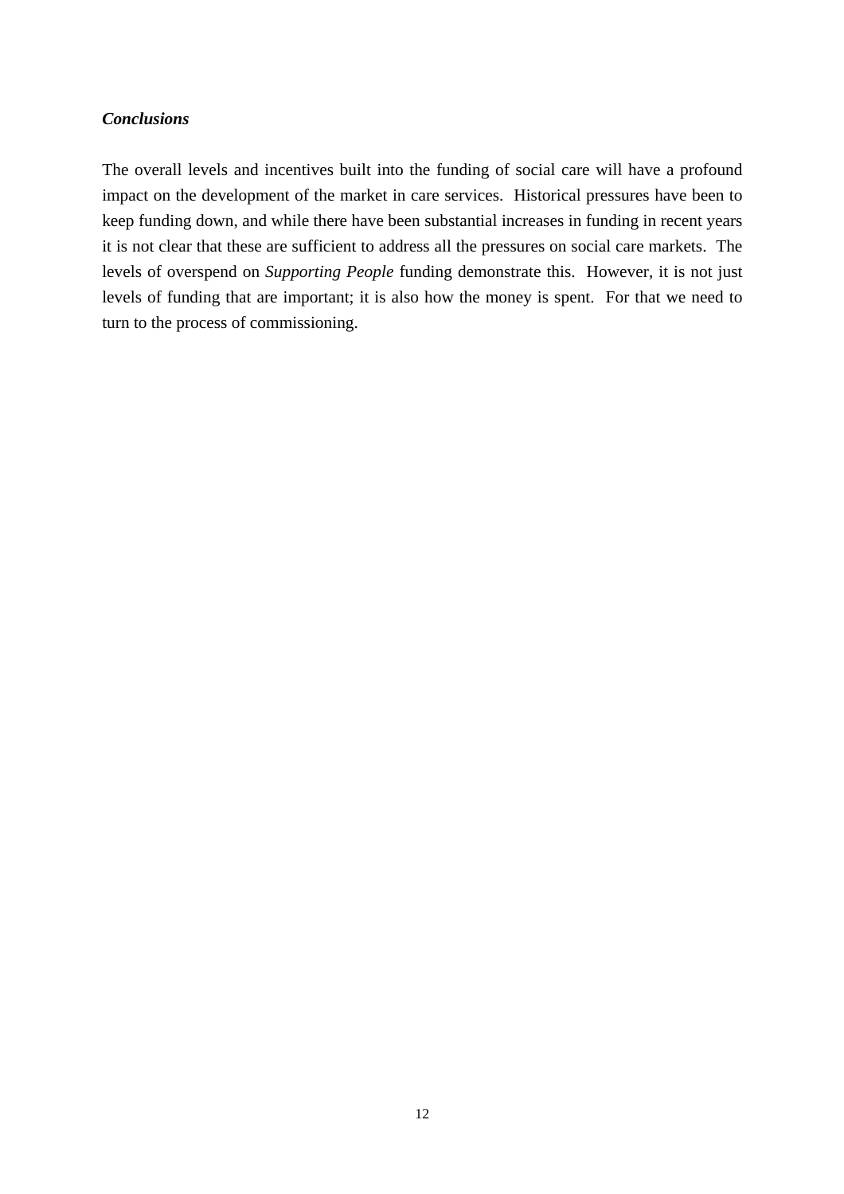***Conclusions***

The overall levels and incentives built into the funding of social care will have a profound impact on the development of the market in care services. Historical pressures have been to keep funding down, and while there have been substantial increases in funding in recent years it is not clear that these are sufficient to address all the pressures on social care markets. The levels of overspend on *Supporting People* funding demonstrate this. However, it is not just levels of funding that are important; it is also how the money is spent. For that we need to turn to the process of commissioning.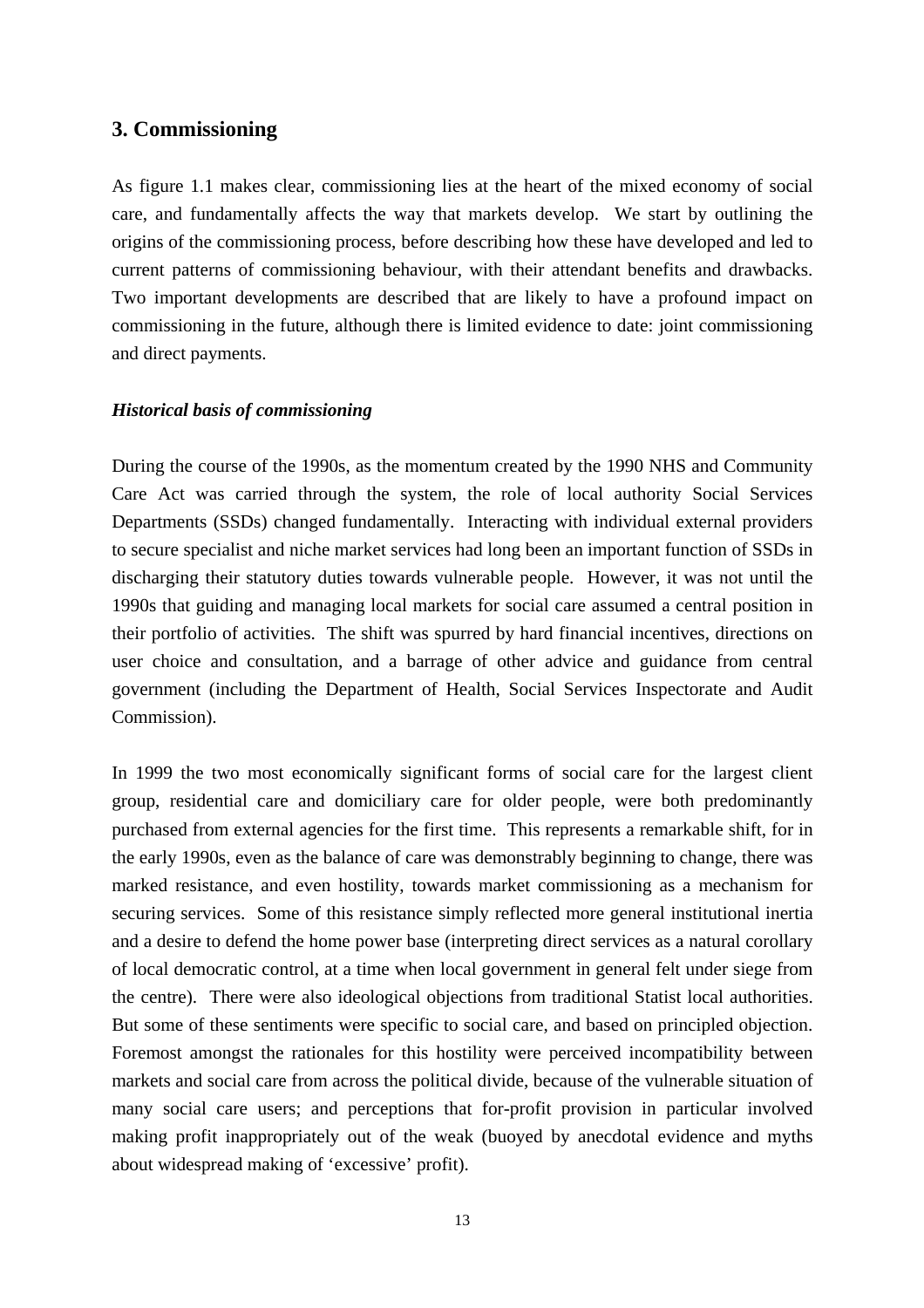## 3. Commissioning

As figure 1.1 makes clear, commissioning lies at the heart of the mixed economy of social care, and fundamentally affects the way that markets develop. We start by outlining the origins of the commissioning process, before describing how these have developed and led to current patterns of commissioning behaviour, with their attendant benefits and drawbacks. Two important developments are described that are likely to have a profound impact on commissioning in the future, although there is limited evidence to date: joint commissioning and direct payments.

### *Historical basis of commissioning*

During the course of the 1990s, as the momentum created by the 1990 NHS and Community Care Act was carried through the system, the role of local authority Social Services Departments (SSDs) changed fundamentally. Interacting with individual external providers to secure specialist and niche market services had long been an important function of SSDs in discharging their statutory duties towards vulnerable people. However, it was not until the 1990s that guiding and managing local markets for social care assumed a central position in their portfolio of activities. The shift was spurred by hard financial incentives, directions on user choice and consultation, and a barrage of other advice and guidance from central government (including the Department of Health, Social Services Inspectorate and Audit Commission).

In 1999 the two most economically significant forms of social care for the largest client group, residential care and domiciliary care for older people, were both predominantly purchased from external agencies for the first time. This represents a remarkable shift, for in the early 1990s, even as the balance of care was demonstrably beginning to change, there was marked resistance, and even hostility, towards market commissioning as a mechanism for securing services. Some of this resistance simply reflected more general institutional inertia and a desire to defend the home power base (interpreting direct services as a natural corollary of local democratic control, at a time when local government in general felt under siege from the centre). There were also ideological objections from traditional Statist local authorities. But some of these sentiments were specific to social care, and based on principled objection. Foremost amongst the rationales for this hostility were perceived incompatibility between markets and social care from across the political divide, because of the vulnerable situation of many social care users; and perceptions that for-profit provision in particular involved making profit inappropriately out of the weak (buoyed by anecdotal evidence and myths about widespread making of 'excessive' profit).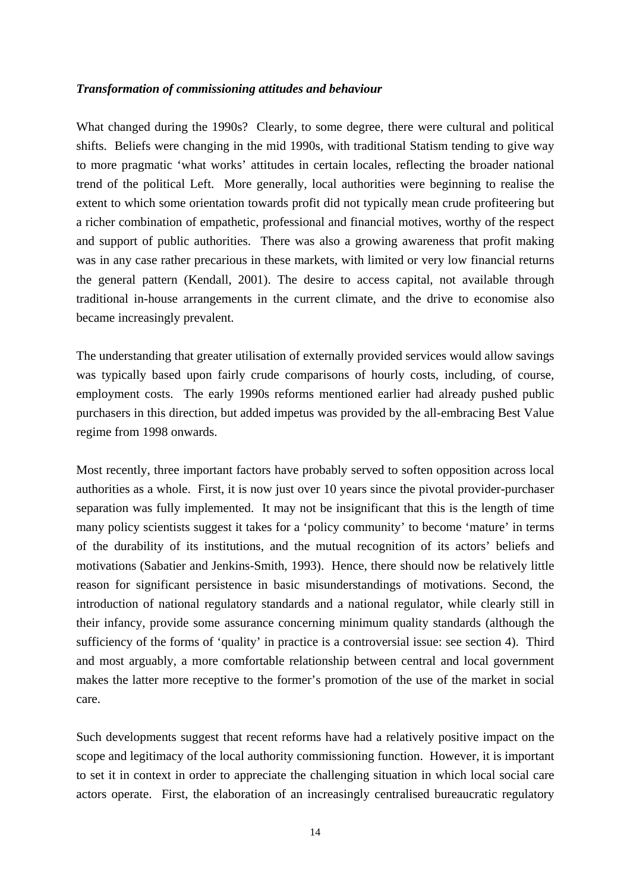***Transformation of commissioning attitudes and behaviour***

What changed during the 1990s? Clearly, to some degree, there were cultural and political shifts. Beliefs were changing in the mid 1990s, with traditional Statism tending to give way to more pragmatic 'what works' attitudes in certain locales, reflecting the broader national trend of the political Left. More generally, local authorities were beginning to realise the extent to which some orientation towards profit did not typically mean crude profiteering but a richer combination of empathetic, professional and financial motives, worthy of the respect and support of public authorities. There was also a growing awareness that profit making was in any case rather precarious in these markets, with limited or very low financial returns the general pattern (Kendall, 2001). The desire to access capital, not available through traditional in-house arrangements in the current climate, and the drive to economise also became increasingly prevalent.

The understanding that greater utilisation of externally provided services would allow savings was typically based upon fairly crude comparisons of hourly costs, including, of course, employment costs. The early 1990s reforms mentioned earlier had already pushed public purchasers in this direction, but added impetus was provided by the all-embracing Best Value regime from 1998 onwards.

Most recently, three important factors have probably served to soften opposition across local authorities as a whole. First, it is now just over 10 years since the pivotal provider-purchaser separation was fully implemented. It may not be insignificant that this is the length of time many policy scientists suggest it takes for a 'policy community' to become 'mature' in terms of the durability of its institutions, and the mutual recognition of its actors' beliefs and motivations (Sabatier and Jenkins-Smith, 1993). Hence, there should now be relatively little reason for significant persistence in basic misunderstandings of motivations. Second, the introduction of national regulatory standards and a national regulator, while clearly still in their infancy, provide some assurance concerning minimum quality standards (although the sufficiency of the forms of 'quality' in practice is a controversial issue: see section 4). Third and most arguably, a more comfortable relationship between central and local government makes the latter more receptive to the former's promotion of the use of the market in social care.

Such developments suggest that recent reforms have had a relatively positive impact on the scope and legitimacy of the local authority commissioning function. However, it is important to set it in context in order to appreciate the challenging situation in which local social care actors operate. First, the elaboration of an increasingly centralised bureaucratic regulatory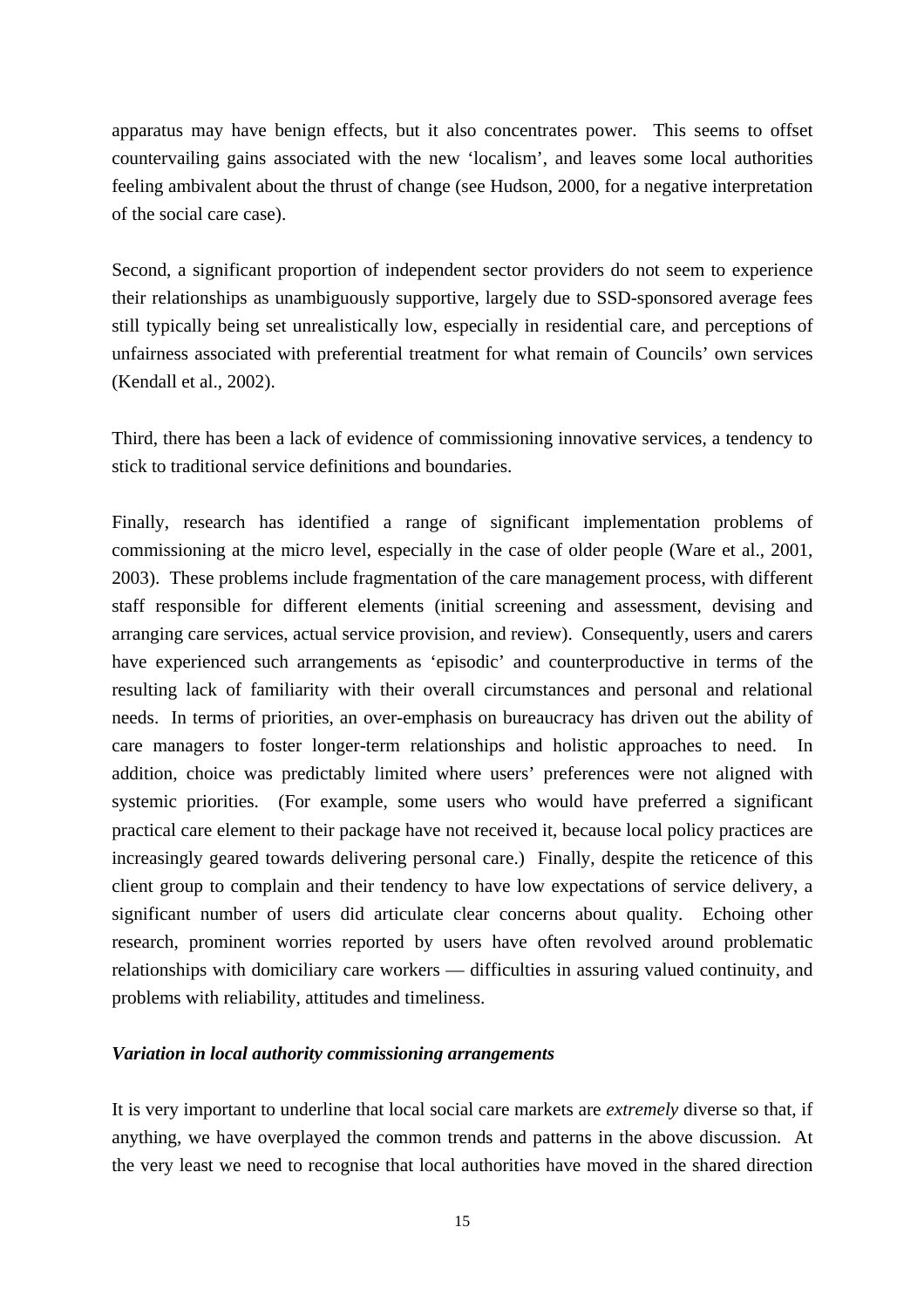apparatus may have benign effects, but it also concentrates power. This seems to offset countervailing gains associated with the new 'localism', and leaves some local authorities feeling ambivalent about the thrust of change (see Hudson, 2000, for a negative interpretation of the social care case).

Second, a significant proportion of independent sector providers do not seem to experience their relationships as unambiguously supportive, largely due to SSD-sponsored average fees still typically being set unrealistically low, especially in residential care, and perceptions of unfairness associated with preferential treatment for what remain of Councils' own services (Kendall et al., 2002).

Third, there has been a lack of evidence of commissioning innovative services, a tendency to stick to traditional service definitions and boundaries.

Finally, research has identified a range of significant implementation problems of commissioning at the micro level, especially in the case of older people (Ware et al., 2001, 2003). These problems include fragmentation of the care management process, with different staff responsible for different elements (initial screening and assessment, devising and arranging care services, actual service provision, and review). Consequently, users and carers have experienced such arrangements as 'episodic' and counterproductive in terms of the resulting lack of familiarity with their overall circumstances and personal and relational needs. In terms of priorities, an over-emphasis on bureaucracy has driven out the ability of care managers to foster longer-term relationships and holistic approaches to need. In addition, choice was predictably limited where users' preferences were not aligned with systemic priorities. (For example, some users who would have preferred a significant practical care element to their package have not received it, because local policy practices are increasingly geared towards delivering personal care.) Finally, despite the reticence of this client group to complain and their tendency to have low expectations of service delivery, a significant number of users did articulate clear concerns about quality. Echoing other research, prominent worries reported by users have often revolved around problematic relationships with domiciliary care workers — difficulties in assuring valued continuity, and problems with reliability, attitudes and timeliness.

***Variation in local authority commissioning arrangements***

It is very important to underline that local social care markets are *extremely* diverse so that, if anything, we have overplayed the common trends and patterns in the above discussion. At the very least we need to recognise that local authorities have moved in the shared direction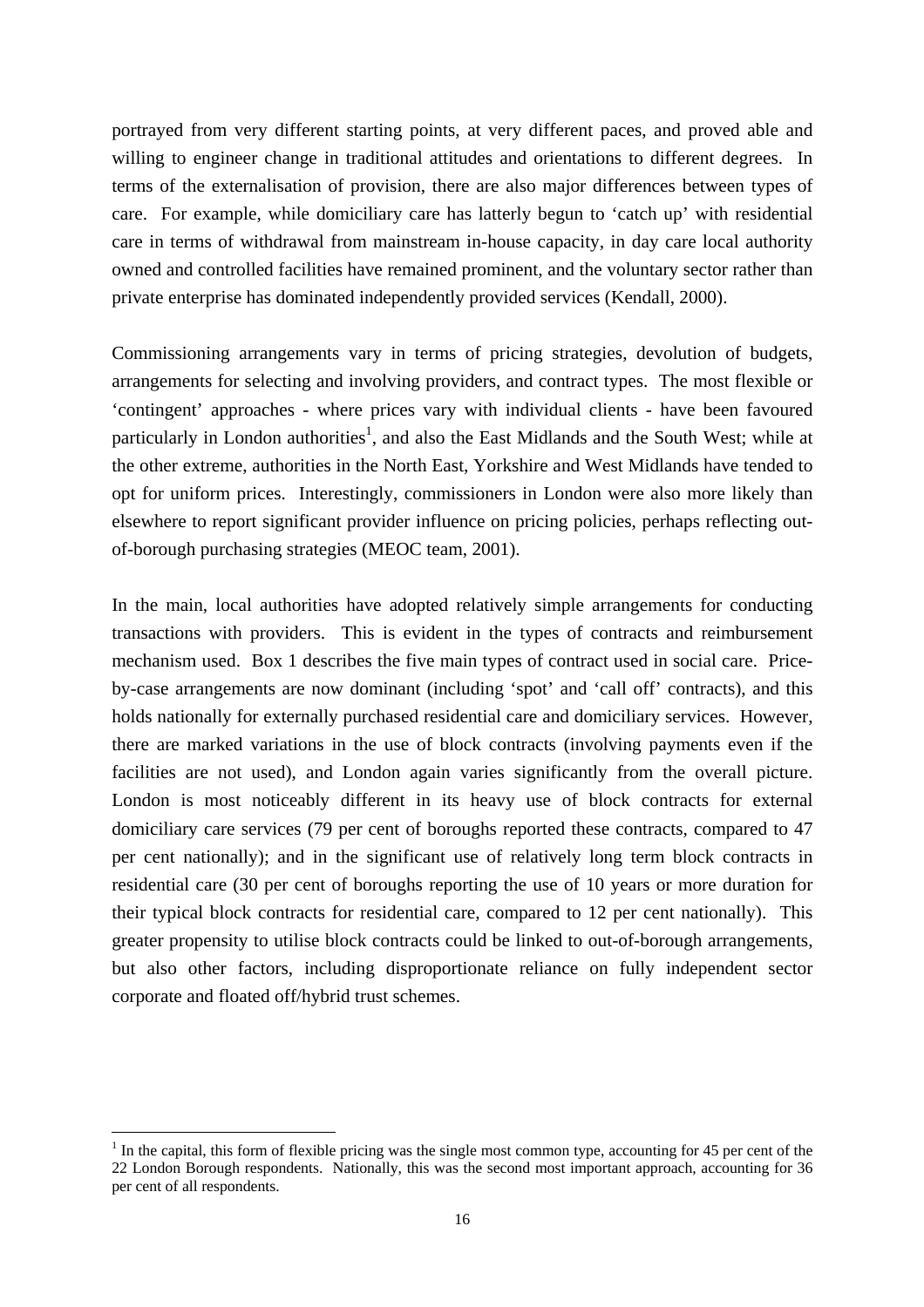portrayed from very different starting points, at very different paces, and proved able and willing to engineer change in traditional attitudes and orientations to different degrees. In terms of the externalisation of provision, there are also major differences between types of care. For example, while domiciliary care has latterly begun to 'catch up' with residential care in terms of withdrawal from mainstream in-house capacity, in day care local authority owned and controlled facilities have remained prominent, and the voluntary sector rather than private enterprise has dominated independently provided services (Kendall, 2000).

Commissioning arrangements vary in terms of pricing strategies, devolution of budgets, arrangements for selecting and involving providers, and contract types. The most flexible or 'contingent' approaches - where prices vary with individual clients - have been favoured particularly in London authorities[1], and also the East Midlands and the South West; while at the other extreme, authorities in the North East, Yorkshire and West Midlands have tended to opt for uniform prices. Interestingly, commissioners in London were also more likely than elsewhere to report significant provider influence on pricing policies, perhaps reflecting out-of-borough purchasing strategies (MEOC team, 2001).

In the main, local authorities have adopted relatively simple arrangements for conducting transactions with providers. This is evident in the types of contracts and reimbursement mechanism used. Box 1 describes the five main types of contract used in social care. Price-by-case arrangements are now dominant (including 'spot' and 'call off' contracts), and this holds nationally for externally purchased residential care and domiciliary services. However, there are marked variations in the use of block contracts (involving payments even if the facilities are not used), and London again varies significantly from the overall picture. London is most noticeably different in its heavy use of block contracts for external domiciliary care services (79 per cent of boroughs reported these contracts, compared to 47 per cent nationally); and in the significant use of relatively long term block contracts in residential care (30 per cent of boroughs reporting the use of 10 years or more duration for their typical block contracts for residential care, compared to 12 per cent nationally). This greater propensity to utilise block contracts could be linked to out-of-borough arrangements, but also other factors, including disproportionate reliance on fully independent sector corporate and floated off/hybrid trust schemes.

[1] In the capital, this form of flexible pricing was the single most common type, accounting for 45 per cent of the 22 London Borough respondents. Nationally, this was the second most important approach, accounting for 36 per cent of all respondents.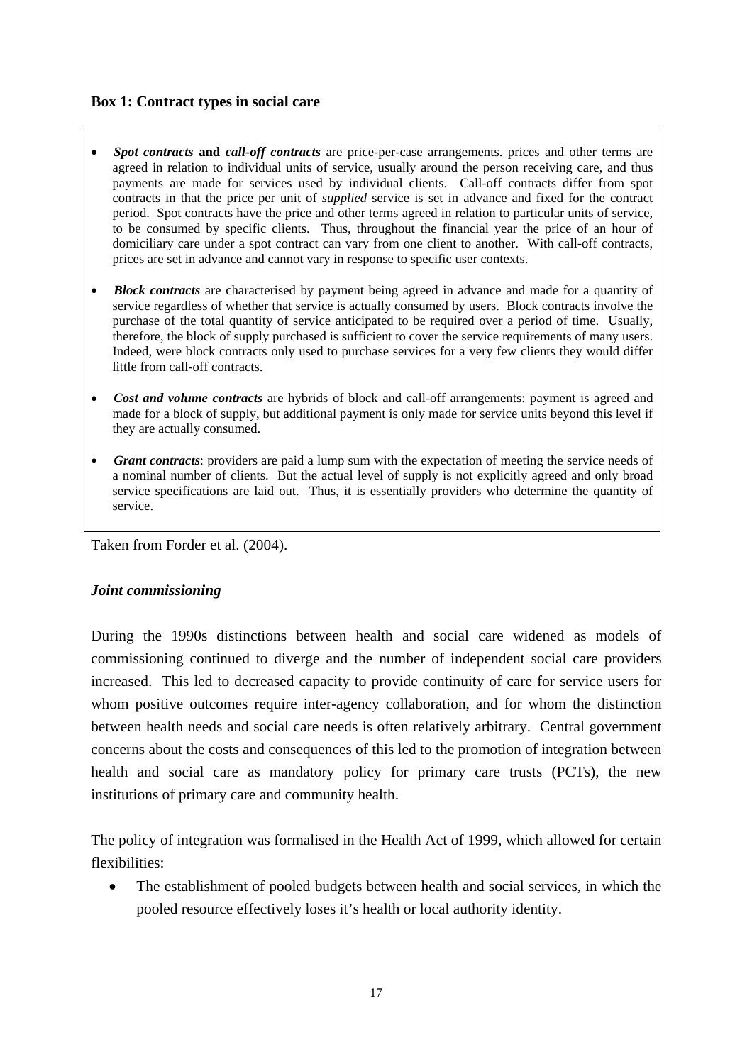**Box 1: Contract types in social care**

- ***Spot contracts*** **and** ***call-off contracts*** are price-per-case arrangements. prices and other terms are agreed in relation to individual units of service, usually around the person receiving care, and thus payments are made for services used by individual clients. Call-off contracts differ from spot contracts in that the price per unit of *supplied* service is set in advance and fixed for the contract period. Spot contracts have the price and other terms agreed in relation to particular units of service, to be consumed by specific clients. Thus, throughout the financial year the price of an hour of domiciliary care under a spot contract can vary from one client to another. With call-off contracts, prices are set in advance and cannot vary in response to specific user contexts.
- ***Block contracts*** are characterised by payment being agreed in advance and made for a quantity of service regardless of whether that service is actually consumed by users. Block contracts involve the purchase of the total quantity of service anticipated to be required over a period of time. Usually, therefore, the block of supply purchased is sufficient to cover the service requirements of many users. Indeed, were block contracts only used to purchase services for a very few clients they would differ little from call-off contracts.
- ***Cost and volume contracts*** are hybrids of block and call-off arrangements: payment is agreed and made for a block of supply, but additional payment is only made for service units beyond this level if they are actually consumed.
- ***Grant contracts***: providers are paid a lump sum with the expectation of meeting the service needs of a nominal number of clients. But the actual level of supply is not explicitly agreed and only broad service specifications are laid out. Thus, it is essentially providers who determine the quantity of service.

Taken from Forder et al. (2004).

### *Joint commissioning*

During the 1990s distinctions between health and social care widened as models of commissioning continued to diverge and the number of independent social care providers increased. This led to decreased capacity to provide continuity of care for service users for whom positive outcomes require inter-agency collaboration, and for whom the distinction between health needs and social care needs is often relatively arbitrary. Central government concerns about the costs and consequences of this led to the promotion of integration between health and social care as mandatory policy for primary care trusts (PCTs), the new institutions of primary care and community health.

The policy of integration was formalised in the Health Act of 1999, which allowed for certain flexibilities:

- The establishment of pooled budgets between health and social services, in which the pooled resource effectively loses it's health or local authority identity.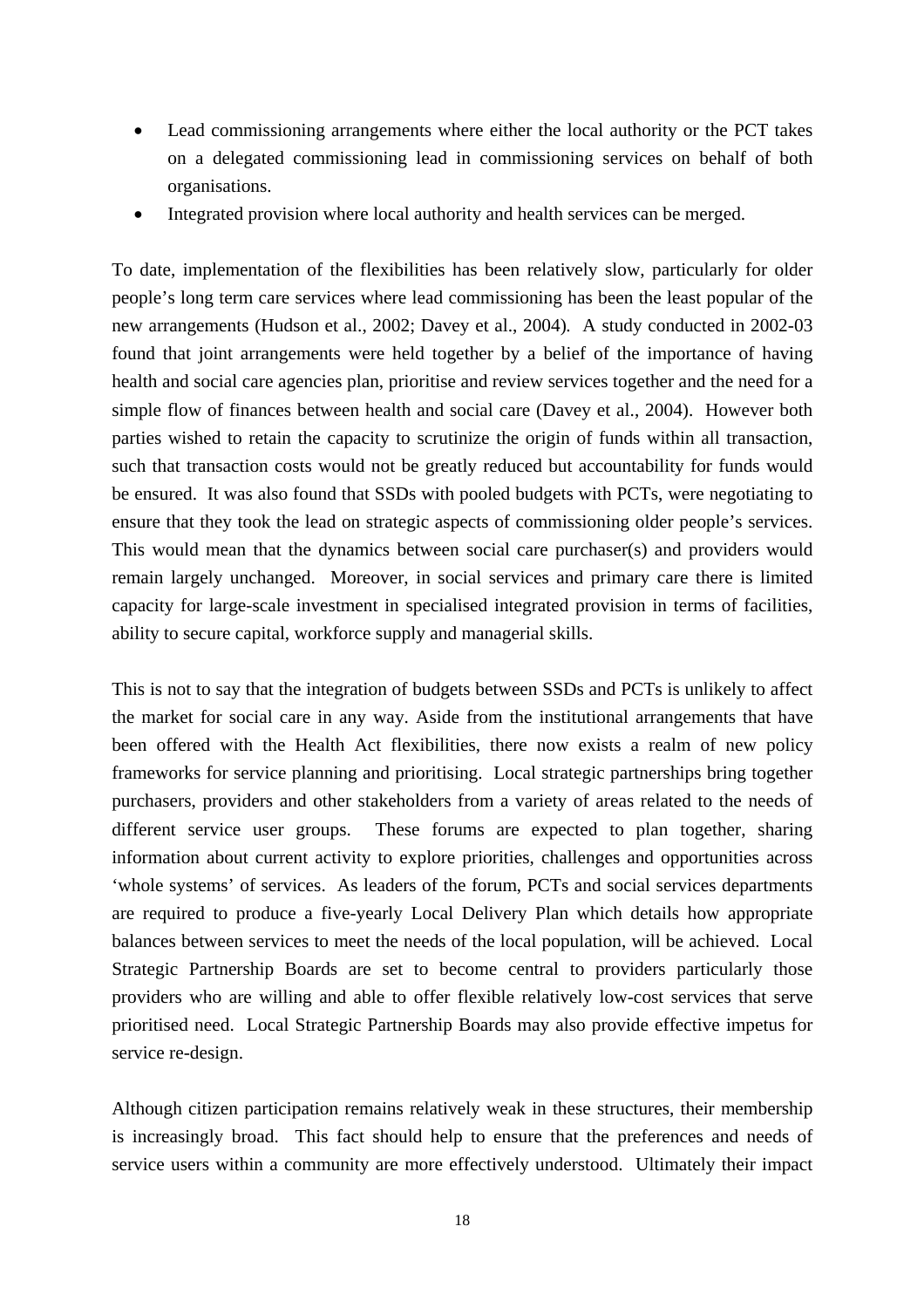- Lead commissioning arrangements where either the local authority or the PCT takes on a delegated commissioning lead in commissioning services on behalf of both organisations.
- Integrated provision where local authority and health services can be merged.

To date, implementation of the flexibilities has been relatively slow, particularly for older people's long term care services where lead commissioning has been the least popular of the new arrangements (Hudson et al., 2002; Davey et al., 2004). A study conducted in 2002-03 found that joint arrangements were held together by a belief of the importance of having health and social care agencies plan, prioritise and review services together and the need for a simple flow of finances between health and social care (Davey et al., 2004). However both parties wished to retain the capacity to scrutinize the origin of funds within all transaction, such that transaction costs would not be greatly reduced but accountability for funds would be ensured. It was also found that SSDs with pooled budgets with PCTs, were negotiating to ensure that they took the lead on strategic aspects of commissioning older people's services. This would mean that the dynamics between social care purchaser(s) and providers would remain largely unchanged. Moreover, in social services and primary care there is limited capacity for large-scale investment in specialised integrated provision in terms of facilities, ability to secure capital, workforce supply and managerial skills.

This is not to say that the integration of budgets between SSDs and PCTs is unlikely to affect the market for social care in any way. Aside from the institutional arrangements that have been offered with the Health Act flexibilities, there now exists a realm of new policy frameworks for service planning and prioritising. Local strategic partnerships bring together purchasers, providers and other stakeholders from a variety of areas related to the needs of different service user groups. These forums are expected to plan together, sharing information about current activity to explore priorities, challenges and opportunities across 'whole systems' of services. As leaders of the forum, PCTs and social services departments are required to produce a five-yearly Local Delivery Plan which details how appropriate balances between services to meet the needs of the local population, will be achieved. Local Strategic Partnership Boards are set to become central to providers particularly those providers who are willing and able to offer flexible relatively low-cost services that serve prioritised need. Local Strategic Partnership Boards may also provide effective impetus for service re-design.

Although citizen participation remains relatively weak in these structures, their membership is increasingly broad. This fact should help to ensure that the preferences and needs of service users within a community are more effectively understood. Ultimately their impact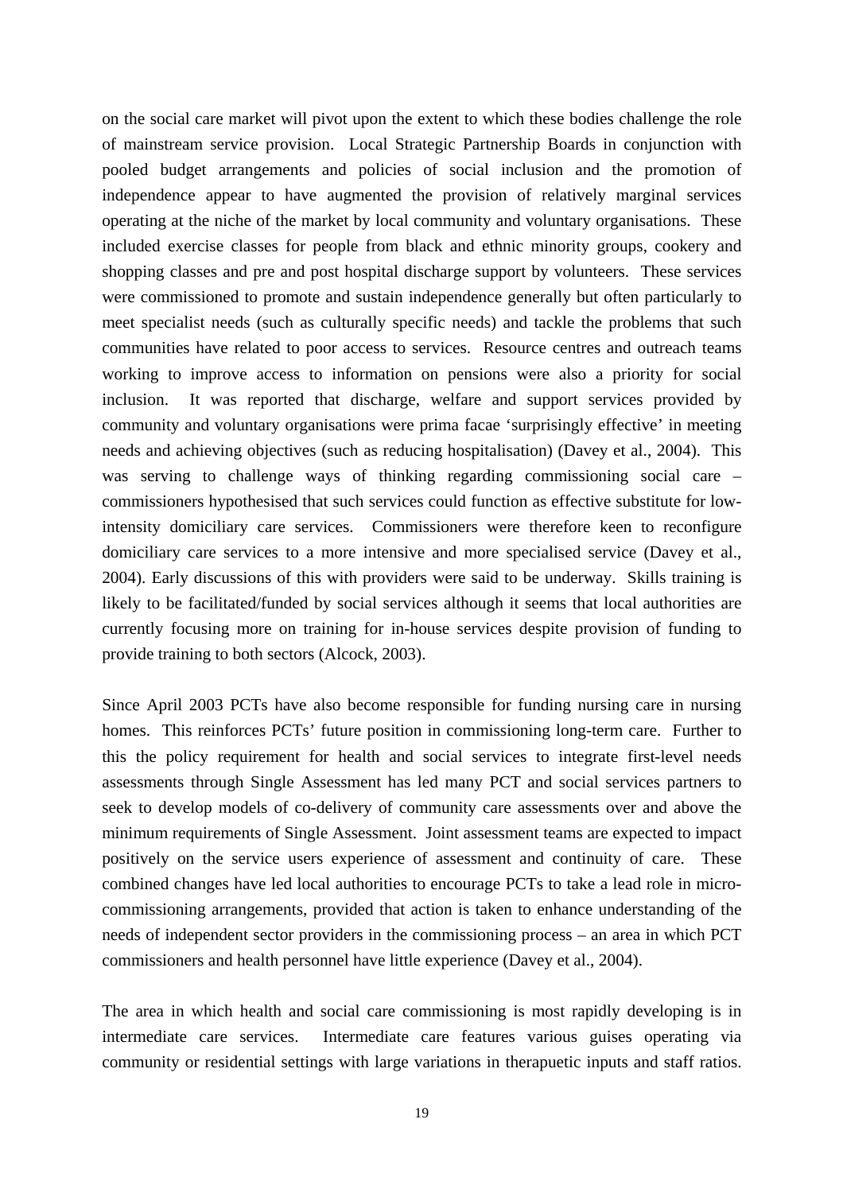on the social care market will pivot upon the extent to which these bodies challenge the role of mainstream service provision. Local Strategic Partnership Boards in conjunction with pooled budget arrangements and policies of social inclusion and the promotion of independence appear to have augmented the provision of relatively marginal services operating at the niche of the market by local community and voluntary organisations. These included exercise classes for people from black and ethnic minority groups, cookery and shopping classes and pre and post hospital discharge support by volunteers. These services were commissioned to promote and sustain independence generally but often particularly to meet specialist needs (such as culturally specific needs) and tackle the problems that such communities have related to poor access to services. Resource centres and outreach teams working to improve access to information on pensions were also a priority for social inclusion. It was reported that discharge, welfare and support services provided by community and voluntary organisations were prima facae 'surprisingly effective' in meeting needs and achieving objectives (such as reducing hospitalisation) (Davey et al., 2004). This was serving to challenge ways of thinking regarding commissioning social care – commissioners hypothesised that such services could function as effective substitute for low-intensity domiciliary care services. Commissioners were therefore keen to reconfigure domiciliary care services to a more intensive and more specialised service (Davey et al., 2004). Early discussions of this with providers were said to be underway. Skills training is likely to be facilitated/funded by social services although it seems that local authorities are currently focusing more on training for in-house services despite provision of funding to provide training to both sectors (Alcock, 2003).

Since April 2003 PCTs have also become responsible for funding nursing care in nursing homes. This reinforces PCTs' future position in commissioning long-term care. Further to this the policy requirement for health and social services to integrate first-level needs assessments through Single Assessment has led many PCT and social services partners to seek to develop models of co-delivery of community care assessments over and above the minimum requirements of Single Assessment. Joint assessment teams are expected to impact positively on the service users experience of assessment and continuity of care. These combined changes have led local authorities to encourage PCTs to take a lead role in micro-commissioning arrangements, provided that action is taken to enhance understanding of the needs of independent sector providers in the commissioning process – an area in which PCT commissioners and health personnel have little experience (Davey et al., 2004).

The area in which health and social care commissioning is most rapidly developing is in intermediate care services. Intermediate care features various guises operating via community or residential settings with large variations in therapuetic inputs and staff ratios.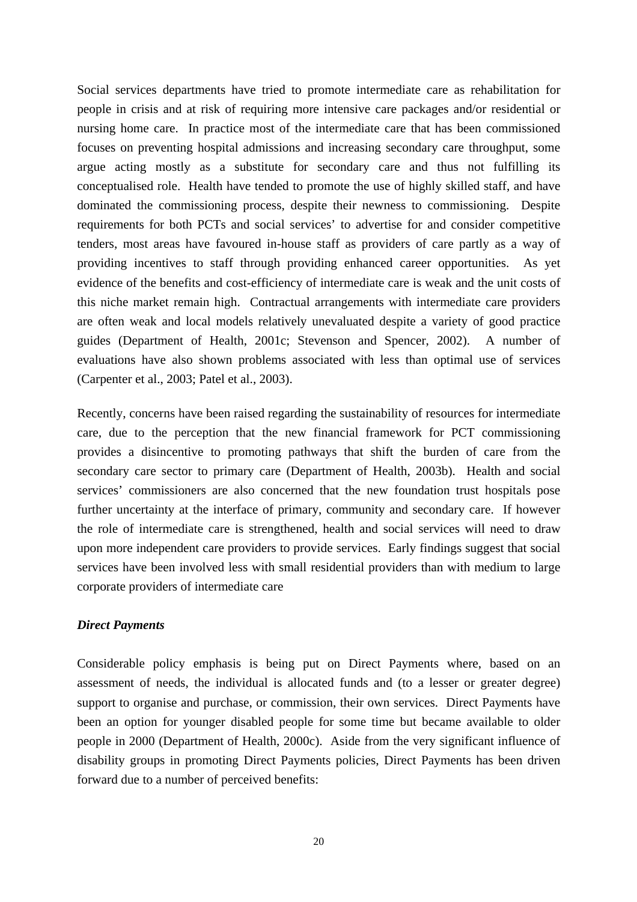Social services departments have tried to promote intermediate care as rehabilitation for people in crisis and at risk of requiring more intensive care packages and/or residential or nursing home care. In practice most of the intermediate care that has been commissioned focuses on preventing hospital admissions and increasing secondary care throughput, some argue acting mostly as a substitute for secondary care and thus not fulfilling its conceptualised role. Health have tended to promote the use of highly skilled staff, and have dominated the commissioning process, despite their newness to commissioning. Despite requirements for both PCTs and social services' to advertise for and consider competitive tenders, most areas have favoured in-house staff as providers of care partly as a way of providing incentives to staff through providing enhanced career opportunities. As yet evidence of the benefits and cost-efficiency of intermediate care is weak and the unit costs of this niche market remain high. Contractual arrangements with intermediate care providers are often weak and local models relatively unevaluated despite a variety of good practice guides (Department of Health, 2001c; Stevenson and Spencer, 2002). A number of evaluations have also shown problems associated with less than optimal use of services (Carpenter et al., 2003; Patel et al., 2003).

Recently, concerns have been raised regarding the sustainability of resources for intermediate care, due to the perception that the new financial framework for PCT commissioning provides a disincentive to promoting pathways that shift the burden of care from the secondary care sector to primary care (Department of Health, 2003b). Health and social services' commissioners are also concerned that the new foundation trust hospitals pose further uncertainty at the interface of primary, community and secondary care. If however the role of intermediate care is strengthened, health and social services will need to draw upon more independent care providers to provide services. Early findings suggest that social services have been involved less with small residential providers than with medium to large corporate providers of intermediate care

***Direct Payments***

Considerable policy emphasis is being put on Direct Payments where, based on an assessment of needs, the individual is allocated funds and (to a lesser or greater degree) support to organise and purchase, or commission, their own services. Direct Payments have been an option for younger disabled people for some time but became available to older people in 2000 (Department of Health, 2000c). Aside from the very significant influence of disability groups in promoting Direct Payments policies, Direct Payments has been driven forward due to a number of perceived benefits: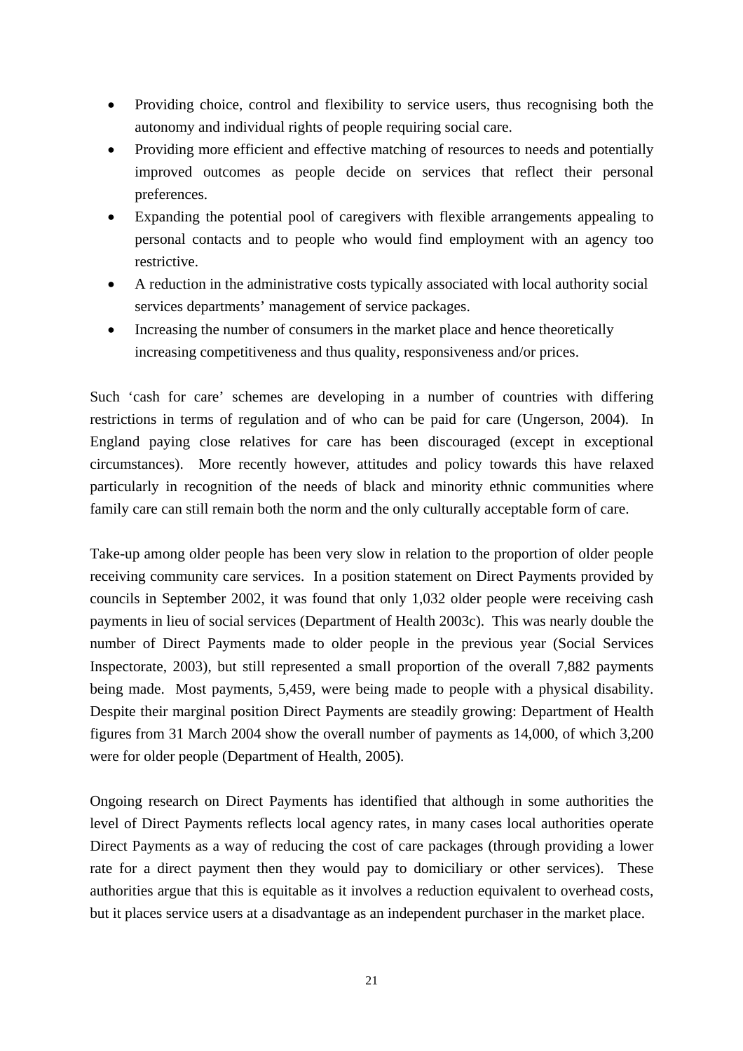- Providing choice, control and flexibility to service users, thus recognising both the autonomy and individual rights of people requiring social care.
- Providing more efficient and effective matching of resources to needs and potentially improved outcomes as people decide on services that reflect their personal preferences.
- Expanding the potential pool of caregivers with flexible arrangements appealing to personal contacts and to people who would find employment with an agency too restrictive.
- A reduction in the administrative costs typically associated with local authority social services departments' management of service packages.
- Increasing the number of consumers in the market place and hence theoretically increasing competitiveness and thus quality, responsiveness and/or prices.

Such 'cash for care' schemes are developing in a number of countries with differing restrictions in terms of regulation and of who can be paid for care (Ungerson, 2004). In England paying close relatives for care has been discouraged (except in exceptional circumstances). More recently however, attitudes and policy towards this have relaxed particularly in recognition of the needs of black and minority ethnic communities where family care can still remain both the norm and the only culturally acceptable form of care.

Take-up among older people has been very slow in relation to the proportion of older people receiving community care services. In a position statement on Direct Payments provided by councils in September 2002, it was found that only 1,032 older people were receiving cash payments in lieu of social services (Department of Health 2003c). This was nearly double the number of Direct Payments made to older people in the previous year (Social Services Inspectorate, 2003), but still represented a small proportion of the overall 7,882 payments being made. Most payments, 5,459, were being made to people with a physical disability. Despite their marginal position Direct Payments are steadily growing: Department of Health figures from 31 March 2004 show the overall number of payments as 14,000, of which 3,200 were for older people (Department of Health, 2005).

Ongoing research on Direct Payments has identified that although in some authorities the level of Direct Payments reflects local agency rates, in many cases local authorities operate Direct Payments as a way of reducing the cost of care packages (through providing a lower rate for a direct payment then they would pay to domiciliary or other services). These authorities argue that this is equitable as it involves a reduction equivalent to overhead costs, but it places service users at a disadvantage as an independent purchaser in the market place.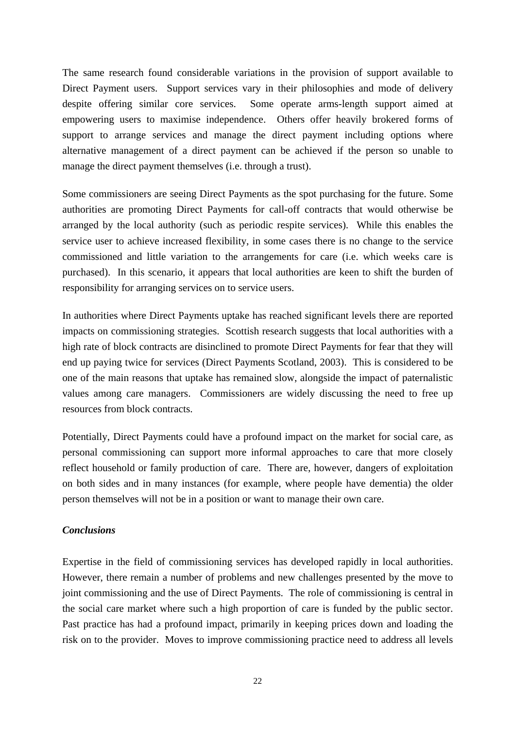The same research found considerable variations in the provision of support available to Direct Payment users. Support services vary in their philosophies and mode of delivery despite offering similar core services. Some operate arms-length support aimed at empowering users to maximise independence. Others offer heavily brokered forms of support to arrange services and manage the direct payment including options where alternative management of a direct payment can be achieved if the person so unable to manage the direct payment themselves (i.e. through a trust).

Some commissioners are seeing Direct Payments as the spot purchasing for the future. Some authorities are promoting Direct Payments for call-off contracts that would otherwise be arranged by the local authority (such as periodic respite services). While this enables the service user to achieve increased flexibility, in some cases there is no change to the service commissioned and little variation to the arrangements for care (i.e. which weeks care is purchased). In this scenario, it appears that local authorities are keen to shift the burden of responsibility for arranging services on to service users.

In authorities where Direct Payments uptake has reached significant levels there are reported impacts on commissioning strategies. Scottish research suggests that local authorities with a high rate of block contracts are disinclined to promote Direct Payments for fear that they will end up paying twice for services (Direct Payments Scotland, 2003). This is considered to be one of the main reasons that uptake has remained slow, alongside the impact of paternalistic values among care managers. Commissioners are widely discussing the need to free up resources from block contracts.

Potentially, Direct Payments could have a profound impact on the market for social care, as personal commissioning can support more informal approaches to care that more closely reflect household or family production of care. There are, however, dangers of exploitation on both sides and in many instances (for example, where people have dementia) the older person themselves will not be in a position or want to manage their own care.

***Conclusions***

Expertise in the field of commissioning services has developed rapidly in local authorities. However, there remain a number of problems and new challenges presented by the move to joint commissioning and the use of Direct Payments. The role of commissioning is central in the social care market where such a high proportion of care is funded by the public sector. Past practice has had a profound impact, primarily in keeping prices down and loading the risk on to the provider. Moves to improve commissioning practice need to address all levels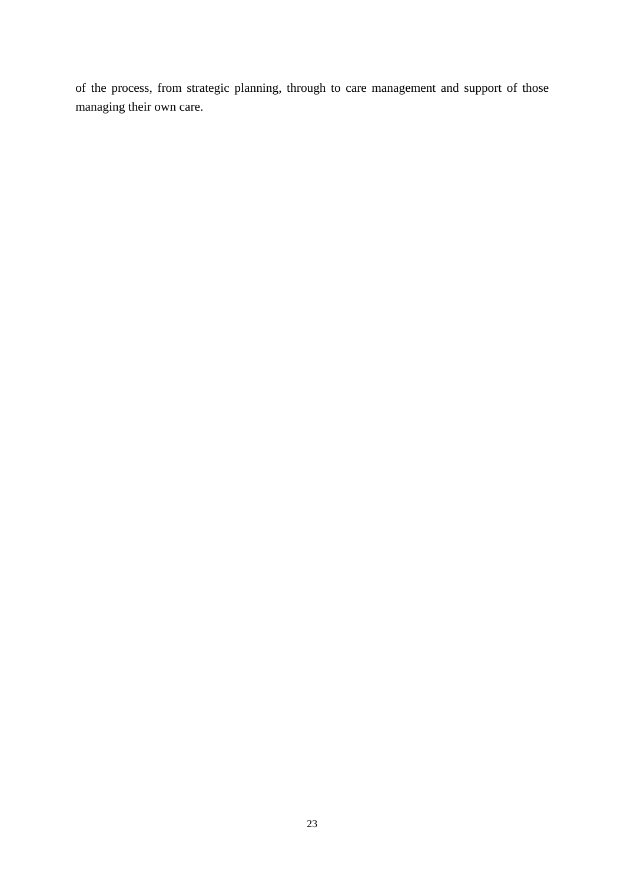of the process, from strategic planning, through to care management and support of those managing their own care.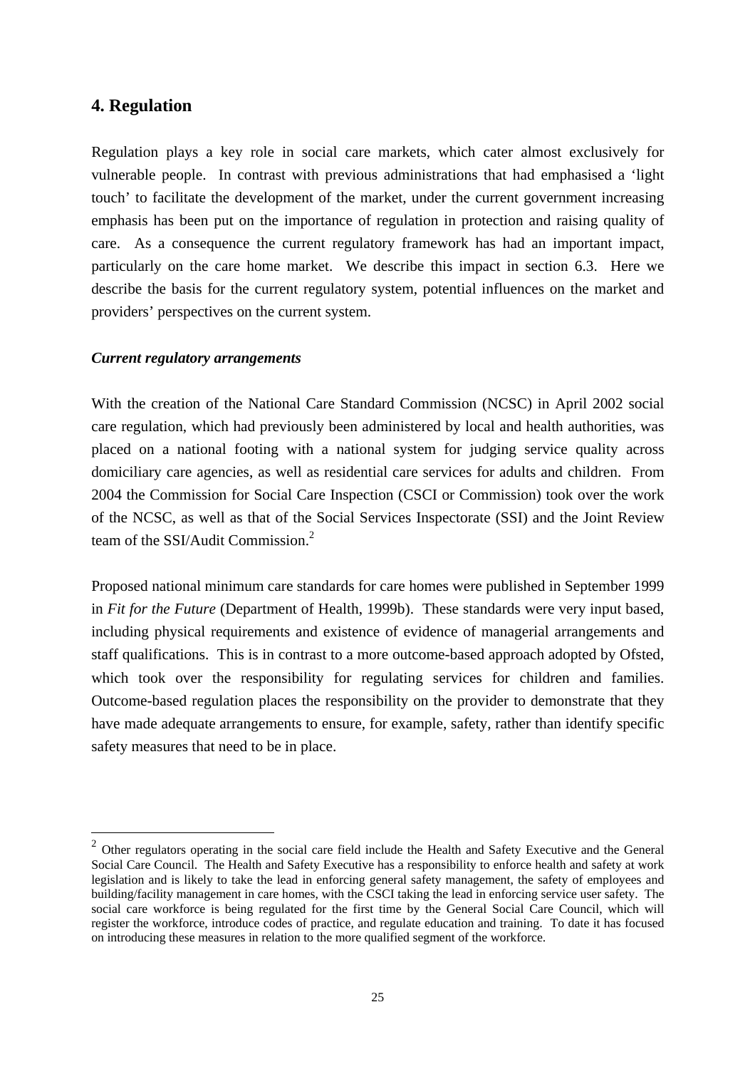## 4. Regulation

Regulation plays a key role in social care markets, which cater almost exclusively for vulnerable people. In contrast with previous administrations that had emphasised a 'light touch' to facilitate the development of the market, under the current government increasing emphasis has been put on the importance of regulation in protection and raising quality of care. As a consequence the current regulatory framework has had an important impact, particularly on the care home market. We describe this impact in section 6.3. Here we describe the basis for the current regulatory system, potential influences on the market and providers' perspectives on the current system.

### *Current regulatory arrangements*

With the creation of the National Care Standard Commission (NCSC) in April 2002 social care regulation, which had previously been administered by local and health authorities, was placed on a national footing with a national system for judging service quality across domiciliary care agencies, as well as residential care services for adults and children. From 2004 the Commission for Social Care Inspection (CSCI or Commission) took over the work of the NCSC, as well as that of the Social Services Inspectorate (SSI) and the Joint Review team of the SSI/Audit Commission.[2]

Proposed national minimum care standards for care homes were published in September 1999 in *Fit for the Future* (Department of Health, 1999b). These standards were very input based, including physical requirements and existence of evidence of managerial arrangements and staff qualifications. This is in contrast to a more outcome-based approach adopted by Ofsted, which took over the responsibility for regulating services for children and families. Outcome-based regulation places the responsibility on the provider to demonstrate that they have made adequate arrangements to ensure, for example, safety, rather than identify specific safety measures that need to be in place.

---

[2] Other regulators operating in the social care field include the Health and Safety Executive and the General Social Care Council. The Health and Safety Executive has a responsibility to enforce health and safety at work legislation and is likely to take the lead in enforcing general safety management, the safety of employees and building/facility management in care homes, with the CSCI taking the lead in enforcing service user safety. The social care workforce is being regulated for the first time by the General Social Care Council, which will register the workforce, introduce codes of practice, and regulate education and training. To date it has focused on introducing these measures in relation to the more qualified segment of the workforce.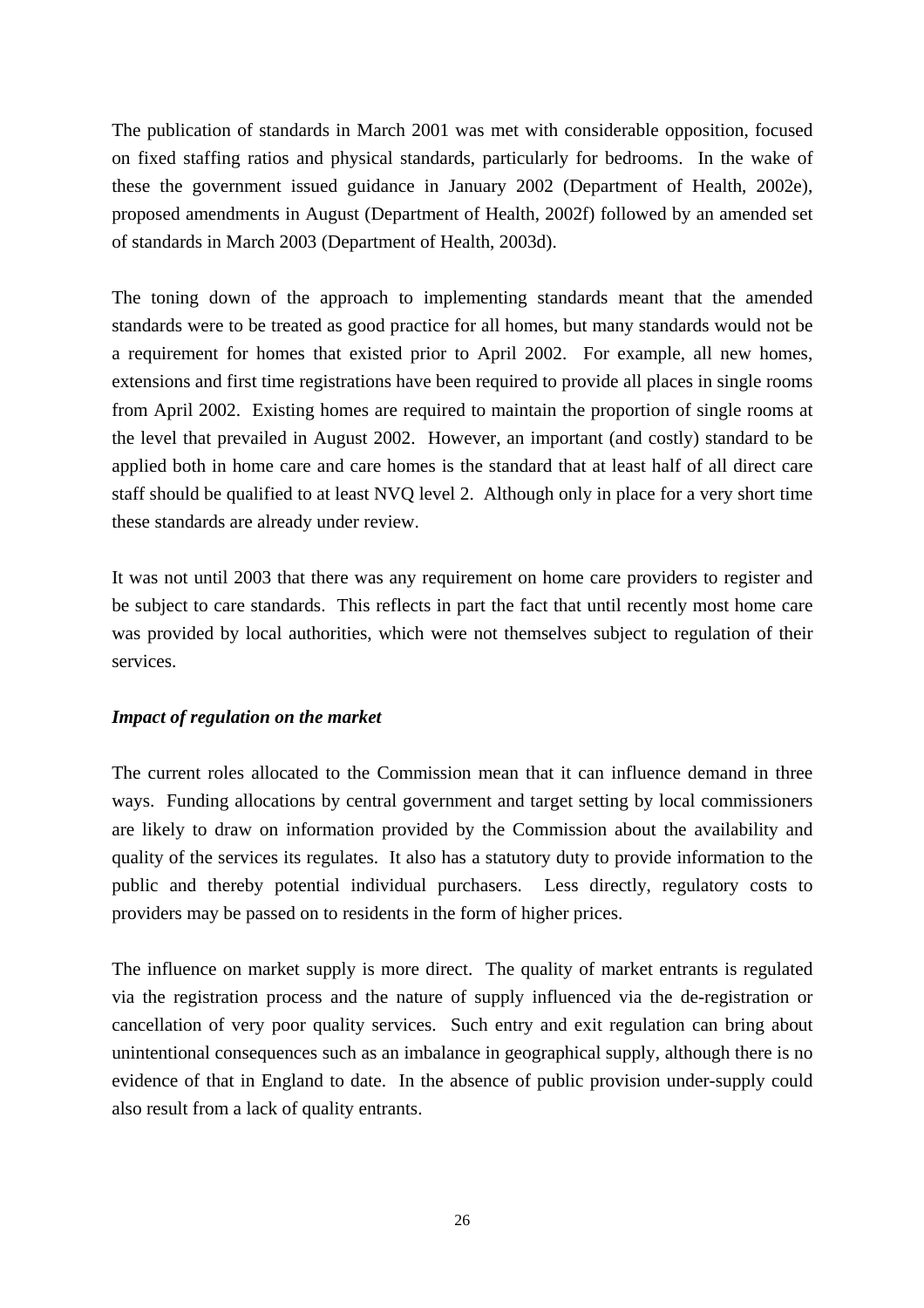The publication of standards in March 2001 was met with considerable opposition, focused on fixed staffing ratios and physical standards, particularly for bedrooms. In the wake of these the government issued guidance in January 2002 (Department of Health, 2002e), proposed amendments in August (Department of Health, 2002f) followed by an amended set of standards in March 2003 (Department of Health, 2003d).

The toning down of the approach to implementing standards meant that the amended standards were to be treated as good practice for all homes, but many standards would not be a requirement for homes that existed prior to April 2002. For example, all new homes, extensions and first time registrations have been required to provide all places in single rooms from April 2002. Existing homes are required to maintain the proportion of single rooms at the level that prevailed in August 2002. However, an important (and costly) standard to be applied both in home care and care homes is the standard that at least half of all direct care staff should be qualified to at least NVQ level 2. Although only in place for a very short time these standards are already under review.

It was not until 2003 that there was any requirement on home care providers to register and be subject to care standards. This reflects in part the fact that until recently most home care was provided by local authorities, which were not themselves subject to regulation of their services.

***Impact of regulation on the market***

The current roles allocated to the Commission mean that it can influence demand in three ways. Funding allocations by central government and target setting by local commissioners are likely to draw on information provided by the Commission about the availability and quality of the services its regulates. It also has a statutory duty to provide information to the public and thereby potential individual purchasers. Less directly, regulatory costs to providers may be passed on to residents in the form of higher prices.

The influence on market supply is more direct. The quality of market entrants is regulated via the registration process and the nature of supply influenced via the de-registration or cancellation of very poor quality services. Such entry and exit regulation can bring about unintentional consequences such as an imbalance in geographical supply, although there is no evidence of that in England to date. In the absence of public provision under-supply could also result from a lack of quality entrants.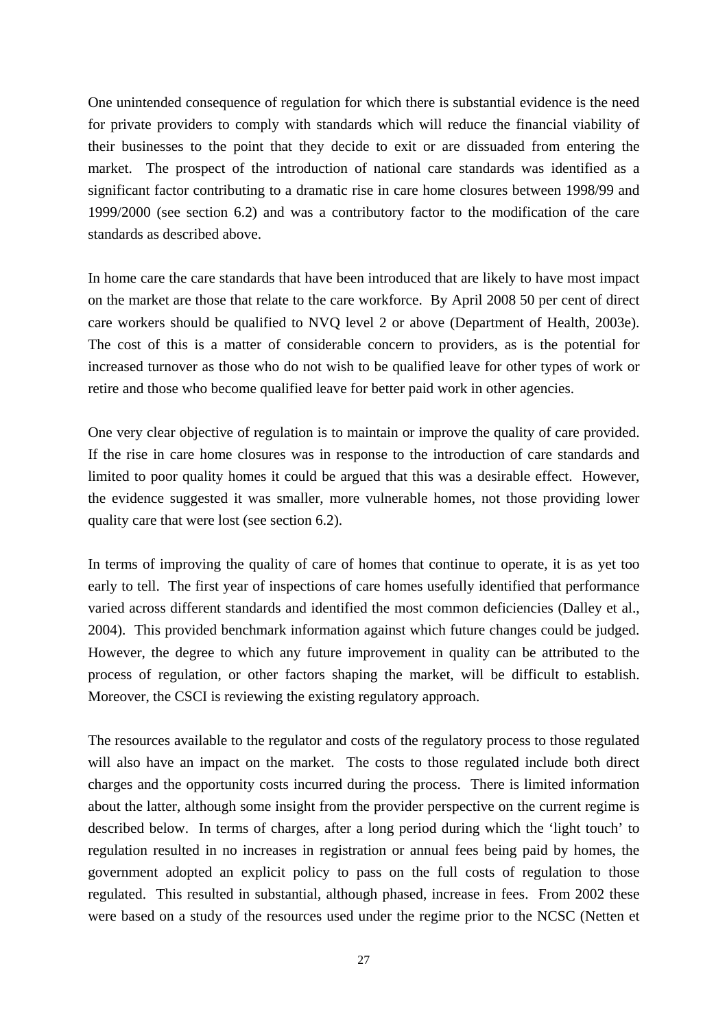One unintended consequence of regulation for which there is substantial evidence is the need for private providers to comply with standards which will reduce the financial viability of their businesses to the point that they decide to exit or are dissuaded from entering the market. The prospect of the introduction of national care standards was identified as a significant factor contributing to a dramatic rise in care home closures between 1998/99 and 1999/2000 (see section 6.2) and was a contributory factor to the modification of the care standards as described above.

In home care the care standards that have been introduced that are likely to have most impact on the market are those that relate to the care workforce. By April 2008 50 per cent of direct care workers should be qualified to NVQ level 2 or above (Department of Health, 2003e). The cost of this is a matter of considerable concern to providers, as is the potential for increased turnover as those who do not wish to be qualified leave for other types of work or retire and those who become qualified leave for better paid work in other agencies.

One very clear objective of regulation is to maintain or improve the quality of care provided. If the rise in care home closures was in response to the introduction of care standards and limited to poor quality homes it could be argued that this was a desirable effect. However, the evidence suggested it was smaller, more vulnerable homes, not those providing lower quality care that were lost (see section 6.2).

In terms of improving the quality of care of homes that continue to operate, it is as yet too early to tell. The first year of inspections of care homes usefully identified that performance varied across different standards and identified the most common deficiencies (Dalley et al., 2004). This provided benchmark information against which future changes could be judged. However, the degree to which any future improvement in quality can be attributed to the process of regulation, or other factors shaping the market, will be difficult to establish. Moreover, the CSCI is reviewing the existing regulatory approach.

The resources available to the regulator and costs of the regulatory process to those regulated will also have an impact on the market. The costs to those regulated include both direct charges and the opportunity costs incurred during the process. There is limited information about the latter, although some insight from the provider perspective on the current regime is described below. In terms of charges, after a long period during which the 'light touch' to regulation resulted in no increases in registration or annual fees being paid by homes, the government adopted an explicit policy to pass on the full costs of regulation to those regulated. This resulted in substantial, although phased, increase in fees. From 2002 these were based on a study of the resources used under the regime prior to the NCSC (Netten et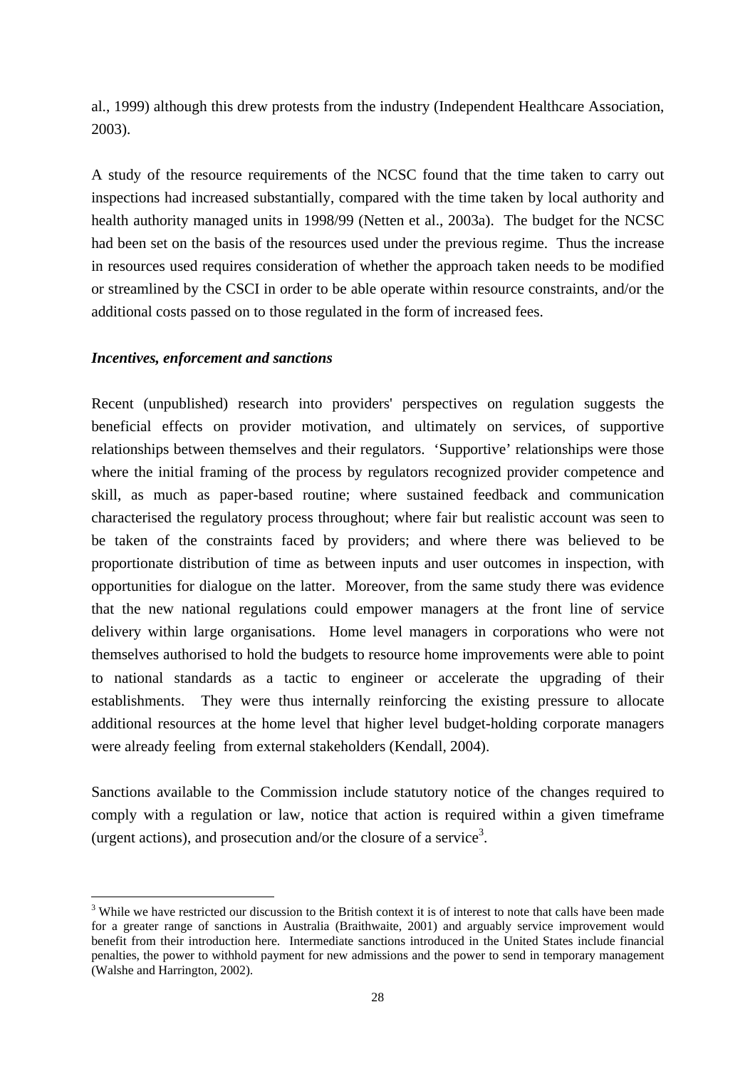al., 1999) although this drew protests from the industry (Independent Healthcare Association, 2003).

A study of the resource requirements of the NCSC found that the time taken to carry out inspections had increased substantially, compared with the time taken by local authority and health authority managed units in 1998/99 (Netten et al., 2003a). The budget for the NCSC had been set on the basis of the resources used under the previous regime. Thus the increase in resources used requires consideration of whether the approach taken needs to be modified or streamlined by the CSCI in order to be able operate within resource constraints, and/or the additional costs passed on to those regulated in the form of increased fees.

***Incentives, enforcement and sanctions***

Recent (unpublished) research into providers' perspectives on regulation suggests the beneficial effects on provider motivation, and ultimately on services, of supportive relationships between themselves and their regulators. 'Supportive' relationships were those where the initial framing of the process by regulators recognized provider competence and skill, as much as paper-based routine; where sustained feedback and communication characterised the regulatory process throughout; where fair but realistic account was seen to be taken of the constraints faced by providers; and where there was believed to be proportionate distribution of time as between inputs and user outcomes in inspection, with opportunities for dialogue on the latter. Moreover, from the same study there was evidence that the new national regulations could empower managers at the front line of service delivery within large organisations. Home level managers in corporations who were not themselves authorised to hold the budgets to resource home improvements were able to point to national standards as a tactic to engineer or accelerate the upgrading of their establishments. They were thus internally reinforcing the existing pressure to allocate additional resources at the home level that higher level budget-holding corporate managers were already feeling from external stakeholders (Kendall, 2004).

Sanctions available to the Commission include statutory notice of the changes required to comply with a regulation or law, notice that action is required within a given timeframe (urgent actions), and prosecution and/or the closure of a service[3].

[3] While we have restricted our discussion to the British context it is of interest to note that calls have been made for a greater range of sanctions in Australia (Braithwaite, 2001) and arguably service improvement would benefit from their introduction here. Intermediate sanctions introduced in the United States include financial penalties, the power to withhold payment for new admissions and the power to send in temporary management (Walshe and Harrington, 2002).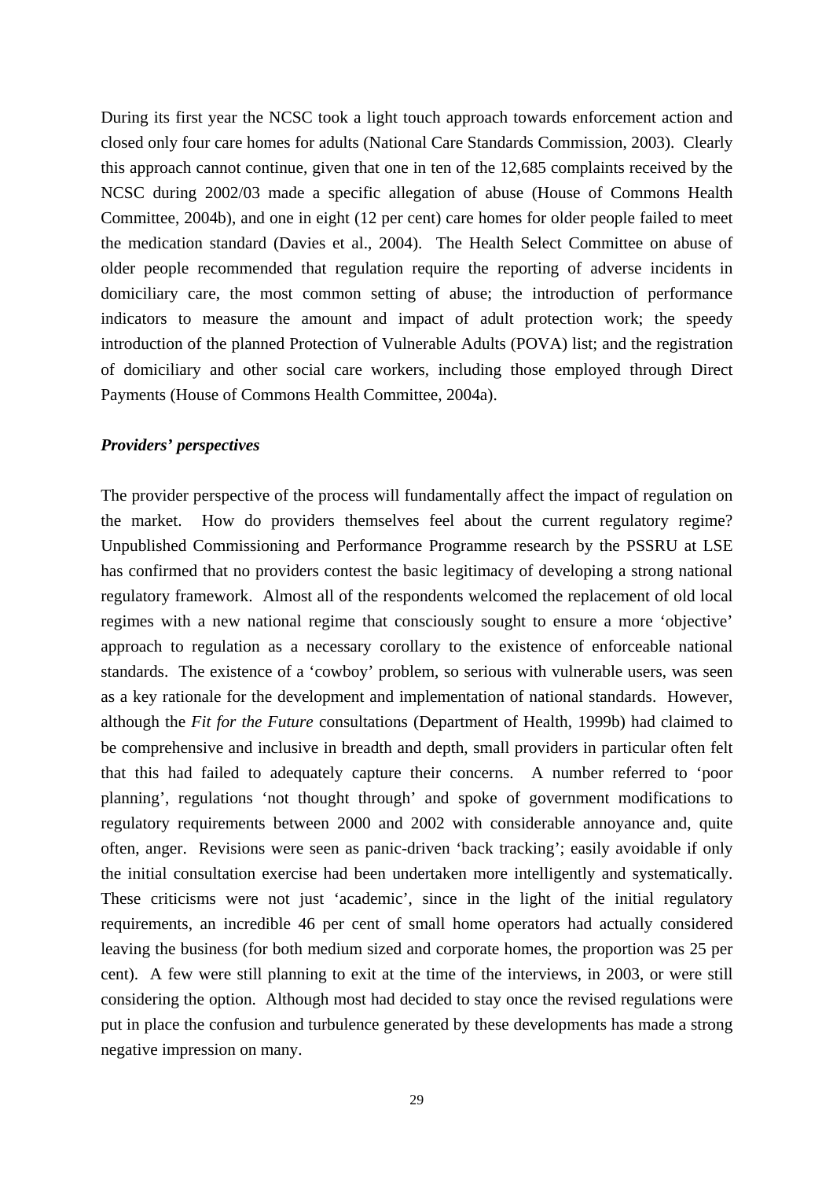During its first year the NCSC took a light touch approach towards enforcement action and closed only four care homes for adults (National Care Standards Commission, 2003). Clearly this approach cannot continue, given that one in ten of the 12,685 complaints received by the NCSC during 2002/03 made a specific allegation of abuse (House of Commons Health Committee, 2004b), and one in eight (12 per cent) care homes for older people failed to meet the medication standard (Davies et al., 2004). The Health Select Committee on abuse of older people recommended that regulation require the reporting of adverse incidents in domiciliary care, the most common setting of abuse; the introduction of performance indicators to measure the amount and impact of adult protection work; the speedy introduction of the planned Protection of Vulnerable Adults (POVA) list; and the registration of domiciliary and other social care workers, including those employed through Direct Payments (House of Commons Health Committee, 2004a).

***Providers' perspectives***

The provider perspective of the process will fundamentally affect the impact of regulation on the market. How do providers themselves feel about the current regulatory regime? Unpublished Commissioning and Performance Programme research by the PSSRU at LSE has confirmed that no providers contest the basic legitimacy of developing a strong national regulatory framework. Almost all of the respondents welcomed the replacement of old local regimes with a new national regime that consciously sought to ensure a more 'objective' approach to regulation as a necessary corollary to the existence of enforceable national standards. The existence of a 'cowboy' problem, so serious with vulnerable users, was seen as a key rationale for the development and implementation of national standards. However, although the *Fit for the Future* consultations (Department of Health, 1999b) had claimed to be comprehensive and inclusive in breadth and depth, small providers in particular often felt that this had failed to adequately capture their concerns. A number referred to 'poor planning', regulations 'not thought through' and spoke of government modifications to regulatory requirements between 2000 and 2002 with considerable annoyance and, quite often, anger. Revisions were seen as panic-driven 'back tracking'; easily avoidable if only the initial consultation exercise had been undertaken more intelligently and systematically. These criticisms were not just 'academic', since in the light of the initial regulatory requirements, an incredible 46 per cent of small home operators had actually considered leaving the business (for both medium sized and corporate homes, the proportion was 25 per cent). A few were still planning to exit at the time of the interviews, in 2003, or were still considering the option. Although most had decided to stay once the revised regulations were put in place the confusion and turbulence generated by these developments has made a strong negative impression on many.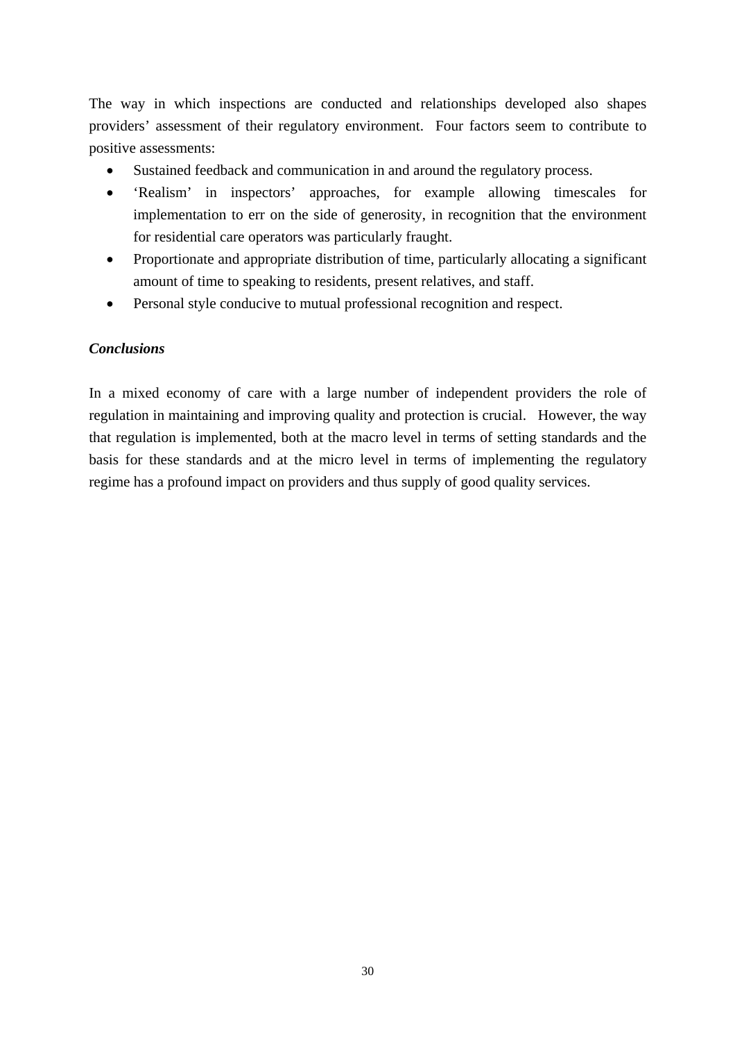The way in which inspections are conducted and relationships developed also shapes providers' assessment of their regulatory environment. Four factors seem to contribute to positive assessments:

- Sustained feedback and communication in and around the regulatory process.
- 'Realism' in inspectors' approaches, for example allowing timescales for implementation to err on the side of generosity, in recognition that the environment for residential care operators was particularly fraught.
- Proportionate and appropriate distribution of time, particularly allocating a significant amount of time to speaking to residents, present relatives, and staff.
- Personal style conducive to mutual professional recognition and respect.

***Conclusions***

In a mixed economy of care with a large number of independent providers the role of regulation in maintaining and improving quality and protection is crucial. However, the way that regulation is implemented, both at the macro level in terms of setting standards and the basis for these standards and at the micro level in terms of implementing the regulatory regime has a profound impact on providers and thus supply of good quality services.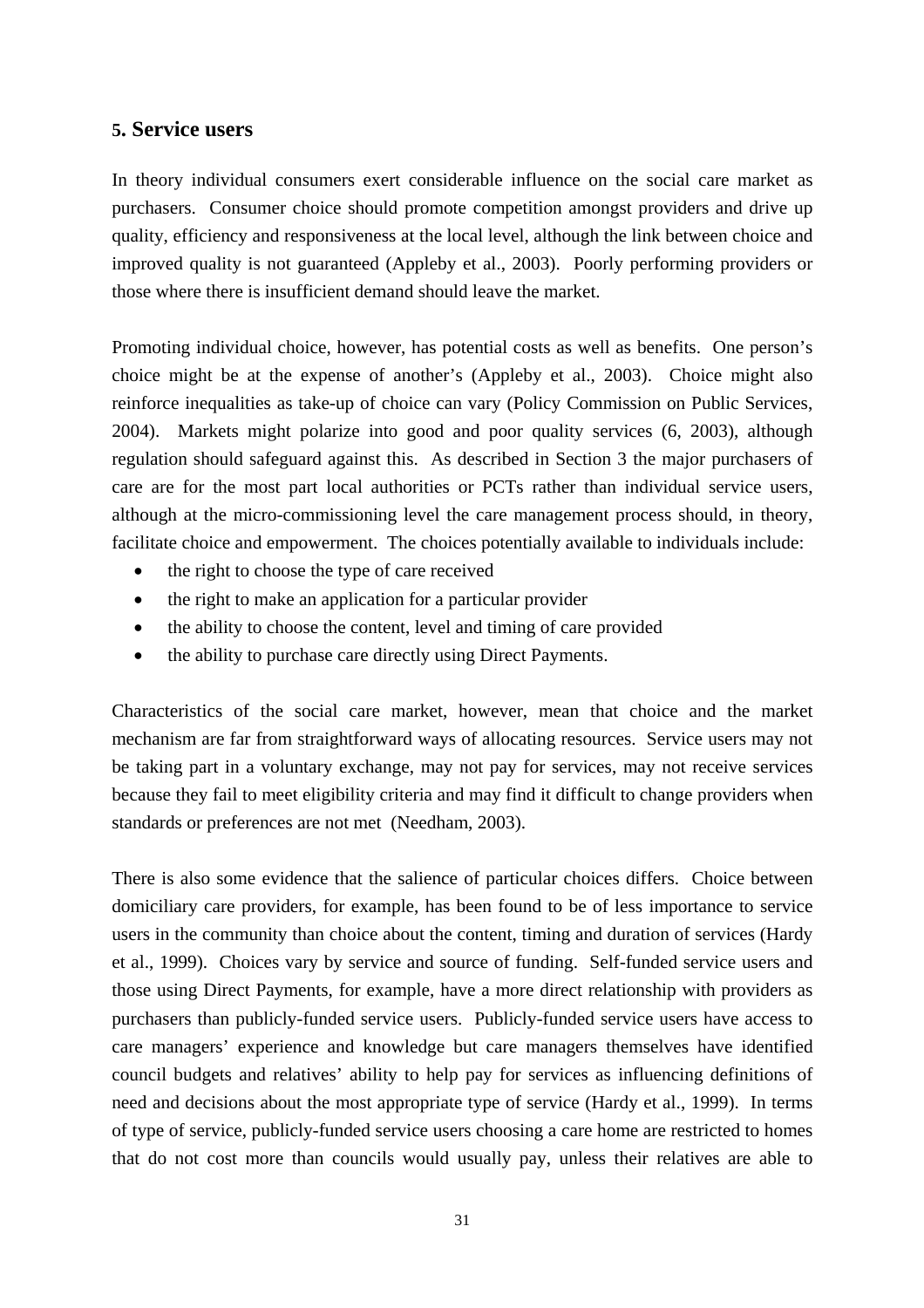## 5. Service users

In theory individual consumers exert considerable influence on the social care market as purchasers. Consumer choice should promote competition amongst providers and drive up quality, efficiency and responsiveness at the local level, although the link between choice and improved quality is not guaranteed (Appleby et al., 2003). Poorly performing providers or those where there is insufficient demand should leave the market.

Promoting individual choice, however, has potential costs as well as benefits. One person's choice might be at the expense of another's (Appleby et al., 2003). Choice might also reinforce inequalities as take-up of choice can vary (Policy Commission on Public Services, 2004). Markets might polarize into good and poor quality services (6, 2003), although regulation should safeguard against this. As described in Section 3 the major purchasers of care are for the most part local authorities or PCTs rather than individual service users, although at the micro-commissioning level the care management process should, in theory, facilitate choice and empowerment. The choices potentially available to individuals include:

- the right to choose the type of care received
- the right to make an application for a particular provider
- the ability to choose the content, level and timing of care provided
- the ability to purchase care directly using Direct Payments.

Characteristics of the social care market, however, mean that choice and the market mechanism are far from straightforward ways of allocating resources. Service users may not be taking part in a voluntary exchange, may not pay for services, may not receive services because they fail to meet eligibility criteria and may find it difficult to change providers when standards or preferences are not met (Needham, 2003).

There is also some evidence that the salience of particular choices differs. Choice between domiciliary care providers, for example, has been found to be of less importance to service users in the community than choice about the content, timing and duration of services (Hardy et al., 1999). Choices vary by service and source of funding. Self-funded service users and those using Direct Payments, for example, have a more direct relationship with providers as purchasers than publicly-funded service users. Publicly-funded service users have access to care managers' experience and knowledge but care managers themselves have identified council budgets and relatives' ability to help pay for services as influencing definitions of need and decisions about the most appropriate type of service (Hardy et al., 1999). In terms of type of service, publicly-funded service users choosing a care home are restricted to homes that do not cost more than councils would usually pay, unless their relatives are able to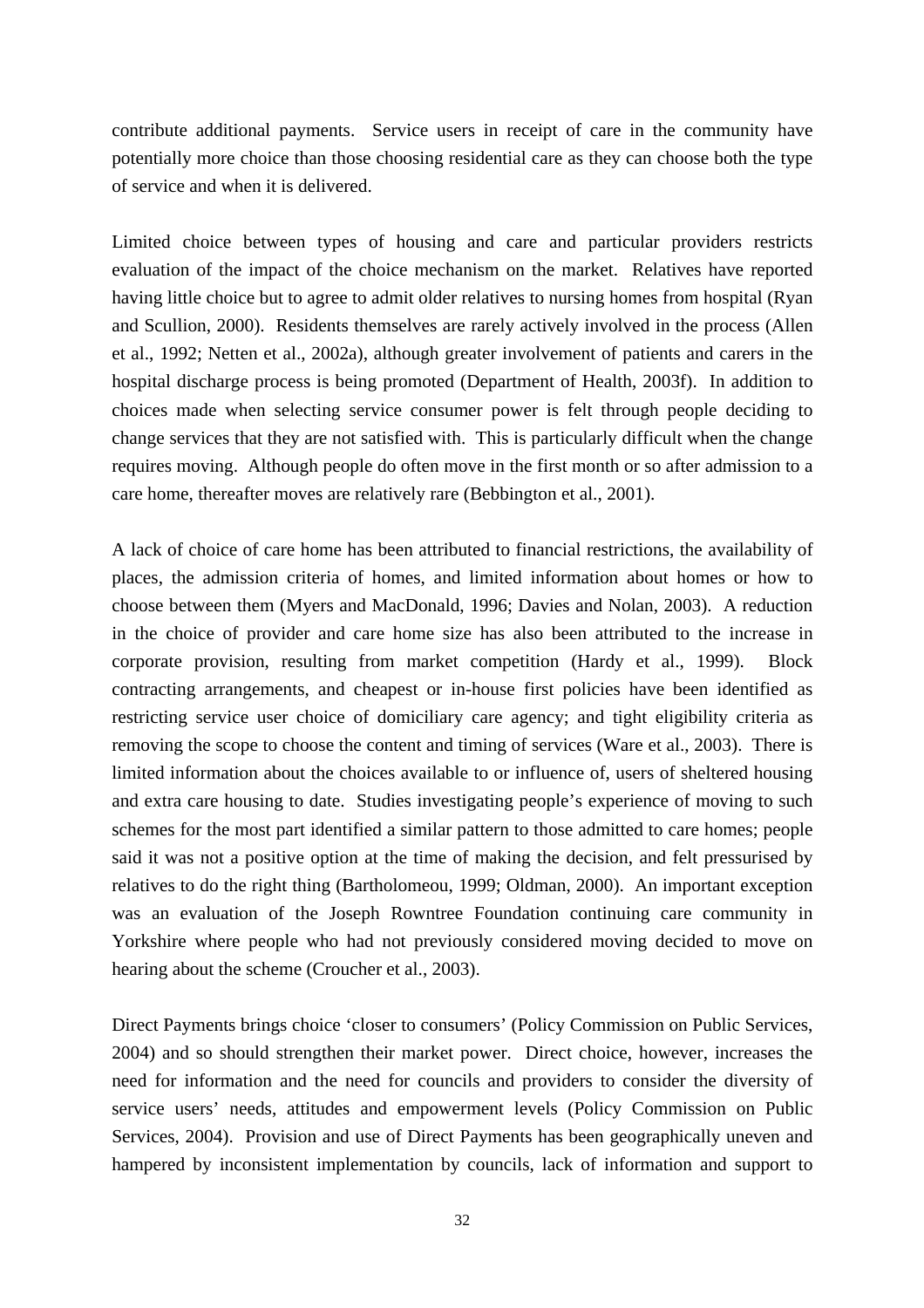contribute additional payments. Service users in receipt of care in the community have potentially more choice than those choosing residential care as they can choose both the type of service and when it is delivered.

Limited choice between types of housing and care and particular providers restricts evaluation of the impact of the choice mechanism on the market. Relatives have reported having little choice but to agree to admit older relatives to nursing homes from hospital (Ryan and Scullion, 2000). Residents themselves are rarely actively involved in the process (Allen et al., 1992; Netten et al., 2002a), although greater involvement of patients and carers in the hospital discharge process is being promoted (Department of Health, 2003f). In addition to choices made when selecting service consumer power is felt through people deciding to change services that they are not satisfied with. This is particularly difficult when the change requires moving. Although people do often move in the first month or so after admission to a care home, thereafter moves are relatively rare (Bebbington et al., 2001).

A lack of choice of care home has been attributed to financial restrictions, the availability of places, the admission criteria of homes, and limited information about homes or how to choose between them (Myers and MacDonald, 1996; Davies and Nolan, 2003). A reduction in the choice of provider and care home size has also been attributed to the increase in corporate provision, resulting from market competition (Hardy et al., 1999). Block contracting arrangements, and cheapest or in-house first policies have been identified as restricting service user choice of domiciliary care agency; and tight eligibility criteria as removing the scope to choose the content and timing of services (Ware et al., 2003). There is limited information about the choices available to or influence of, users of sheltered housing and extra care housing to date. Studies investigating people's experience of moving to such schemes for the most part identified a similar pattern to those admitted to care homes; people said it was not a positive option at the time of making the decision, and felt pressurised by relatives to do the right thing (Bartholomeou, 1999; Oldman, 2000). An important exception was an evaluation of the Joseph Rowntree Foundation continuing care community in Yorkshire where people who had not previously considered moving decided to move on hearing about the scheme (Croucher et al., 2003).

Direct Payments brings choice 'closer to consumers' (Policy Commission on Public Services, 2004) and so should strengthen their market power. Direct choice, however, increases the need for information and the need for councils and providers to consider the diversity of service users' needs, attitudes and empowerment levels (Policy Commission on Public Services, 2004). Provision and use of Direct Payments has been geographically uneven and hampered by inconsistent implementation by councils, lack of information and support to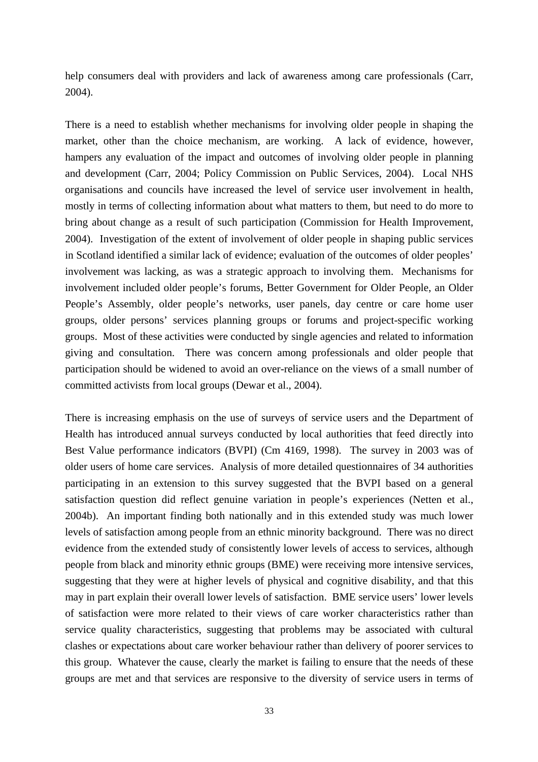help consumers deal with providers and lack of awareness among care professionals (Carr, 2004).

There is a need to establish whether mechanisms for involving older people in shaping the market, other than the choice mechanism, are working. A lack of evidence, however, hampers any evaluation of the impact and outcomes of involving older people in planning and development (Carr, 2004; Policy Commission on Public Services, 2004). Local NHS organisations and councils have increased the level of service user involvement in health, mostly in terms of collecting information about what matters to them, but need to do more to bring about change as a result of such participation (Commission for Health Improvement, 2004). Investigation of the extent of involvement of older people in shaping public services in Scotland identified a similar lack of evidence; evaluation of the outcomes of older peoples' involvement was lacking, as was a strategic approach to involving them. Mechanisms for involvement included older people's forums, Better Government for Older People, an Older People's Assembly, older people's networks, user panels, day centre or care home user groups, older persons' services planning groups or forums and project-specific working groups. Most of these activities were conducted by single agencies and related to information giving and consultation. There was concern among professionals and older people that participation should be widened to avoid an over-reliance on the views of a small number of committed activists from local groups (Dewar et al., 2004).

There is increasing emphasis on the use of surveys of service users and the Department of Health has introduced annual surveys conducted by local authorities that feed directly into Best Value performance indicators (BVPI) (Cm 4169, 1998). The survey in 2003 was of older users of home care services. Analysis of more detailed questionnaires of 34 authorities participating in an extension to this survey suggested that the BVPI based on a general satisfaction question did reflect genuine variation in people's experiences (Netten et al., 2004b). An important finding both nationally and in this extended study was much lower levels of satisfaction among people from an ethnic minority background. There was no direct evidence from the extended study of consistently lower levels of access to services, although people from black and minority ethnic groups (BME) were receiving more intensive services, suggesting that they were at higher levels of physical and cognitive disability, and that this may in part explain their overall lower levels of satisfaction. BME service users' lower levels of satisfaction were more related to their views of care worker characteristics rather than service quality characteristics, suggesting that problems may be associated with cultural clashes or expectations about care worker behaviour rather than delivery of poorer services to this group. Whatever the cause, clearly the market is failing to ensure that the needs of these groups are met and that services are responsive to the diversity of service users in terms of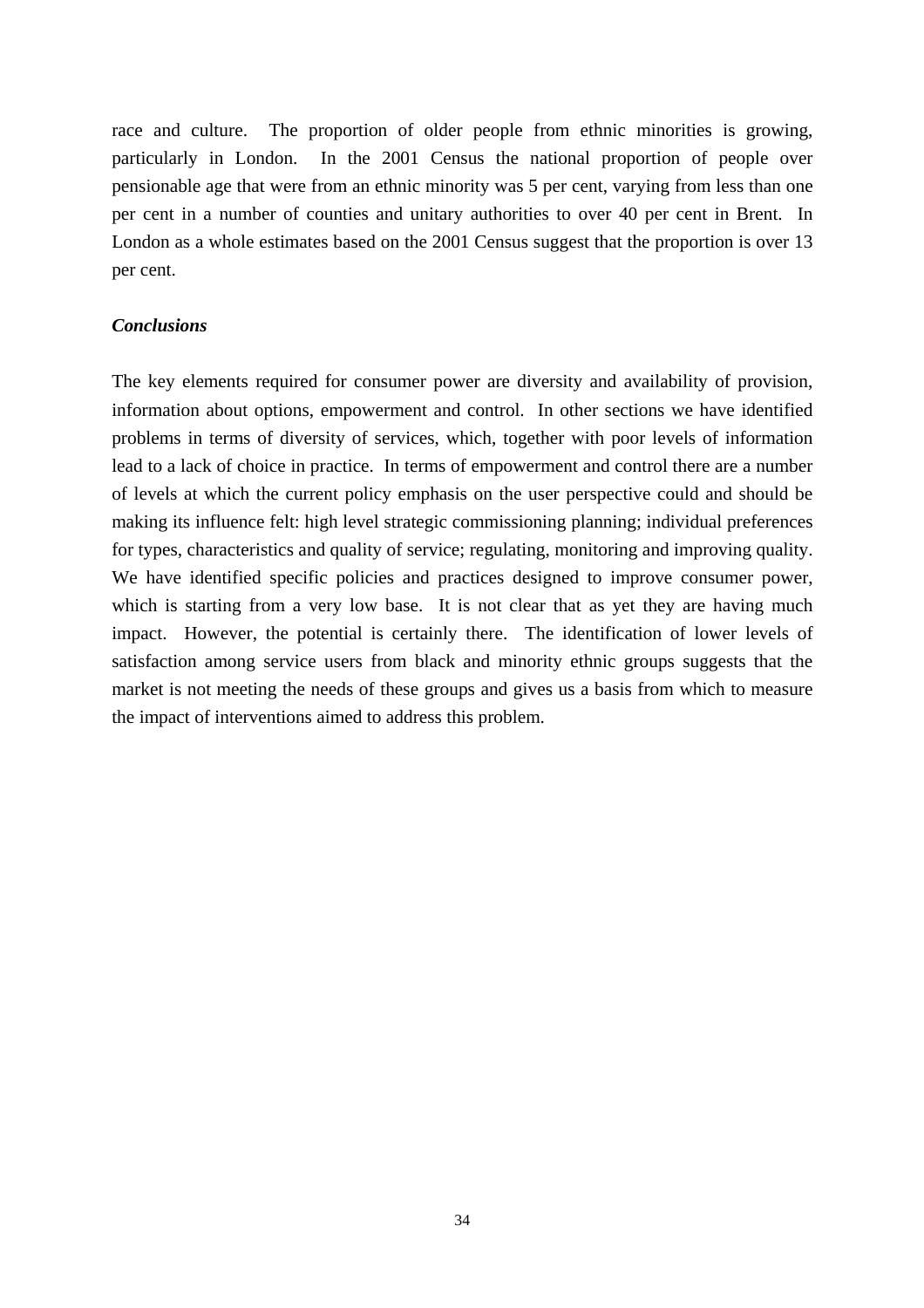race and culture. The proportion of older people from ethnic minorities is growing, particularly in London. In the 2001 Census the national proportion of people over pensionable age that were from an ethnic minority was 5 per cent, varying from less than one per cent in a number of counties and unitary authorities to over 40 per cent in Brent. In London as a whole estimates based on the 2001 Census suggest that the proportion is over 13 per cent.

### *Conclusions*

The key elements required for consumer power are diversity and availability of provision, information about options, empowerment and control. In other sections we have identified problems in terms of diversity of services, which, together with poor levels of information lead to a lack of choice in practice. In terms of empowerment and control there are a number of levels at which the current policy emphasis on the user perspective could and should be making its influence felt: high level strategic commissioning planning; individual preferences for types, characteristics and quality of service; regulating, monitoring and improving quality. We have identified specific policies and practices designed to improve consumer power, which is starting from a very low base. It is not clear that as yet they are having much impact. However, the potential is certainly there. The identification of lower levels of satisfaction among service users from black and minority ethnic groups suggests that the market is not meeting the needs of these groups and gives us a basis from which to measure the impact of interventions aimed to address this problem.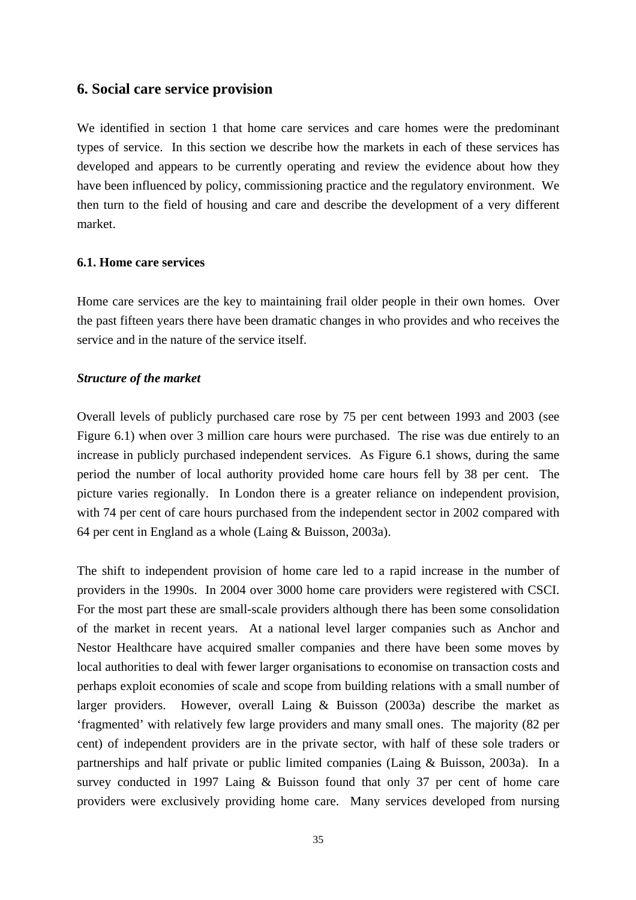## 6. Social care service provision

We identified in section 1 that home care services and care homes were the predominant types of service. In this section we describe how the markets in each of these services has developed and appears to be currently operating and review the evidence about how they have been influenced by policy, commissioning practice and the regulatory environment. We then turn to the field of housing and care and describe the development of a very different market.

### 6.1. Home care services

Home care services are the key to maintaining frail older people in their own homes. Over the past fifteen years there have been dramatic changes in who provides and who receives the service and in the nature of the service itself.

#### *Structure of the market*

Overall levels of publicly purchased care rose by 75 per cent between 1993 and 2003 (see Figure 6.1) when over 3 million care hours were purchased. The rise was due entirely to an increase in publicly purchased independent services. As Figure 6.1 shows, during the same period the number of local authority provided home care hours fell by 38 per cent. The picture varies regionally. In London there is a greater reliance on independent provision, with 74 per cent of care hours purchased from the independent sector in 2002 compared with 64 per cent in England as a whole (Laing & Buisson, 2003a).

The shift to independent provision of home care led to a rapid increase in the number of providers in the 1990s. In 2004 over 3000 home care providers were registered with CSCI. For the most part these are small-scale providers although there has been some consolidation of the market in recent years. At a national level larger companies such as Anchor and Nestor Healthcare have acquired smaller companies and there have been some moves by local authorities to deal with fewer larger organisations to economise on transaction costs and perhaps exploit economies of scale and scope from building relations with a small number of larger providers. However, overall Laing & Buisson (2003a) describe the market as 'fragmented' with relatively few large providers and many small ones. The majority (82 per cent) of independent providers are in the private sector, with half of these sole traders or partnerships and half private or public limited companies (Laing & Buisson, 2003a). In a survey conducted in 1997 Laing & Buisson found that only 37 per cent of home care providers were exclusively providing home care. Many services developed from nursing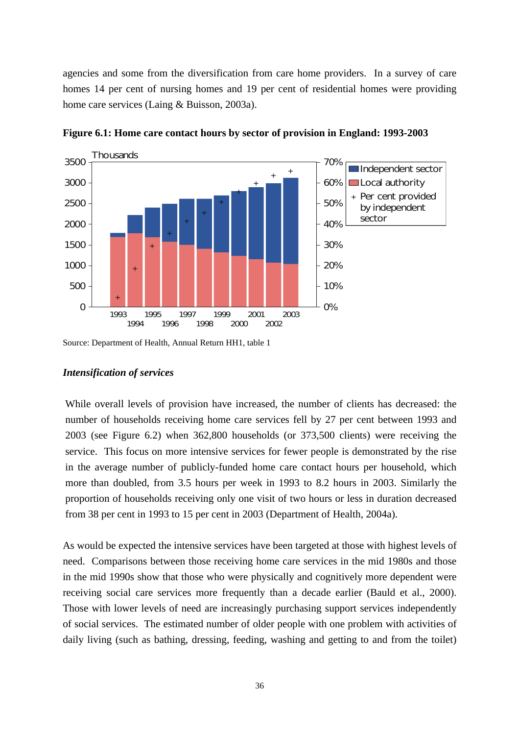agencies and some from the diversification from care home providers. In a survey of care homes 14 per cent of nursing homes and 19 per cent of residential homes were providing home care services (Laing & Buisson, 2003a).

**Figure 6.1: Home care contact hours by sector of provision in England: 1993-2003**

Source: Department of Health, Annual Return HH1, table 1

### *Intensification of services*

While overall levels of provision have increased, the number of clients has decreased: the number of households receiving home care services fell by 27 per cent between 1993 and 2003 (see Figure 6.2) when 362,800 households (or 373,500 clients) were receiving the service. This focus on more intensive services for fewer people is demonstrated by the rise in the average number of publicly-funded home care contact hours per household, which more than doubled, from 3.5 hours per week in 1993 to 8.2 hours in 2003. Similarly the proportion of households receiving only one visit of two hours or less in duration decreased from 38 per cent in 1993 to 15 per cent in 2003 (Department of Health, 2004a).

As would be expected the intensive services have been targeted at those with highest levels of need. Comparisons between those receiving home care services in the mid 1980s and those in the mid 1990s show that those who were physically and cognitively more dependent were receiving social care services more frequently than a decade earlier (Bauld et al., 2000). Those with lower levels of need are increasingly purchasing support services independently of social services. The estimated number of older people with one problem with activities of daily living (such as bathing, dressing, feeding, washing and getting to and from the toilet)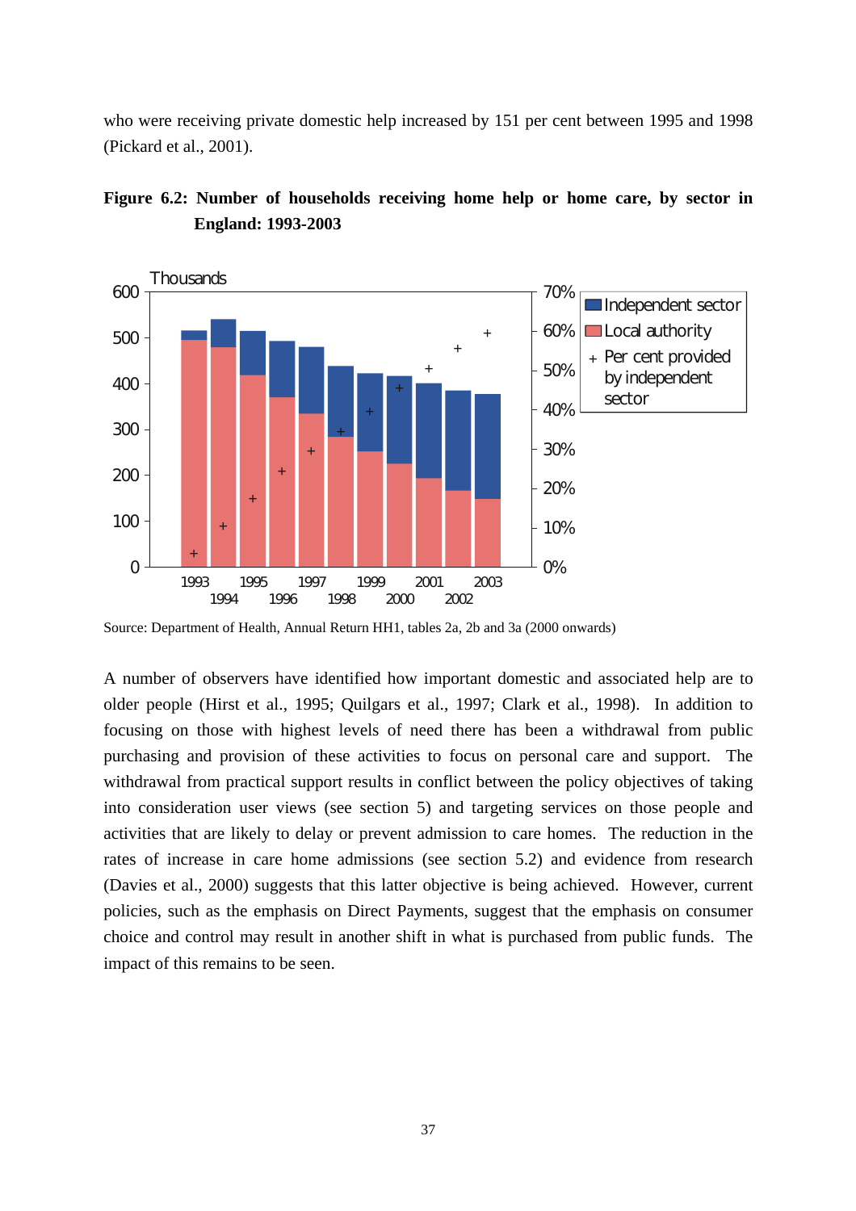who were receiving private domestic help increased by 151 per cent between 1995 and 1998 (Pickard et al., 2001).

**Figure 6.2: Number of households receiving home help or home care, by sector in England: 1993-2003**

Source: Department of Health, Annual Return HH1, tables 2a, 2b and 3a (2000 onwards)

A number of observers have identified how important domestic and associated help are to older people (Hirst et al., 1995; Quilgars et al., 1997; Clark et al., 1998). In addition to focusing on those with highest levels of need there has been a withdrawal from public purchasing and provision of these activities to focus on personal care and support. The withdrawal from practical support results in conflict between the policy objectives of taking into consideration user views (see section 5) and targeting services on those people and activities that are likely to delay or prevent admission to care homes. The reduction in the rates of increase in care home admissions (see section 5.2) and evidence from research (Davies et al., 2000) suggests that this latter objective is being achieved. However, current policies, such as the emphasis on Direct Payments, suggest that the emphasis on consumer choice and control may result in another shift in what is purchased from public funds. The impact of this remains to be seen.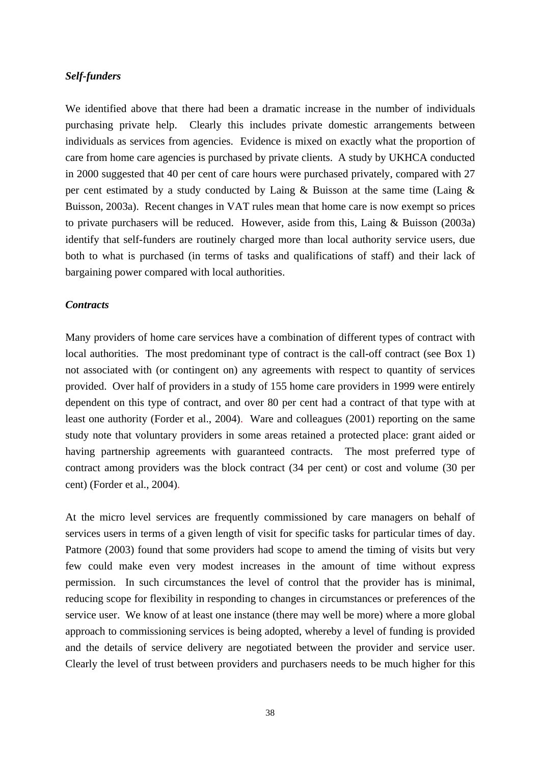***Self-funders***

We identified above that there had been a dramatic increase in the number of individuals purchasing private help. Clearly this includes private domestic arrangements between individuals as services from agencies. Evidence is mixed on exactly what the proportion of care from home care agencies is purchased by private clients. A study by UKHCA conducted in 2000 suggested that 40 per cent of care hours were purchased privately, compared with 27 per cent estimated by a study conducted by Laing & Buisson at the same time (Laing & Buisson, 2003a). Recent changes in VAT rules mean that home care is now exempt so prices to private purchasers will be reduced. However, aside from this, Laing & Buisson (2003a) identify that self-funders are routinely charged more than local authority service users, due both to what is purchased (in terms of tasks and qualifications of staff) and their lack of bargaining power compared with local authorities.

***Contracts***

Many providers of home care services have a combination of different types of contract with local authorities. The most predominant type of contract is the call-off contract (see Box 1) not associated with (or contingent on) any agreements with respect to quantity of services provided. Over half of providers in a study of 155 home care providers in 1999 were entirely dependent on this type of contract, and over 80 per cent had a contract of that type with at least one authority (Forder et al., 2004). Ware and colleagues (2001) reporting on the same study note that voluntary providers in some areas retained a protected place: grant aided or having partnership agreements with guaranteed contracts. The most preferred type of contract among providers was the block contract (34 per cent) or cost and volume (30 per cent) (Forder et al., 2004).

At the micro level services are frequently commissioned by care managers on behalf of services users in terms of a given length of visit for specific tasks for particular times of day. Patmore (2003) found that some providers had scope to amend the timing of visits but very few could make even very modest increases in the amount of time without express permission. In such circumstances the level of control that the provider has is minimal, reducing scope for flexibility in responding to changes in circumstances or preferences of the service user. We know of at least one instance (there may well be more) where a more global approach to commissioning services is being adopted, whereby a level of funding is provided and the details of service delivery are negotiated between the provider and service user. Clearly the level of trust between providers and purchasers needs to be much higher for this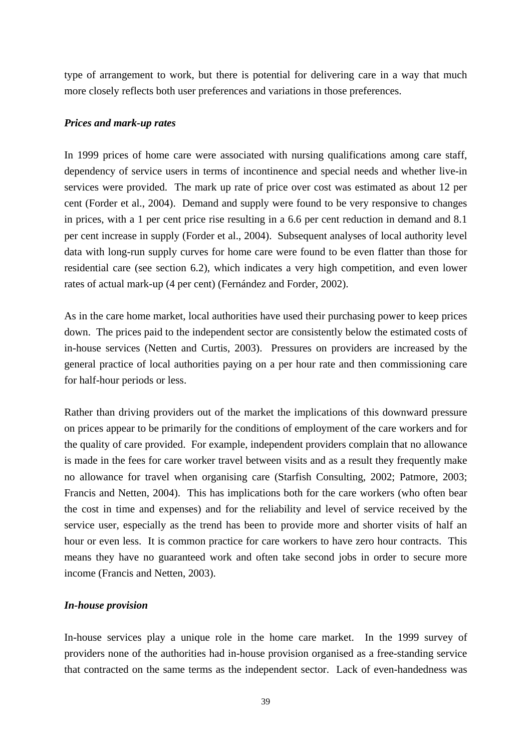type of arrangement to work, but there is potential for delivering care in a way that much more closely reflects both user preferences and variations in those preferences.

***Prices and mark-up rates***

In 1999 prices of home care were associated with nursing qualifications among care staff, dependency of service users in terms of incontinence and special needs and whether live-in services were provided. The mark up rate of price over cost was estimated as about 12 per cent (Forder et al., 2004). Demand and supply were found to be very responsive to changes in prices, with a 1 per cent price rise resulting in a 6.6 per cent reduction in demand and 8.1 per cent increase in supply (Forder et al., 2004). Subsequent analyses of local authority level data with long-run supply curves for home care were found to be even flatter than those for residential care (see section 6.2), which indicates a very high competition, and even lower rates of actual mark-up (4 per cent) (Fernández and Forder, 2002).

As in the care home market, local authorities have used their purchasing power to keep prices down. The prices paid to the independent sector are consistently below the estimated costs of in-house services (Netten and Curtis, 2003). Pressures on providers are increased by the general practice of local authorities paying on a per hour rate and then commissioning care for half-hour periods or less.

Rather than driving providers out of the market the implications of this downward pressure on prices appear to be primarily for the conditions of employment of the care workers and for the quality of care provided. For example, independent providers complain that no allowance is made in the fees for care worker travel between visits and as a result they frequently make no allowance for travel when organising care (Starfish Consulting, 2002; Patmore, 2003; Francis and Netten, 2004). This has implications both for the care workers (who often bear the cost in time and expenses) and for the reliability and level of service received by the service user, especially as the trend has been to provide more and shorter visits of half an hour or even less. It is common practice for care workers to have zero hour contracts. This means they have no guaranteed work and often take second jobs in order to secure more income (Francis and Netten, 2003).

***In-house provision***

In-house services play a unique role in the home care market. In the 1999 survey of providers none of the authorities had in-house provision organised as a free-standing service that contracted on the same terms as the independent sector. Lack of even-handedness was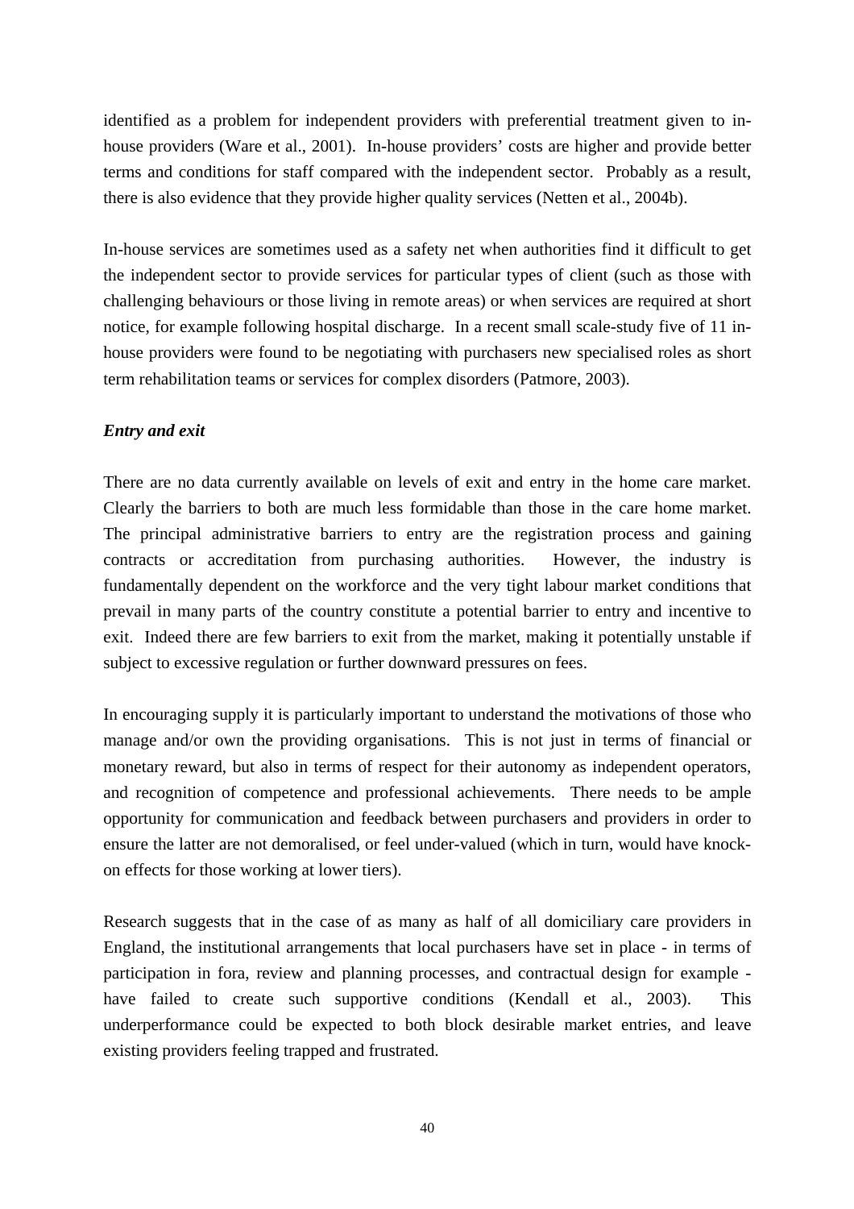identified as a problem for independent providers with preferential treatment given to in-house providers (Ware et al., 2001). In-house providers' costs are higher and provide better terms and conditions for staff compared with the independent sector. Probably as a result, there is also evidence that they provide higher quality services (Netten et al., 2004b).

In-house services are sometimes used as a safety net when authorities find it difficult to get the independent sector to provide services for particular types of client (such as those with challenging behaviours or those living in remote areas) or when services are required at short notice, for example following hospital discharge. In a recent small scale-study five of 11 in-house providers were found to be negotiating with purchasers new specialised roles as short term rehabilitation teams or services for complex disorders (Patmore, 2003).

***Entry and exit***

There are no data currently available on levels of exit and entry in the home care market. Clearly the barriers to both are much less formidable than those in the care home market. The principal administrative barriers to entry are the registration process and gaining contracts or accreditation from purchasing authorities. However, the industry is fundamentally dependent on the workforce and the very tight labour market conditions that prevail in many parts of the country constitute a potential barrier to entry and incentive to exit. Indeed there are few barriers to exit from the market, making it potentially unstable if subject to excessive regulation or further downward pressures on fees.

In encouraging supply it is particularly important to understand the motivations of those who manage and/or own the providing organisations. This is not just in terms of financial or monetary reward, but also in terms of respect for their autonomy as independent operators, and recognition of competence and professional achievements. There needs to be ample opportunity for communication and feedback between purchasers and providers in order to ensure the latter are not demoralised, or feel under-valued (which in turn, would have knock-on effects for those working at lower tiers).

Research suggests that in the case of as many as half of all domiciliary care providers in England, the institutional arrangements that local purchasers have set in place - in terms of participation in fora, review and planning processes, and contractual design for example - have failed to create such supportive conditions (Kendall et al., 2003). This underperformance could be expected to both block desirable market entries, and leave existing providers feeling trapped and frustrated.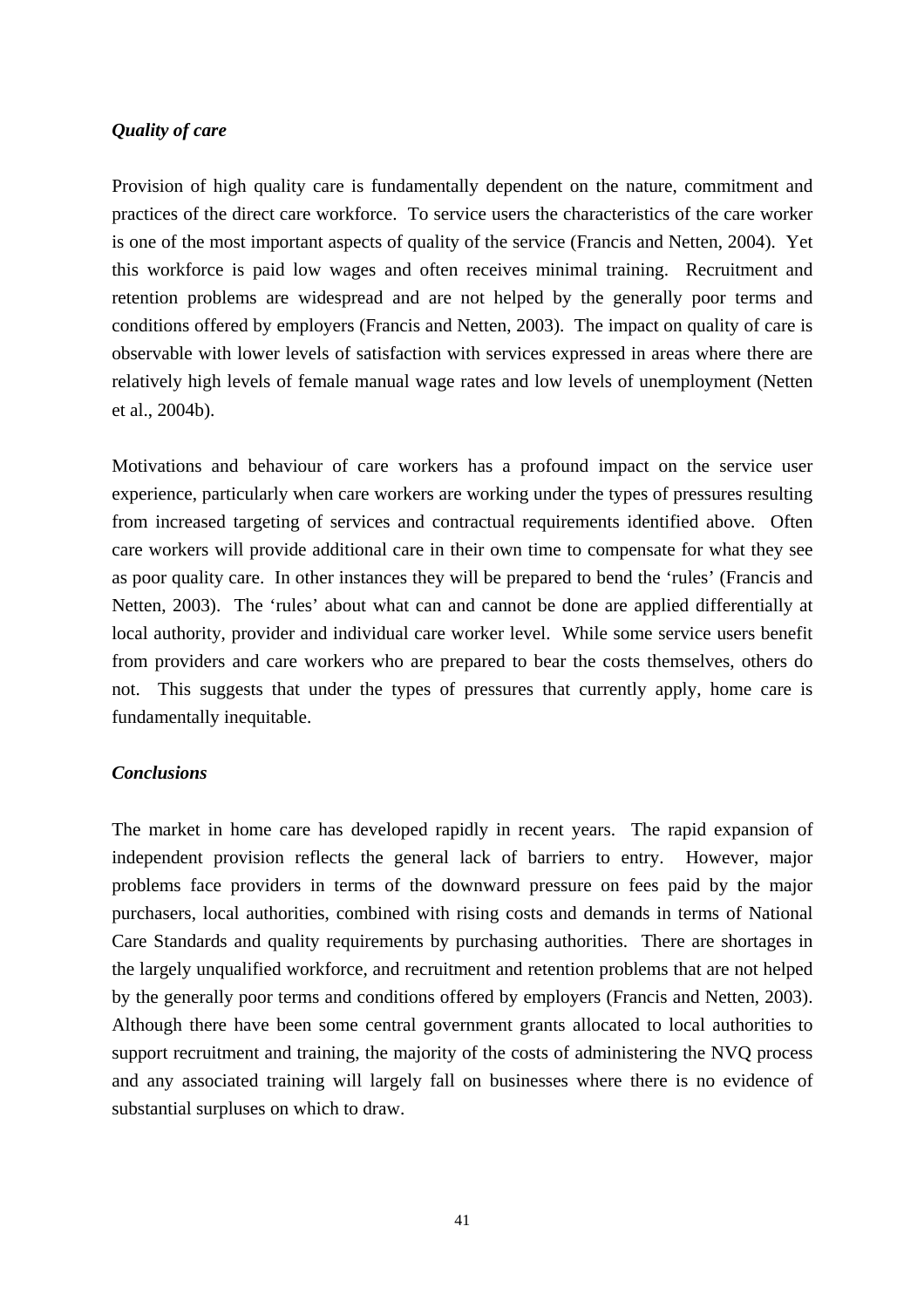### *Quality of care*

Provision of high quality care is fundamentally dependent on the nature, commitment and practices of the direct care workforce. To service users the characteristics of the care worker is one of the most important aspects of quality of the service (Francis and Netten, 2004). Yet this workforce is paid low wages and often receives minimal training. Recruitment and retention problems are widespread and are not helped by the generally poor terms and conditions offered by employers (Francis and Netten, 2003). The impact on quality of care is observable with lower levels of satisfaction with services expressed in areas where there are relatively high levels of female manual wage rates and low levels of unemployment (Netten et al., 2004b).

Motivations and behaviour of care workers has a profound impact on the service user experience, particularly when care workers are working under the types of pressures resulting from increased targeting of services and contractual requirements identified above. Often care workers will provide additional care in their own time to compensate for what they see as poor quality care. In other instances they will be prepared to bend the 'rules' (Francis and Netten, 2003). The 'rules' about what can and cannot be done are applied differentially at local authority, provider and individual care worker level. While some service users benefit from providers and care workers who are prepared to bear the costs themselves, others do not. This suggests that under the types of pressures that currently apply, home care is fundamentally inequitable.

### *Conclusions*

The market in home care has developed rapidly in recent years. The rapid expansion of independent provision reflects the general lack of barriers to entry. However, major problems face providers in terms of the downward pressure on fees paid by the major purchasers, local authorities, combined with rising costs and demands in terms of National Care Standards and quality requirements by purchasing authorities. There are shortages in the largely unqualified workforce, and recruitment and retention problems that are not helped by the generally poor terms and conditions offered by employers (Francis and Netten, 2003). Although there have been some central government grants allocated to local authorities to support recruitment and training, the majority of the costs of administering the NVQ process and any associated training will largely fall on businesses where there is no evidence of substantial surpluses on which to draw.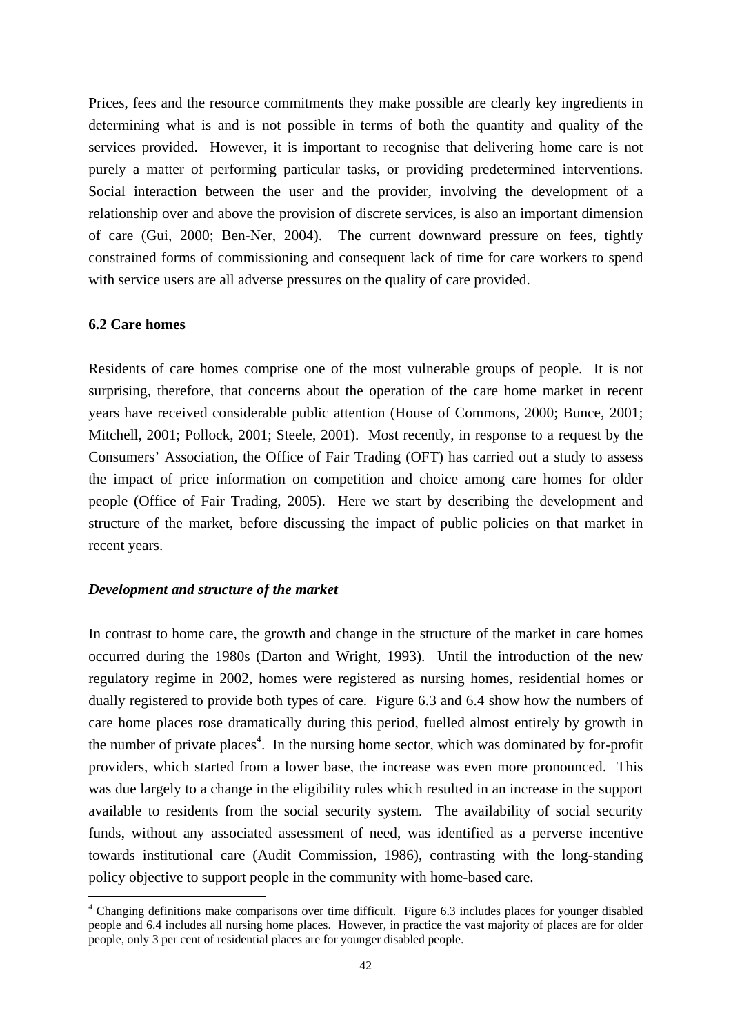Prices, fees and the resource commitments they make possible are clearly key ingredients in determining what is and is not possible in terms of both the quantity and quality of the services provided. However, it is important to recognise that delivering home care is not purely a matter of performing particular tasks, or providing predetermined interventions. Social interaction between the user and the provider, involving the development of a relationship over and above the provision of discrete services, is also an important dimension of care (Gui, 2000; Ben-Ner, 2004). The current downward pressure on fees, tightly constrained forms of commissioning and consequent lack of time for care workers to spend with service users are all adverse pressures on the quality of care provided.

### 6.2 Care homes

Residents of care homes comprise one of the most vulnerable groups of people. It is not surprising, therefore, that concerns about the operation of the care home market in recent years have received considerable public attention (House of Commons, 2000; Bunce, 2001; Mitchell, 2001; Pollock, 2001; Steele, 2001). Most recently, in response to a request by the Consumers' Association, the Office of Fair Trading (OFT) has carried out a study to assess the impact of price information on competition and choice among care homes for older people (Office of Fair Trading, 2005). Here we start by describing the development and structure of the market, before discussing the impact of public policies on that market in recent years.

#### *Development and structure of the market*

In contrast to home care, the growth and change in the structure of the market in care homes occurred during the 1980s (Darton and Wright, 1993). Until the introduction of the new regulatory regime in 2002, homes were registered as nursing homes, residential homes or dually registered to provide both types of care. Figure 6.3 and 6.4 show how the numbers of care home places rose dramatically during this period, fuelled almost entirely by growth in the number of private places[4]. In the nursing home sector, which was dominated by for-profit providers, which started from a lower base, the increase was even more pronounced. This was due largely to a change in the eligibility rules which resulted in an increase in the support available to residents from the social security system. The availability of social security funds, without any associated assessment of need, was identified as a perverse incentive towards institutional care (Audit Commission, 1986), contrasting with the long-standing policy objective to support people in the community with home-based care.

[4] Changing definitions make comparisons over time difficult. Figure 6.3 includes places for younger disabled people and 6.4 includes all nursing home places. However, in practice the vast majority of places are for older people, only 3 per cent of residential places are for younger disabled people.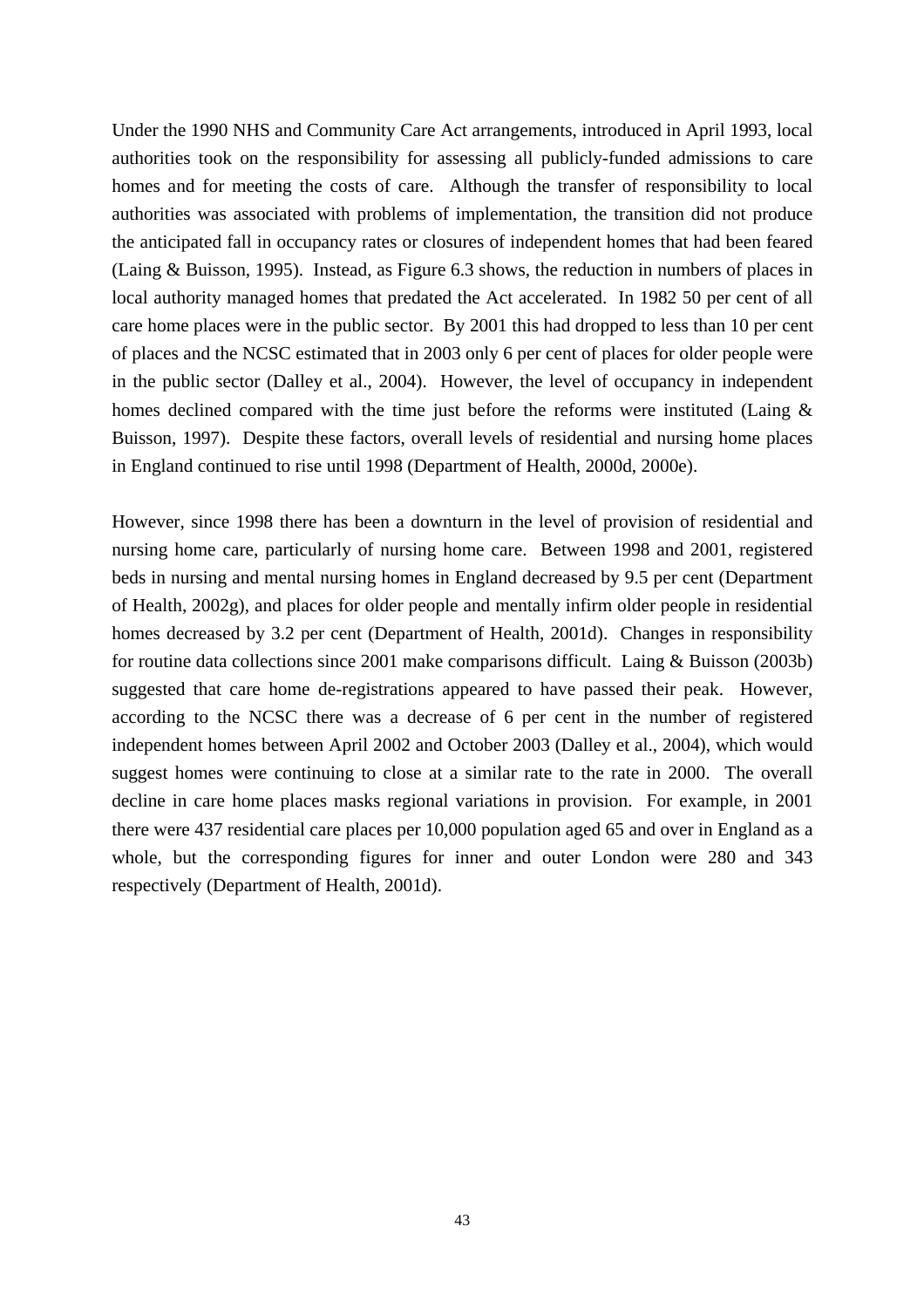Under the 1990 NHS and Community Care Act arrangements, introduced in April 1993, local authorities took on the responsibility for assessing all publicly-funded admissions to care homes and for meeting the costs of care. Although the transfer of responsibility to local authorities was associated with problems of implementation, the transition did not produce the anticipated fall in occupancy rates or closures of independent homes that had been feared (Laing & Buisson, 1995). Instead, as Figure 6.3 shows, the reduction in numbers of places in local authority managed homes that predated the Act accelerated. In 1982 50 per cent of all care home places were in the public sector. By 2001 this had dropped to less than 10 per cent of places and the NCSC estimated that in 2003 only 6 per cent of places for older people were in the public sector (Dalley et al., 2004). However, the level of occupancy in independent homes declined compared with the time just before the reforms were instituted (Laing & Buisson, 1997). Despite these factors, overall levels of residential and nursing home places in England continued to rise until 1998 (Department of Health, 2000d, 2000e).

However, since 1998 there has been a downturn in the level of provision of residential and nursing home care, particularly of nursing home care. Between 1998 and 2001, registered beds in nursing and mental nursing homes in England decreased by 9.5 per cent (Department of Health, 2002g), and places for older people and mentally infirm older people in residential homes decreased by 3.2 per cent (Department of Health, 2001d). Changes in responsibility for routine data collections since 2001 make comparisons difficult. Laing & Buisson (2003b) suggested that care home de-registrations appeared to have passed their peak. However, according to the NCSC there was a decrease of 6 per cent in the number of registered independent homes between April 2002 and October 2003 (Dalley et al., 2004), which would suggest homes were continuing to close at a similar rate to the rate in 2000. The overall decline in care home places masks regional variations in provision. For example, in 2001 there were 437 residential care places per 10,000 population aged 65 and over in England as a whole, but the corresponding figures for inner and outer London were 280 and 343 respectively (Department of Health, 2001d).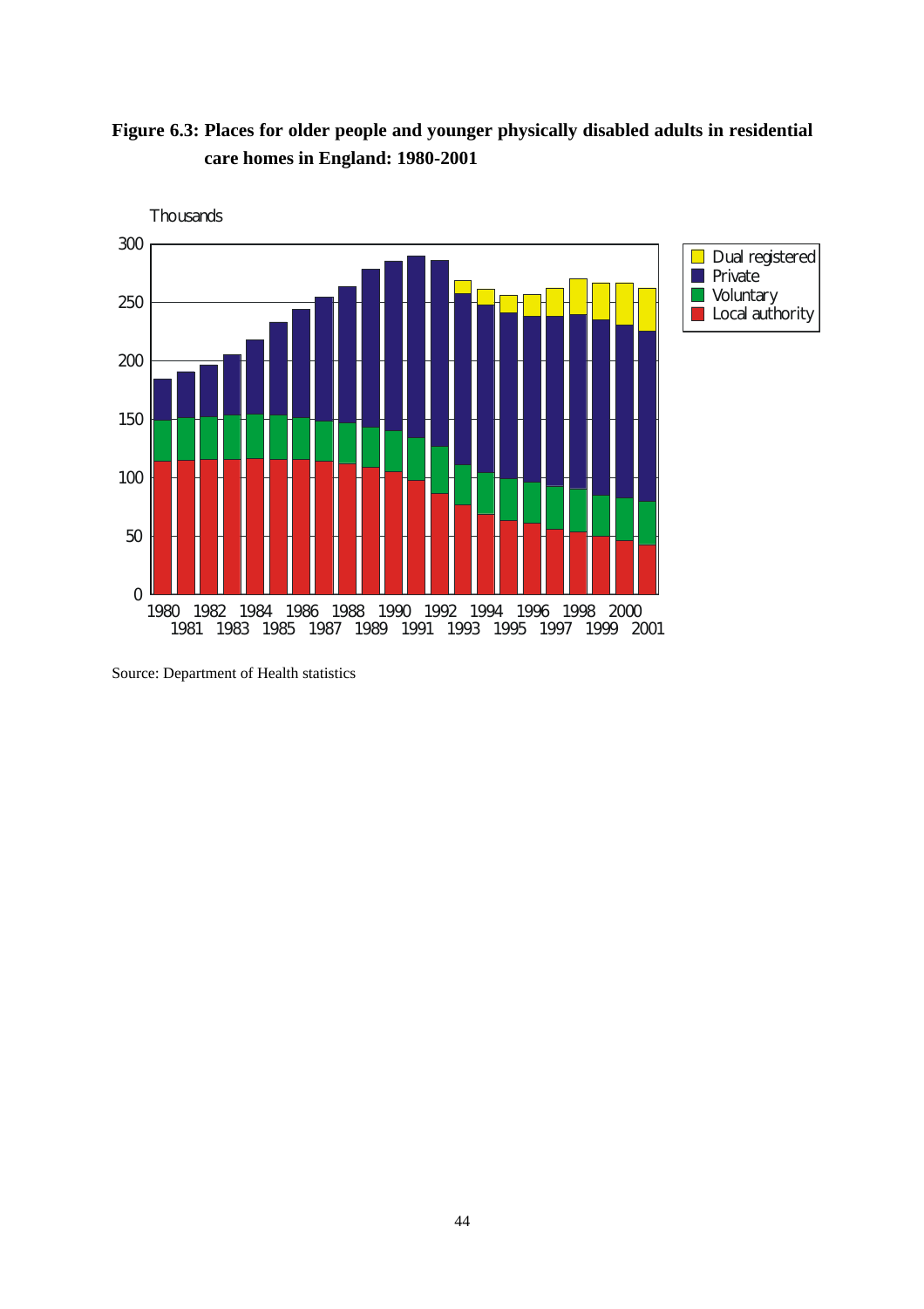**Figure 6.3: Places for older people and younger physically disabled adults in residential care homes in England: 1980-2001**

Thousands

Source: Department of Health statistics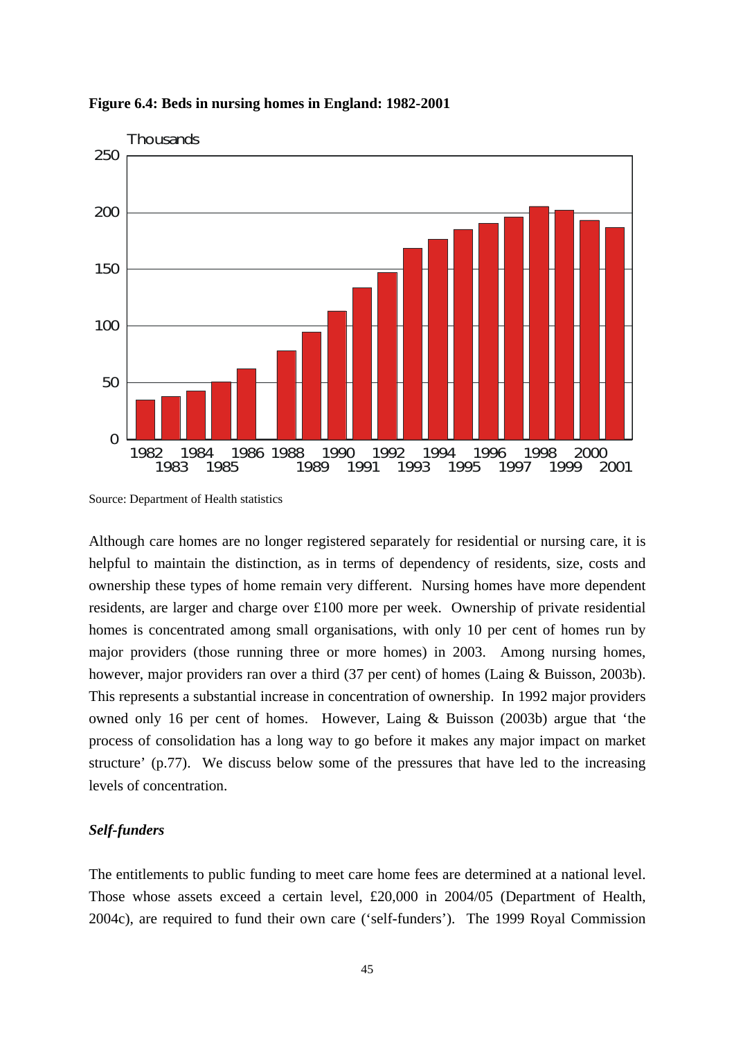**Figure 6.4: Beds in nursing homes in England: 1982-2001**

Source: Department of Health statistics

Although care homes are no longer registered separately for residential or nursing care, it is helpful to maintain the distinction, as in terms of dependency of residents, size, costs and ownership these types of home remain very different. Nursing homes have more dependent residents, are larger and charge over £100 more per week. Ownership of private residential homes is concentrated among small organisations, with only 10 per cent of homes run by major providers (those running three or more homes) in 2003. Among nursing homes, however, major providers ran over a third (37 per cent) of homes (Laing & Buisson, 2003b). This represents a substantial increase in concentration of ownership. In 1992 major providers owned only 16 per cent of homes. However, Laing & Buisson (2003b) argue that 'the process of consolidation has a long way to go before it makes any major impact on market structure' (p.77). We discuss below some of the pressures that have led to the increasing levels of concentration.

### *Self-funders*

The entitlements to public funding to meet care home fees are determined at a national level. Those whose assets exceed a certain level, £20,000 in 2004/05 (Department of Health, 2004c), are required to fund their own care ('self-funders'). The 1999 Royal Commission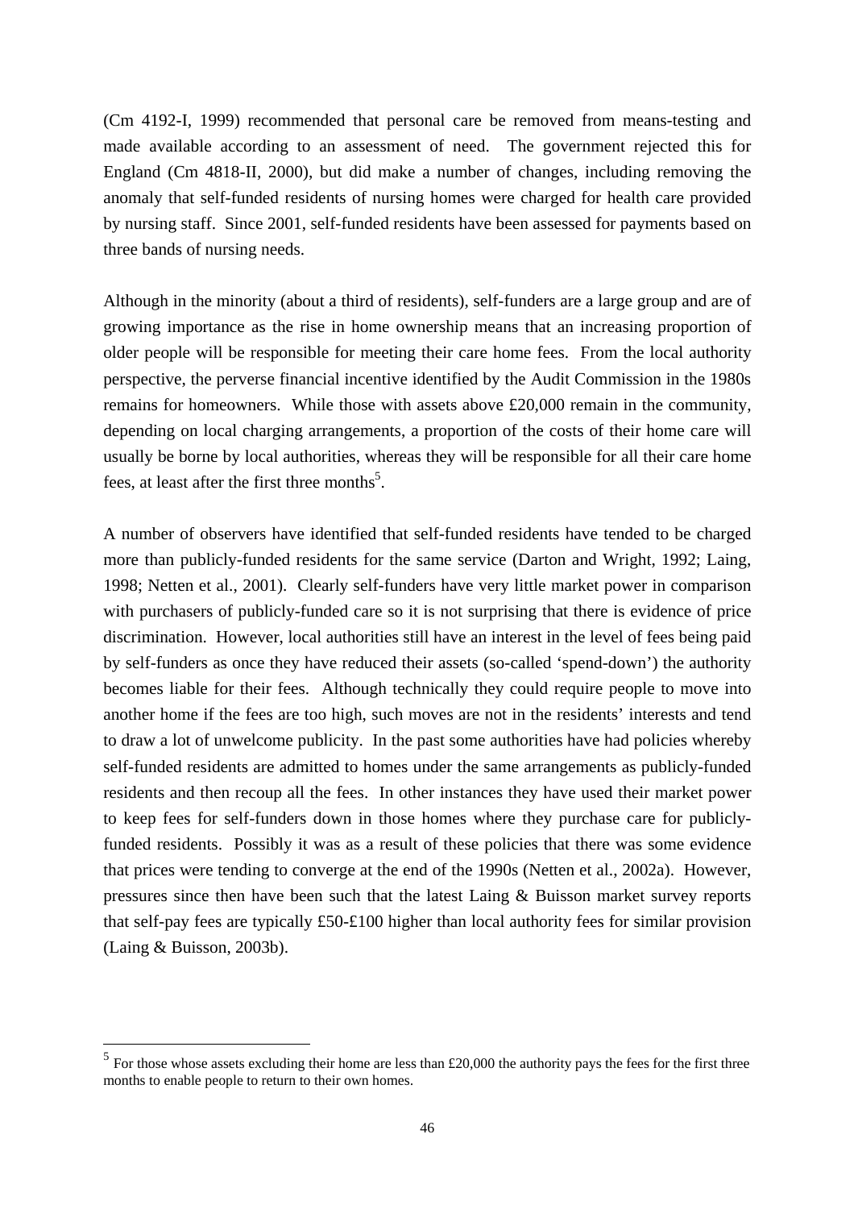(Cm 4192-I, 1999) recommended that personal care be removed from means-testing and made available according to an assessment of need. The government rejected this for England (Cm 4818-II, 2000), but did make a number of changes, including removing the anomaly that self-funded residents of nursing homes were charged for health care provided by nursing staff. Since 2001, self-funded residents have been assessed for payments based on three bands of nursing needs.

Although in the minority (about a third of residents), self-funders are a large group and are of growing importance as the rise in home ownership means that an increasing proportion of older people will be responsible for meeting their care home fees. From the local authority perspective, the perverse financial incentive identified by the Audit Commission in the 1980s remains for homeowners. While those with assets above £20,000 remain in the community, depending on local charging arrangements, a proportion of the costs of their home care will usually be borne by local authorities, whereas they will be responsible for all their care home fees, at least after the first three months[5].

A number of observers have identified that self-funded residents have tended to be charged more than publicly-funded residents for the same service (Darton and Wright, 1992; Laing, 1998; Netten et al., 2001). Clearly self-funders have very little market power in comparison with purchasers of publicly-funded care so it is not surprising that there is evidence of price discrimination. However, local authorities still have an interest in the level of fees being paid by self-funders as once they have reduced their assets (so-called 'spend-down') the authority becomes liable for their fees. Although technically they could require people to move into another home if the fees are too high, such moves are not in the residents' interests and tend to draw a lot of unwelcome publicity. In the past some authorities have had policies whereby self-funded residents are admitted to homes under the same arrangements as publicly-funded residents and then recoup all the fees. In other instances they have used their market power to keep fees for self-funders down in those homes where they purchase care for publicly-funded residents. Possibly it was as a result of these policies that there was some evidence that prices were tending to converge at the end of the 1990s (Netten et al., 2002a). However, pressures since then have been such that the latest Laing & Buisson market survey reports that self-pay fees are typically £50-£100 higher than local authority fees for similar provision (Laing & Buisson, 2003b).

[5] For those whose assets excluding their home are less than £20,000 the authority pays the fees for the first three months to enable people to return to their own homes.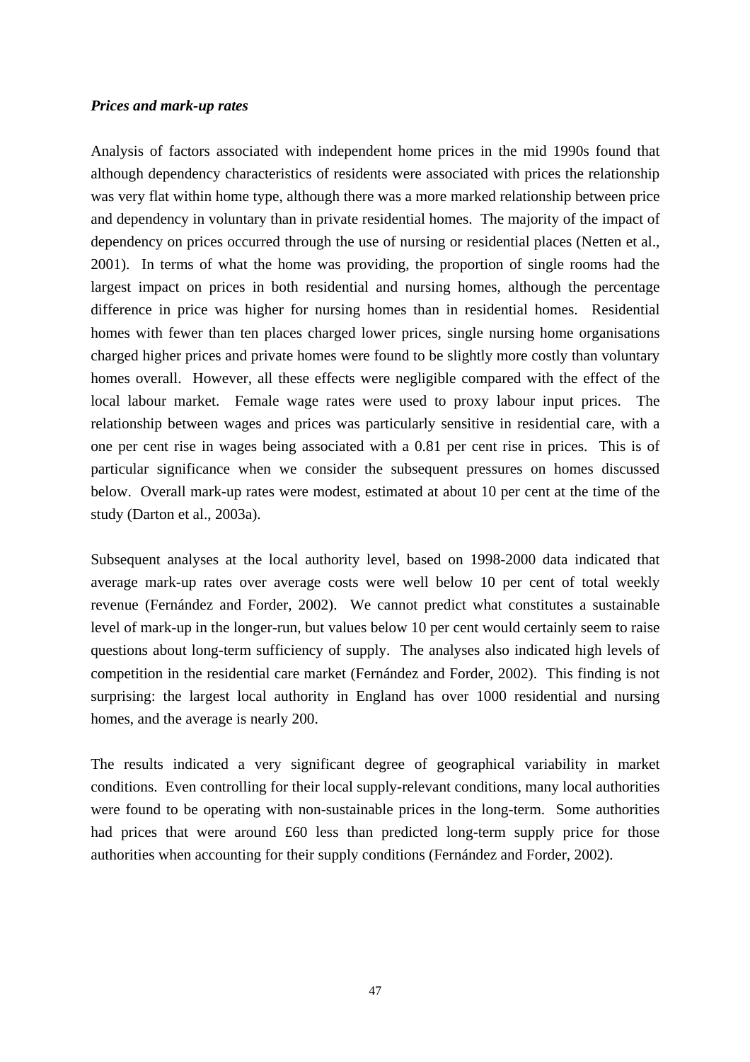***Prices and mark-up rates***

Analysis of factors associated with independent home prices in the mid 1990s found that although dependency characteristics of residents were associated with prices the relationship was very flat within home type, although there was a more marked relationship between price and dependency in voluntary than in private residential homes. The majority of the impact of dependency on prices occurred through the use of nursing or residential places (Netten et al., 2001). In terms of what the home was providing, the proportion of single rooms had the largest impact on prices in both residential and nursing homes, although the percentage difference in price was higher for nursing homes than in residential homes. Residential homes with fewer than ten places charged lower prices, single nursing home organisations charged higher prices and private homes were found to be slightly more costly than voluntary homes overall. However, all these effects were negligible compared with the effect of the local labour market. Female wage rates were used to proxy labour input prices. The relationship between wages and prices was particularly sensitive in residential care, with a one per cent rise in wages being associated with a 0.81 per cent rise in prices. This is of particular significance when we consider the subsequent pressures on homes discussed below. Overall mark-up rates were modest, estimated at about 10 per cent at the time of the study (Darton et al., 2003a).

Subsequent analyses at the local authority level, based on 1998-2000 data indicated that average mark-up rates over average costs were well below 10 per cent of total weekly revenue (Fernández and Forder, 2002). We cannot predict what constitutes a sustainable level of mark-up in the longer-run, but values below 10 per cent would certainly seem to raise questions about long-term sufficiency of supply. The analyses also indicated high levels of competition in the residential care market (Fernández and Forder, 2002). This finding is not surprising: the largest local authority in England has over 1000 residential and nursing homes, and the average is nearly 200.

The results indicated a very significant degree of geographical variability in market conditions. Even controlling for their local supply-relevant conditions, many local authorities were found to be operating with non-sustainable prices in the long-term. Some authorities had prices that were around £60 less than predicted long-term supply price for those authorities when accounting for their supply conditions (Fernández and Forder, 2002).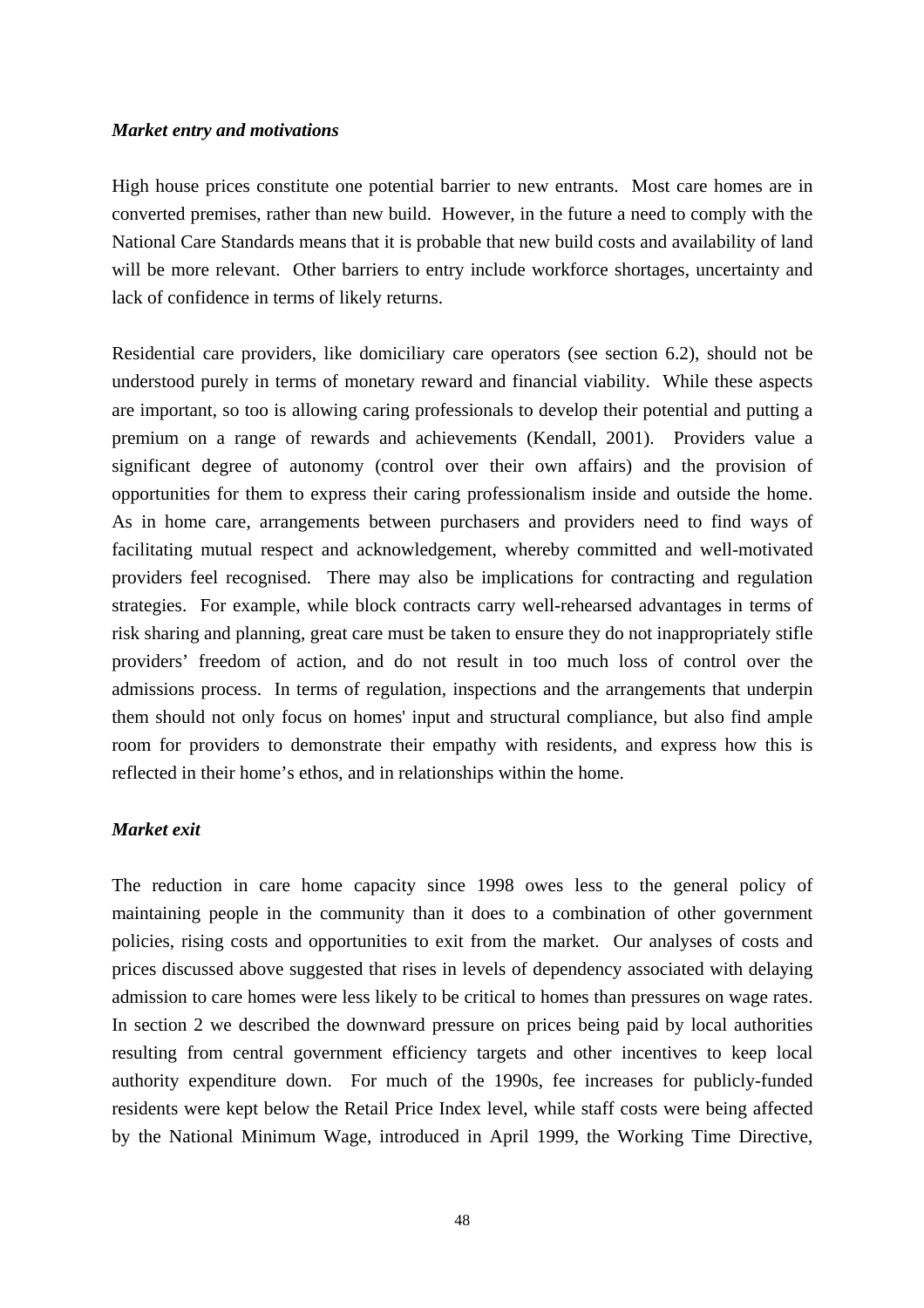*Market entry and motivations*

High house prices constitute one potential barrier to new entrants. Most care homes are in converted premises, rather than new build. However, in the future a need to comply with the National Care Standards means that it is probable that new build costs and availability of land will be more relevant. Other barriers to entry include workforce shortages, uncertainty and lack of confidence in terms of likely returns.

Residential care providers, like domiciliary care operators (see section 6.2), should not be understood purely in terms of monetary reward and financial viability. While these aspects are important, so too is allowing caring professionals to develop their potential and putting a premium on a range of rewards and achievements (Kendall, 2001). Providers value a significant degree of autonomy (control over their own affairs) and the provision of opportunities for them to express their caring professionalism inside and outside the home. As in home care, arrangements between purchasers and providers need to find ways of facilitating mutual respect and acknowledgement, whereby committed and well-motivated providers feel recognised. There may also be implications for contracting and regulation strategies. For example, while block contracts carry well-rehearsed advantages in terms of risk sharing and planning, great care must be taken to ensure they do not inappropriately stifle providers' freedom of action, and do not result in too much loss of control over the admissions process. In terms of regulation, inspections and the arrangements that underpin them should not only focus on homes' input and structural compliance, but also find ample room for providers to demonstrate their empathy with residents, and express how this is reflected in their home's ethos, and in relationships within the home.

*Market exit*

The reduction in care home capacity since 1998 owes less to the general policy of maintaining people in the community than it does to a combination of other government policies, rising costs and opportunities to exit from the market. Our analyses of costs and prices discussed above suggested that rises in levels of dependency associated with delaying admission to care homes were less likely to be critical to homes than pressures on wage rates. In section 2 we described the downward pressure on prices being paid by local authorities resulting from central government efficiency targets and other incentives to keep local authority expenditure down. For much of the 1990s, fee increases for publicly-funded residents were kept below the Retail Price Index level, while staff costs were being affected by the National Minimum Wage, introduced in April 1999, the Working Time Directive,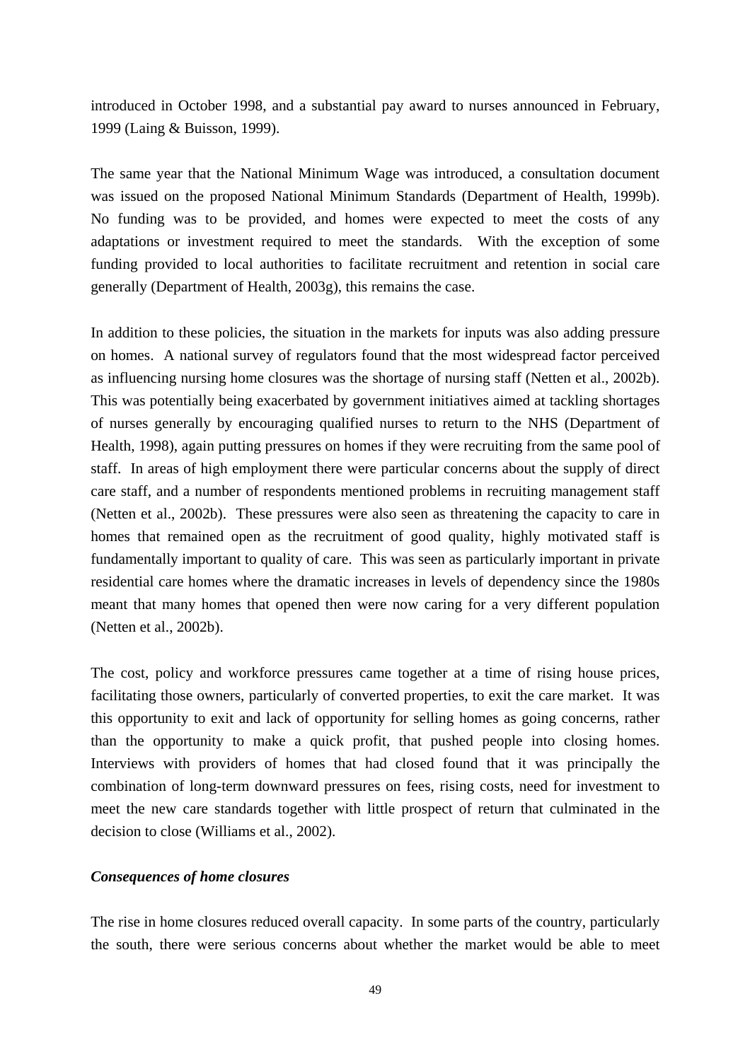introduced in October 1998, and a substantial pay award to nurses announced in February, 1999 (Laing & Buisson, 1999).

The same year that the National Minimum Wage was introduced, a consultation document was issued on the proposed National Minimum Standards (Department of Health, 1999b). No funding was to be provided, and homes were expected to meet the costs of any adaptations or investment required to meet the standards. With the exception of some funding provided to local authorities to facilitate recruitment and retention in social care generally (Department of Health, 2003g), this remains the case.

In addition to these policies, the situation in the markets for inputs was also adding pressure on homes. A national survey of regulators found that the most widespread factor perceived as influencing nursing home closures was the shortage of nursing staff (Netten et al., 2002b). This was potentially being exacerbated by government initiatives aimed at tackling shortages of nurses generally by encouraging qualified nurses to return to the NHS (Department of Health, 1998), again putting pressures on homes if they were recruiting from the same pool of staff. In areas of high employment there were particular concerns about the supply of direct care staff, and a number of respondents mentioned problems in recruiting management staff (Netten et al., 2002b). These pressures were also seen as threatening the capacity to care in homes that remained open as the recruitment of good quality, highly motivated staff is fundamentally important to quality of care. This was seen as particularly important in private residential care homes where the dramatic increases in levels of dependency since the 1980s meant that many homes that opened then were now caring for a very different population (Netten et al., 2002b).

The cost, policy and workforce pressures came together at a time of rising house prices, facilitating those owners, particularly of converted properties, to exit the care market. It was this opportunity to exit and lack of opportunity for selling homes as going concerns, rather than the opportunity to make a quick profit, that pushed people into closing homes. Interviews with providers of homes that had closed found that it was principally the combination of long-term downward pressures on fees, rising costs, need for investment to meet the new care standards together with little prospect of return that culminated in the decision to close (Williams et al., 2002).

***Consequences of home closures***

The rise in home closures reduced overall capacity. In some parts of the country, particularly the south, there were serious concerns about whether the market would be able to meet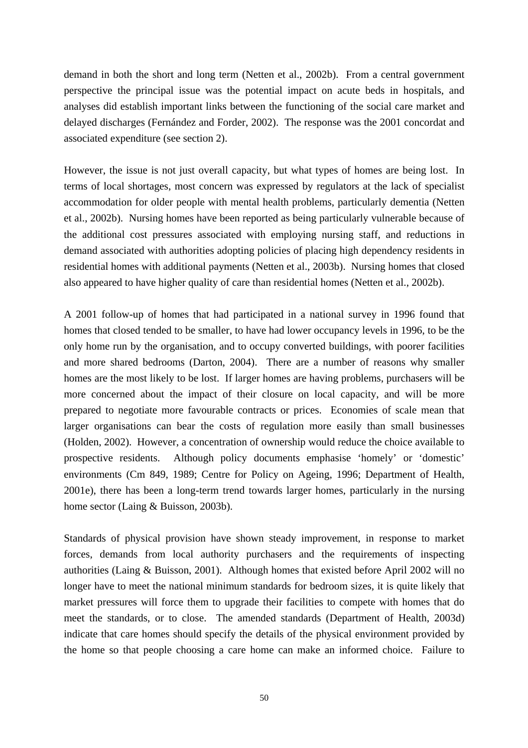demand in both the short and long term (Netten et al., 2002b). From a central government perspective the principal issue was the potential impact on acute beds in hospitals, and analyses did establish important links between the functioning of the social care market and delayed discharges (Fernández and Forder, 2002). The response was the 2001 concordat and associated expenditure (see section 2).

However, the issue is not just overall capacity, but what types of homes are being lost. In terms of local shortages, most concern was expressed by regulators at the lack of specialist accommodation for older people with mental health problems, particularly dementia (Netten et al., 2002b). Nursing homes have been reported as being particularly vulnerable because of the additional cost pressures associated with employing nursing staff, and reductions in demand associated with authorities adopting policies of placing high dependency residents in residential homes with additional payments (Netten et al., 2003b). Nursing homes that closed also appeared to have higher quality of care than residential homes (Netten et al., 2002b).

A 2001 follow-up of homes that had participated in a national survey in 1996 found that homes that closed tended to be smaller, to have had lower occupancy levels in 1996, to be the only home run by the organisation, and to occupy converted buildings, with poorer facilities and more shared bedrooms (Darton, 2004). There are a number of reasons why smaller homes are the most likely to be lost. If larger homes are having problems, purchasers will be more concerned about the impact of their closure on local capacity, and will be more prepared to negotiate more favourable contracts or prices. Economies of scale mean that larger organisations can bear the costs of regulation more easily than small businesses (Holden, 2002). However, a concentration of ownership would reduce the choice available to prospective residents. Although policy documents emphasise 'homely' or 'domestic' environments (Cm 849, 1989; Centre for Policy on Ageing, 1996; Department of Health, 2001e), there has been a long-term trend towards larger homes, particularly in the nursing home sector (Laing & Buisson, 2003b).

Standards of physical provision have shown steady improvement, in response to market forces, demands from local authority purchasers and the requirements of inspecting authorities (Laing & Buisson, 2001). Although homes that existed before April 2002 will no longer have to meet the national minimum standards for bedroom sizes, it is quite likely that market pressures will force them to upgrade their facilities to compete with homes that do meet the standards, or to close. The amended standards (Department of Health, 2003d) indicate that care homes should specify the details of the physical environment provided by the home so that people choosing a care home can make an informed choice. Failure to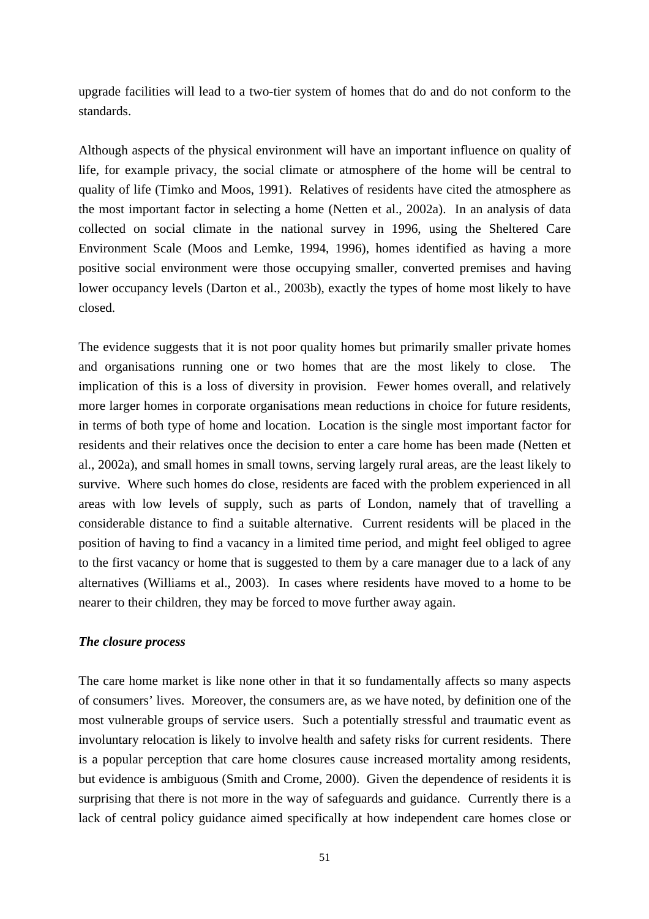upgrade facilities will lead to a two-tier system of homes that do and do not conform to the standards.

Although aspects of the physical environment will have an important influence on quality of life, for example privacy, the social climate or atmosphere of the home will be central to quality of life (Timko and Moos, 1991). Relatives of residents have cited the atmosphere as the most important factor in selecting a home (Netten et al., 2002a). In an analysis of data collected on social climate in the national survey in 1996, using the Sheltered Care Environment Scale (Moos and Lemke, 1994, 1996), homes identified as having a more positive social environment were those occupying smaller, converted premises and having lower occupancy levels (Darton et al., 2003b), exactly the types of home most likely to have closed.

The evidence suggests that it is not poor quality homes but primarily smaller private homes and organisations running one or two homes that are the most likely to close. The implication of this is a loss of diversity in provision. Fewer homes overall, and relatively more larger homes in corporate organisations mean reductions in choice for future residents, in terms of both type of home and location. Location is the single most important factor for residents and their relatives once the decision to enter a care home has been made (Netten et al., 2002a), and small homes in small towns, serving largely rural areas, are the least likely to survive. Where such homes do close, residents are faced with the problem experienced in all areas with low levels of supply, such as parts of London, namely that of travelling a considerable distance to find a suitable alternative. Current residents will be placed in the position of having to find a vacancy in a limited time period, and might feel obliged to agree to the first vacancy or home that is suggested to them by a care manager due to a lack of any alternatives (Williams et al., 2003). In cases where residents have moved to a home to be nearer to their children, they may be forced to move further away again.

***The closure process***

The care home market is like none other in that it so fundamentally affects so many aspects of consumers' lives. Moreover, the consumers are, as we have noted, by definition one of the most vulnerable groups of service users. Such a potentially stressful and traumatic event as involuntary relocation is likely to involve health and safety risks for current residents. There is a popular perception that care home closures cause increased mortality among residents, but evidence is ambiguous (Smith and Crome, 2000). Given the dependence of residents it is surprising that there is not more in the way of safeguards and guidance. Currently there is a lack of central policy guidance aimed specifically at how independent care homes close or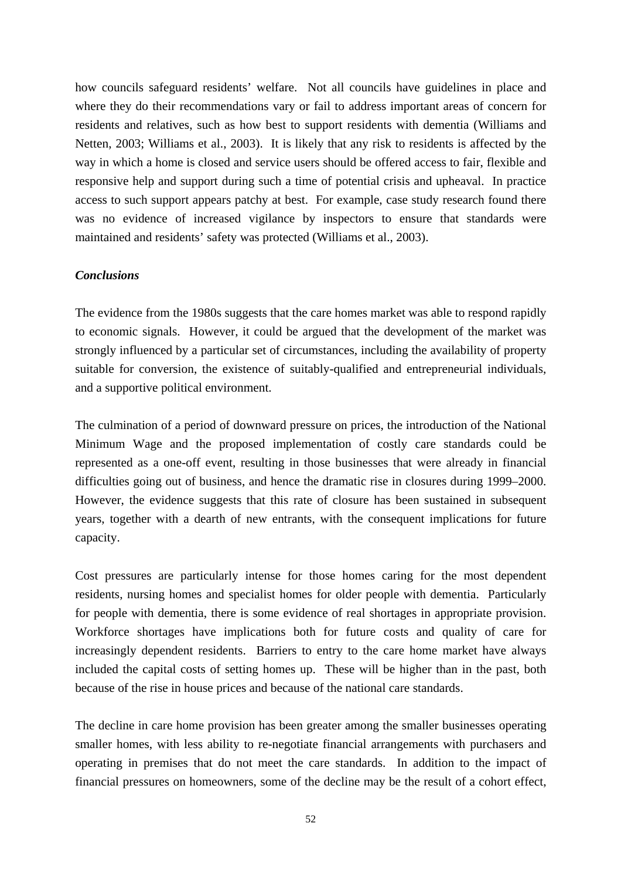how councils safeguard residents' welfare. Not all councils have guidelines in place and where they do their recommendations vary or fail to address important areas of concern for residents and relatives, such as how best to support residents with dementia (Williams and Netten, 2003; Williams et al., 2003). It is likely that any risk to residents is affected by the way in which a home is closed and service users should be offered access to fair, flexible and responsive help and support during such a time of potential crisis and upheaval. In practice access to such support appears patchy at best. For example, case study research found there was no evidence of increased vigilance by inspectors to ensure that standards were maintained and residents' safety was protected (Williams et al., 2003).

### *Conclusions*

The evidence from the 1980s suggests that the care homes market was able to respond rapidly to economic signals. However, it could be argued that the development of the market was strongly influenced by a particular set of circumstances, including the availability of property suitable for conversion, the existence of suitably-qualified and entrepreneurial individuals, and a supportive political environment.

The culmination of a period of downward pressure on prices, the introduction of the National Minimum Wage and the proposed implementation of costly care standards could be represented as a one-off event, resulting in those businesses that were already in financial difficulties going out of business, and hence the dramatic rise in closures during 1999–2000. However, the evidence suggests that this rate of closure has been sustained in subsequent years, together with a dearth of new entrants, with the consequent implications for future capacity.

Cost pressures are particularly intense for those homes caring for the most dependent residents, nursing homes and specialist homes for older people with dementia. Particularly for people with dementia, there is some evidence of real shortages in appropriate provision. Workforce shortages have implications both for future costs and quality of care for increasingly dependent residents. Barriers to entry to the care home market have always included the capital costs of setting homes up. These will be higher than in the past, both because of the rise in house prices and because of the national care standards.

The decline in care home provision has been greater among the smaller businesses operating smaller homes, with less ability to re-negotiate financial arrangements with purchasers and operating in premises that do not meet the care standards. In addition to the impact of financial pressures on homeowners, some of the decline may be the result of a cohort effect,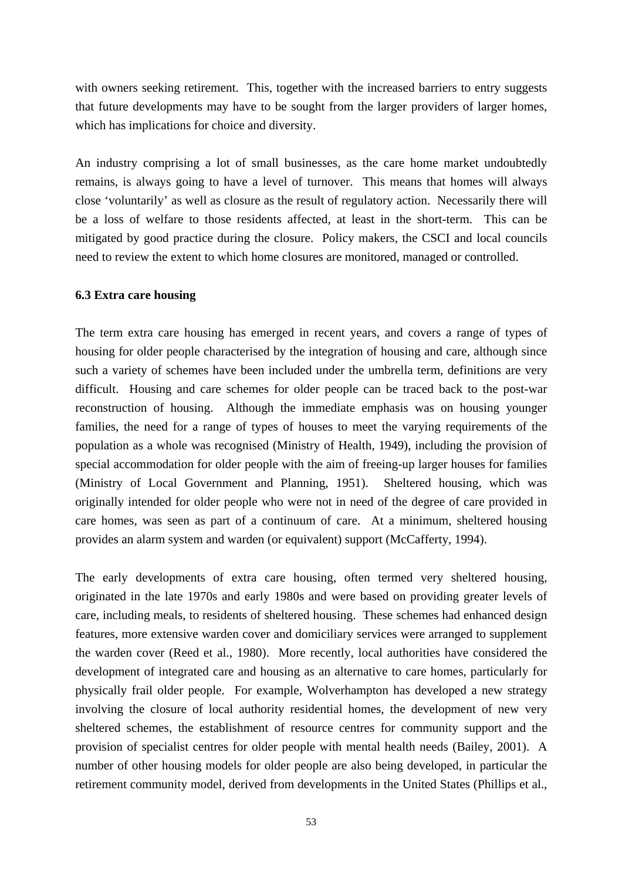with owners seeking retirement. This, together with the increased barriers to entry suggests that future developments may have to be sought from the larger providers of larger homes, which has implications for choice and diversity.

An industry comprising a lot of small businesses, as the care home market undoubtedly remains, is always going to have a level of turnover. This means that homes will always close 'voluntarily' as well as closure as the result of regulatory action. Necessarily there will be a loss of welfare to those residents affected, at least in the short-term. This can be mitigated by good practice during the closure. Policy makers, the CSCI and local councils need to review the extent to which home closures are monitored, managed or controlled.

### 6.3 Extra care housing

The term extra care housing has emerged in recent years, and covers a range of types of housing for older people characterised by the integration of housing and care, although since such a variety of schemes have been included under the umbrella term, definitions are very difficult. Housing and care schemes for older people can be traced back to the post-war reconstruction of housing. Although the immediate emphasis was on housing younger families, the need for a range of types of houses to meet the varying requirements of the population as a whole was recognised (Ministry of Health, 1949), including the provision of special accommodation for older people with the aim of freeing-up larger houses for families (Ministry of Local Government and Planning, 1951). Sheltered housing, which was originally intended for older people who were not in need of the degree of care provided in care homes, was seen as part of a continuum of care. At a minimum, sheltered housing provides an alarm system and warden (or equivalent) support (McCafferty, 1994).

The early developments of extra care housing, often termed very sheltered housing, originated in the late 1970s and early 1980s and were based on providing greater levels of care, including meals, to residents of sheltered housing. These schemes had enhanced design features, more extensive warden cover and domiciliary services were arranged to supplement the warden cover (Reed et al., 1980). More recently, local authorities have considered the development of integrated care and housing as an alternative to care homes, particularly for physically frail older people. For example, Wolverhampton has developed a new strategy involving the closure of local authority residential homes, the development of new very sheltered schemes, the establishment of resource centres for community support and the provision of specialist centres for older people with mental health needs (Bailey, 2001). A number of other housing models for older people are also being developed, in particular the retirement community model, derived from developments in the United States (Phillips et al.,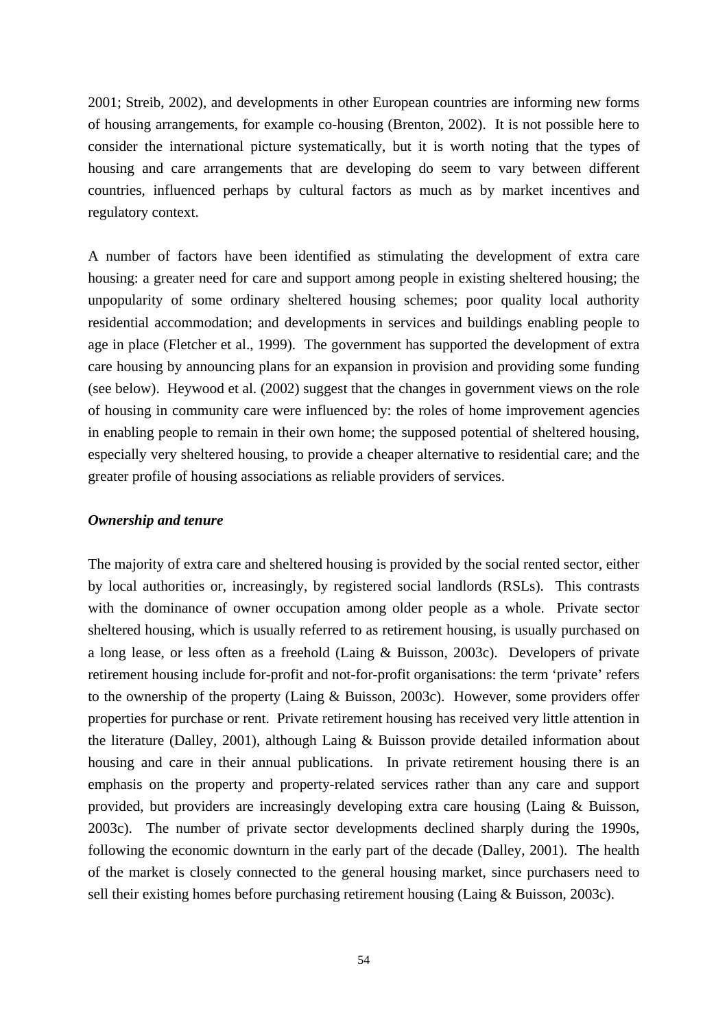2001; Streib, 2002), and developments in other European countries are informing new forms of housing arrangements, for example co-housing (Brenton, 2002). It is not possible here to consider the international picture systematically, but it is worth noting that the types of housing and care arrangements that are developing do seem to vary between different countries, influenced perhaps by cultural factors as much as by market incentives and regulatory context.

A number of factors have been identified as stimulating the development of extra care housing: a greater need for care and support among people in existing sheltered housing; the unpopularity of some ordinary sheltered housing schemes; poor quality local authority residential accommodation; and developments in services and buildings enabling people to age in place (Fletcher et al., 1999). The government has supported the development of extra care housing by announcing plans for an expansion in provision and providing some funding (see below). Heywood et al. (2002) suggest that the changes in government views on the role of housing in community care were influenced by: the roles of home improvement agencies in enabling people to remain in their own home; the supposed potential of sheltered housing, especially very sheltered housing, to provide a cheaper alternative to residential care; and the greater profile of housing associations as reliable providers of services.

***Ownership and tenure***

The majority of extra care and sheltered housing is provided by the social rented sector, either by local authorities or, increasingly, by registered social landlords (RSLs). This contrasts with the dominance of owner occupation among older people as a whole. Private sector sheltered housing, which is usually referred to as retirement housing, is usually purchased on a long lease, or less often as a freehold (Laing & Buisson, 2003c). Developers of private retirement housing include for-profit and not-for-profit organisations: the term 'private' refers to the ownership of the property (Laing & Buisson, 2003c). However, some providers offer properties for purchase or rent. Private retirement housing has received very little attention in the literature (Dalley, 2001), although Laing & Buisson provide detailed information about housing and care in their annual publications. In private retirement housing there is an emphasis on the property and property-related services rather than any care and support provided, but providers are increasingly developing extra care housing (Laing & Buisson, 2003c). The number of private sector developments declined sharply during the 1990s, following the economic downturn in the early part of the decade (Dalley, 2001). The health of the market is closely connected to the general housing market, since purchasers need to sell their existing homes before purchasing retirement housing (Laing & Buisson, 2003c).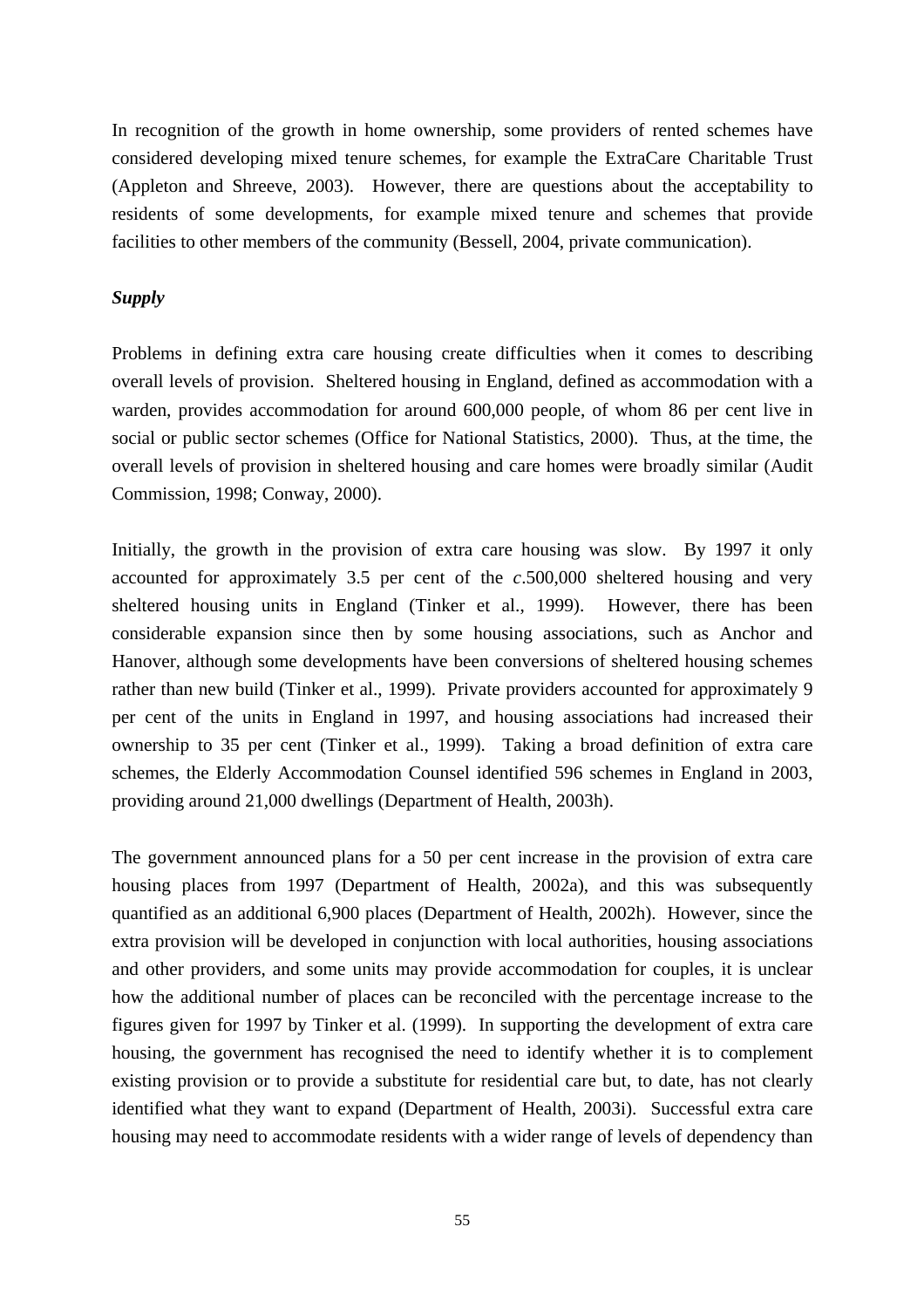In recognition of the growth in home ownership, some providers of rented schemes have considered developing mixed tenure schemes, for example the ExtraCare Charitable Trust (Appleton and Shreeve, 2003). However, there are questions about the acceptability to residents of some developments, for example mixed tenure and schemes that provide facilities to other members of the community (Bessell, 2004, private communication).

***Supply***

Problems in defining extra care housing create difficulties when it comes to describing overall levels of provision. Sheltered housing in England, defined as accommodation with a warden, provides accommodation for around 600,000 people, of whom 86 per cent live in social or public sector schemes (Office for National Statistics, 2000). Thus, at the time, the overall levels of provision in sheltered housing and care homes were broadly similar (Audit Commission, 1998; Conway, 2000).

Initially, the growth in the provision of extra care housing was slow. By 1997 it only accounted for approximately 3.5 per cent of the *c*.500,000 sheltered housing and very sheltered housing units in England (Tinker et al., 1999). However, there has been considerable expansion since then by some housing associations, such as Anchor and Hanover, although some developments have been conversions of sheltered housing schemes rather than new build (Tinker et al., 1999). Private providers accounted for approximately 9 per cent of the units in England in 1997, and housing associations had increased their ownership to 35 per cent (Tinker et al., 1999). Taking a broad definition of extra care schemes, the Elderly Accommodation Counsel identified 596 schemes in England in 2003, providing around 21,000 dwellings (Department of Health, 2003h).

The government announced plans for a 50 per cent increase in the provision of extra care housing places from 1997 (Department of Health, 2002a), and this was subsequently quantified as an additional 6,900 places (Department of Health, 2002h). However, since the extra provision will be developed in conjunction with local authorities, housing associations and other providers, and some units may provide accommodation for couples, it is unclear how the additional number of places can be reconciled with the percentage increase to the figures given for 1997 by Tinker et al. (1999). In supporting the development of extra care housing, the government has recognised the need to identify whether it is to complement existing provision or to provide a substitute for residential care but, to date, has not clearly identified what they want to expand (Department of Health, 2003i). Successful extra care housing may need to accommodate residents with a wider range of levels of dependency than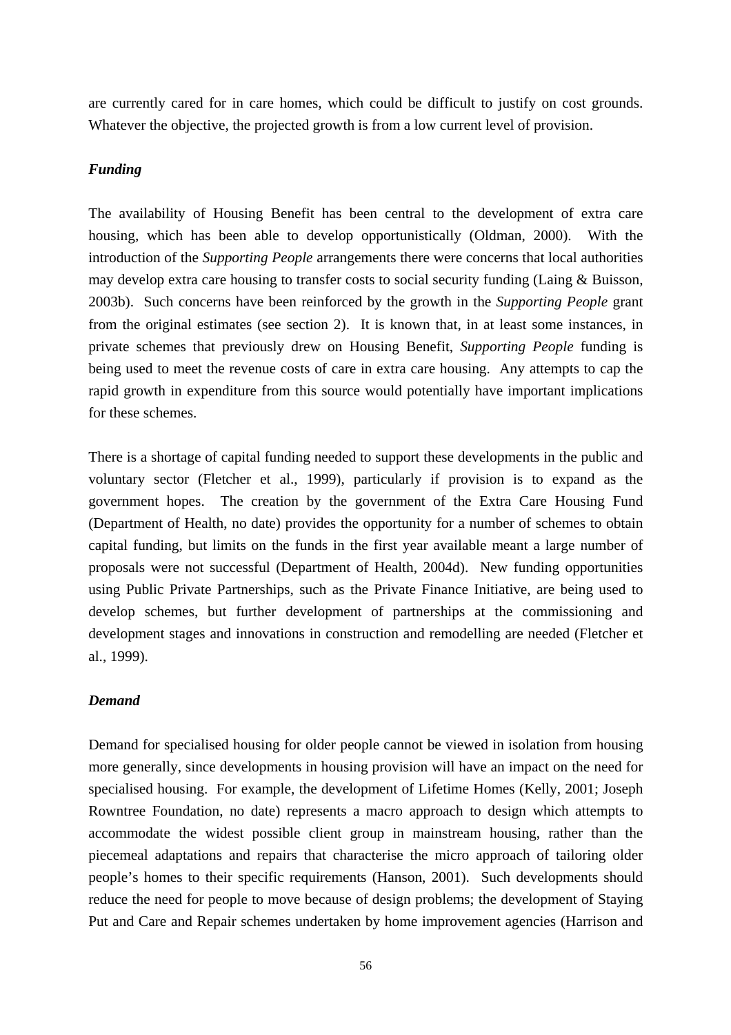are currently cared for in care homes, which could be difficult to justify on cost grounds. Whatever the objective, the projected growth is from a low current level of provision.

### *Funding*

The availability of Housing Benefit has been central to the development of extra care housing, which has been able to develop opportunistically (Oldman, 2000). With the introduction of the *Supporting People* arrangements there were concerns that local authorities may develop extra care housing to transfer costs to social security funding (Laing & Buisson, 2003b). Such concerns have been reinforced by the growth in the *Supporting People* grant from the original estimates (see section 2). It is known that, in at least some instances, in private schemes that previously drew on Housing Benefit, *Supporting People* funding is being used to meet the revenue costs of care in extra care housing. Any attempts to cap the rapid growth in expenditure from this source would potentially have important implications for these schemes.

There is a shortage of capital funding needed to support these developments in the public and voluntary sector (Fletcher et al., 1999), particularly if provision is to expand as the government hopes. The creation by the government of the Extra Care Housing Fund (Department of Health, no date) provides the opportunity for a number of schemes to obtain capital funding, but limits on the funds in the first year available meant a large number of proposals were not successful (Department of Health, 2004d). New funding opportunities using Public Private Partnerships, such as the Private Finance Initiative, are being used to develop schemes, but further development of partnerships at the commissioning and development stages and innovations in construction and remodelling are needed (Fletcher et al., 1999).

### *Demand*

Demand for specialised housing for older people cannot be viewed in isolation from housing more generally, since developments in housing provision will have an impact on the need for specialised housing. For example, the development of Lifetime Homes (Kelly, 2001; Joseph Rowntree Foundation, no date) represents a macro approach to design which attempts to accommodate the widest possible client group in mainstream housing, rather than the piecemeal adaptations and repairs that characterise the micro approach of tailoring older people's homes to their specific requirements (Hanson, 2001). Such developments should reduce the need for people to move because of design problems; the development of Staying Put and Care and Repair schemes undertaken by home improvement agencies (Harrison and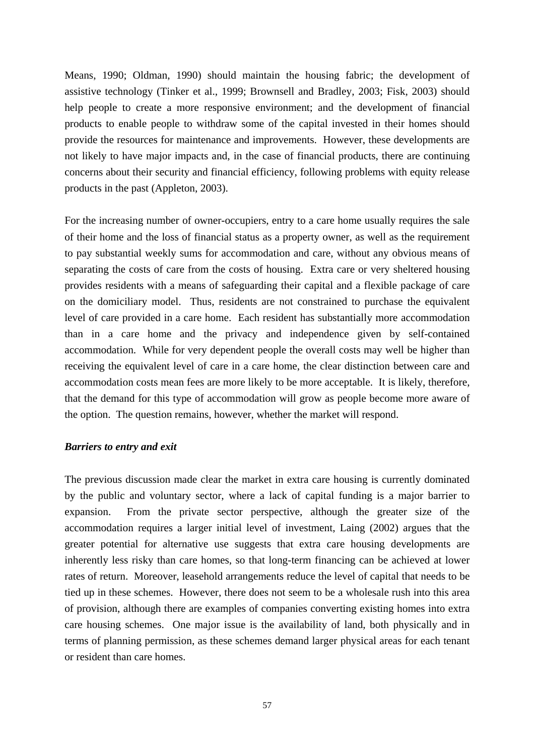Means, 1990; Oldman, 1990) should maintain the housing fabric; the development of assistive technology (Tinker et al., 1999; Brownsell and Bradley, 2003; Fisk, 2003) should help people to create a more responsive environment; and the development of financial products to enable people to withdraw some of the capital invested in their homes should provide the resources for maintenance and improvements. However, these developments are not likely to have major impacts and, in the case of financial products, there are continuing concerns about their security and financial efficiency, following problems with equity release products in the past (Appleton, 2003).

For the increasing number of owner-occupiers, entry to a care home usually requires the sale of their home and the loss of financial status as a property owner, as well as the requirement to pay substantial weekly sums for accommodation and care, without any obvious means of separating the costs of care from the costs of housing. Extra care or very sheltered housing provides residents with a means of safeguarding their capital and a flexible package of care on the domiciliary model. Thus, residents are not constrained to purchase the equivalent level of care provided in a care home. Each resident has substantially more accommodation than in a care home and the privacy and independence given by self-contained accommodation. While for very dependent people the overall costs may well be higher than receiving the equivalent level of care in a care home, the clear distinction between care and accommodation costs mean fees are more likely to be more acceptable. It is likely, therefore, that the demand for this type of accommodation will grow as people become more aware of the option. The question remains, however, whether the market will respond.

***Barriers to entry and exit***

The previous discussion made clear the market in extra care housing is currently dominated by the public and voluntary sector, where a lack of capital funding is a major barrier to expansion. From the private sector perspective, although the greater size of the accommodation requires a larger initial level of investment, Laing (2002) argues that the greater potential for alternative use suggests that extra care housing developments are inherently less risky than care homes, so that long-term financing can be achieved at lower rates of return. Moreover, leasehold arrangements reduce the level of capital that needs to be tied up in these schemes. However, there does not seem to be a wholesale rush into this area of provision, although there are examples of companies converting existing homes into extra care housing schemes. One major issue is the availability of land, both physically and in terms of planning permission, as these schemes demand larger physical areas for each tenant or resident than care homes.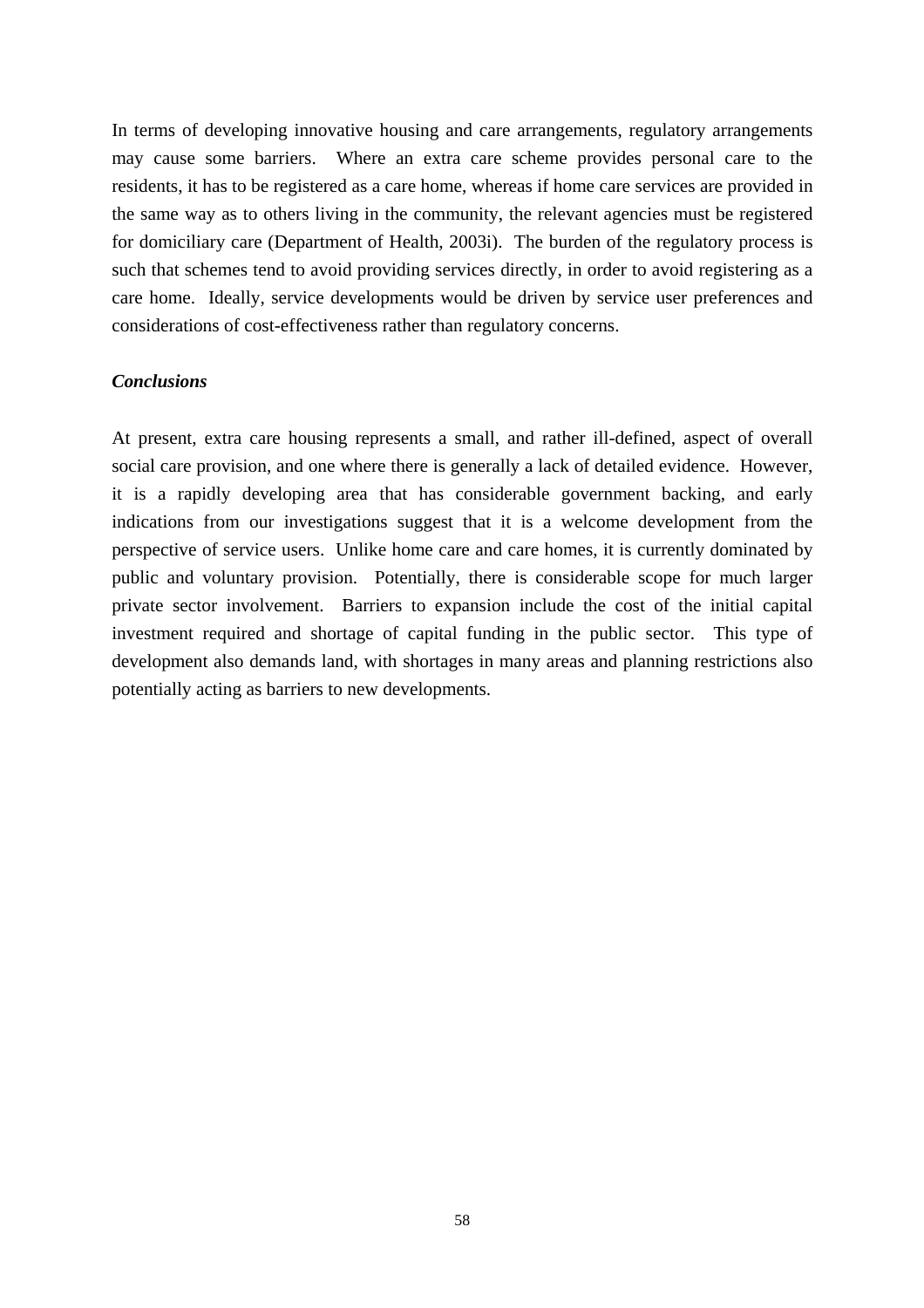In terms of developing innovative housing and care arrangements, regulatory arrangements may cause some barriers. Where an extra care scheme provides personal care to the residents, it has to be registered as a care home, whereas if home care services are provided in the same way as to others living in the community, the relevant agencies must be registered for domiciliary care (Department of Health, 2003i). The burden of the regulatory process is such that schemes tend to avoid providing services directly, in order to avoid registering as a care home. Ideally, service developments would be driven by service user preferences and considerations of cost-effectiveness rather than regulatory concerns.

***Conclusions***

At present, extra care housing represents a small, and rather ill-defined, aspect of overall social care provision, and one where there is generally a lack of detailed evidence. However, it is a rapidly developing area that has considerable government backing, and early indications from our investigations suggest that it is a welcome development from the perspective of service users. Unlike home care and care homes, it is currently dominated by public and voluntary provision. Potentially, there is considerable scope for much larger private sector involvement. Barriers to expansion include the cost of the initial capital investment required and shortage of capital funding in the public sector. This type of development also demands land, with shortages in many areas and planning restrictions also potentially acting as barriers to new developments.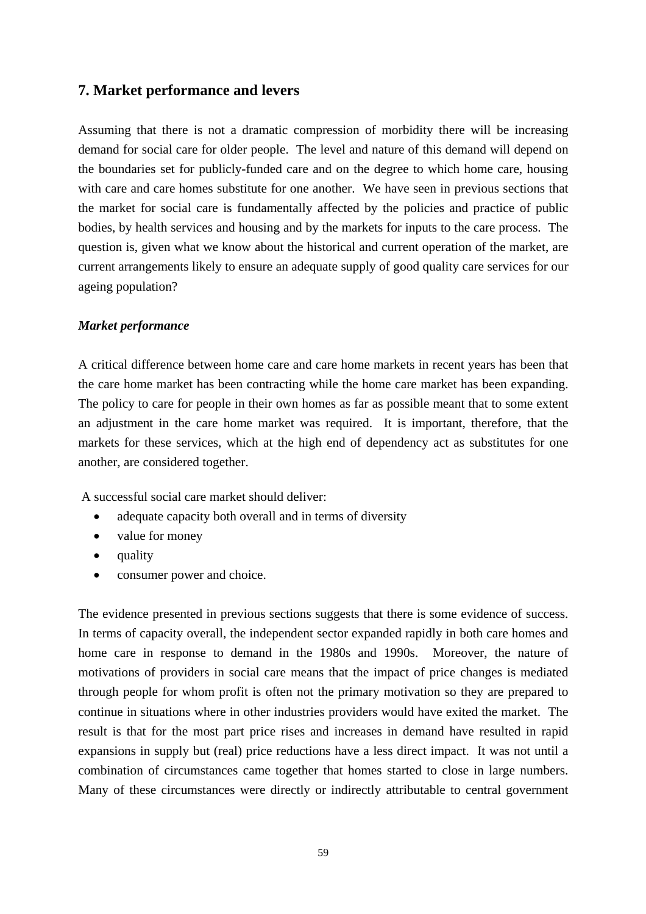## 7. Market performance and levers

Assuming that there is not a dramatic compression of morbidity there will be increasing demand for social care for older people. The level and nature of this demand will depend on the boundaries set for publicly-funded care and on the degree to which home care, housing with care and care homes substitute for one another. We have seen in previous sections that the market for social care is fundamentally affected by the policies and practice of public bodies, by health services and housing and by the markets for inputs to the care process. The question is, given what we know about the historical and current operation of the market, are current arrangements likely to ensure an adequate supply of good quality care services for our ageing population?

***Market performance***

A critical difference between home care and care home markets in recent years has been that the care home market has been contracting while the home care market has been expanding. The policy to care for people in their own homes as far as possible meant that to some extent an adjustment in the care home market was required. It is important, therefore, that the markets for these services, which at the high end of dependency act as substitutes for one another, are considered together.

A successful social care market should deliver:

- adequate capacity both overall and in terms of diversity
- value for money
- quality
- consumer power and choice.

The evidence presented in previous sections suggests that there is some evidence of success. In terms of capacity overall, the independent sector expanded rapidly in both care homes and home care in response to demand in the 1980s and 1990s. Moreover, the nature of motivations of providers in social care means that the impact of price changes is mediated through people for whom profit is often not the primary motivation so they are prepared to continue in situations where in other industries providers would have exited the market. The result is that for the most part price rises and increases in demand have resulted in rapid expansions in supply but (real) price reductions have a less direct impact. It was not until a combination of circumstances came together that homes started to close in large numbers. Many of these circumstances were directly or indirectly attributable to central government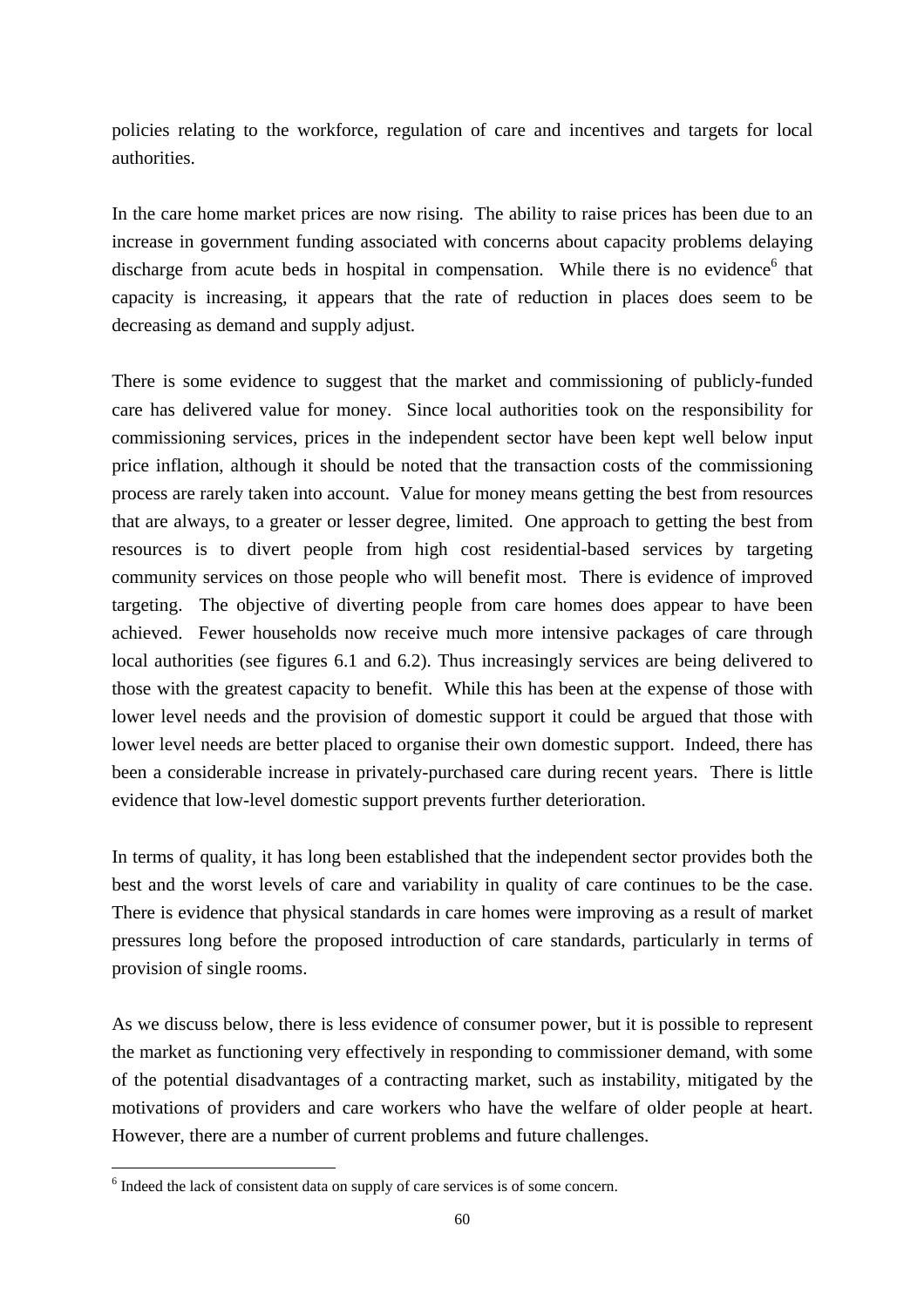policies relating to the workforce, regulation of care and incentives and targets for local authorities.

In the care home market prices are now rising. The ability to raise prices has been due to an increase in government funding associated with concerns about capacity problems delaying discharge from acute beds in hospital in compensation. While there is no evidence[6] that capacity is increasing, it appears that the rate of reduction in places does seem to be decreasing as demand and supply adjust.

There is some evidence to suggest that the market and commissioning of publicly-funded care has delivered value for money. Since local authorities took on the responsibility for commissioning services, prices in the independent sector have been kept well below input price inflation, although it should be noted that the transaction costs of the commissioning process are rarely taken into account. Value for money means getting the best from resources that are always, to a greater or lesser degree, limited. One approach to getting the best from resources is to divert people from high cost residential-based services by targeting community services on those people who will benefit most. There is evidence of improved targeting. The objective of diverting people from care homes does appear to have been achieved. Fewer households now receive much more intensive packages of care through local authorities (see figures 6.1 and 6.2). Thus increasingly services are being delivered to those with the greatest capacity to benefit. While this has been at the expense of those with lower level needs and the provision of domestic support it could be argued that those with lower level needs are better placed to organise their own domestic support. Indeed, there has been a considerable increase in privately-purchased care during recent years. There is little evidence that low-level domestic support prevents further deterioration.

In terms of quality, it has long been established that the independent sector provides both the best and the worst levels of care and variability in quality of care continues to be the case. There is evidence that physical standards in care homes were improving as a result of market pressures long before the proposed introduction of care standards, particularly in terms of provision of single rooms.

As we discuss below, there is less evidence of consumer power, but it is possible to represent the market as functioning very effectively in responding to commissioner demand, with some of the potential disadvantages of a contracting market, such as instability, mitigated by the motivations of providers and care workers who have the welfare of older people at heart. However, there are a number of current problems and future challenges.

[6] Indeed the lack of consistent data on supply of care services is of some concern.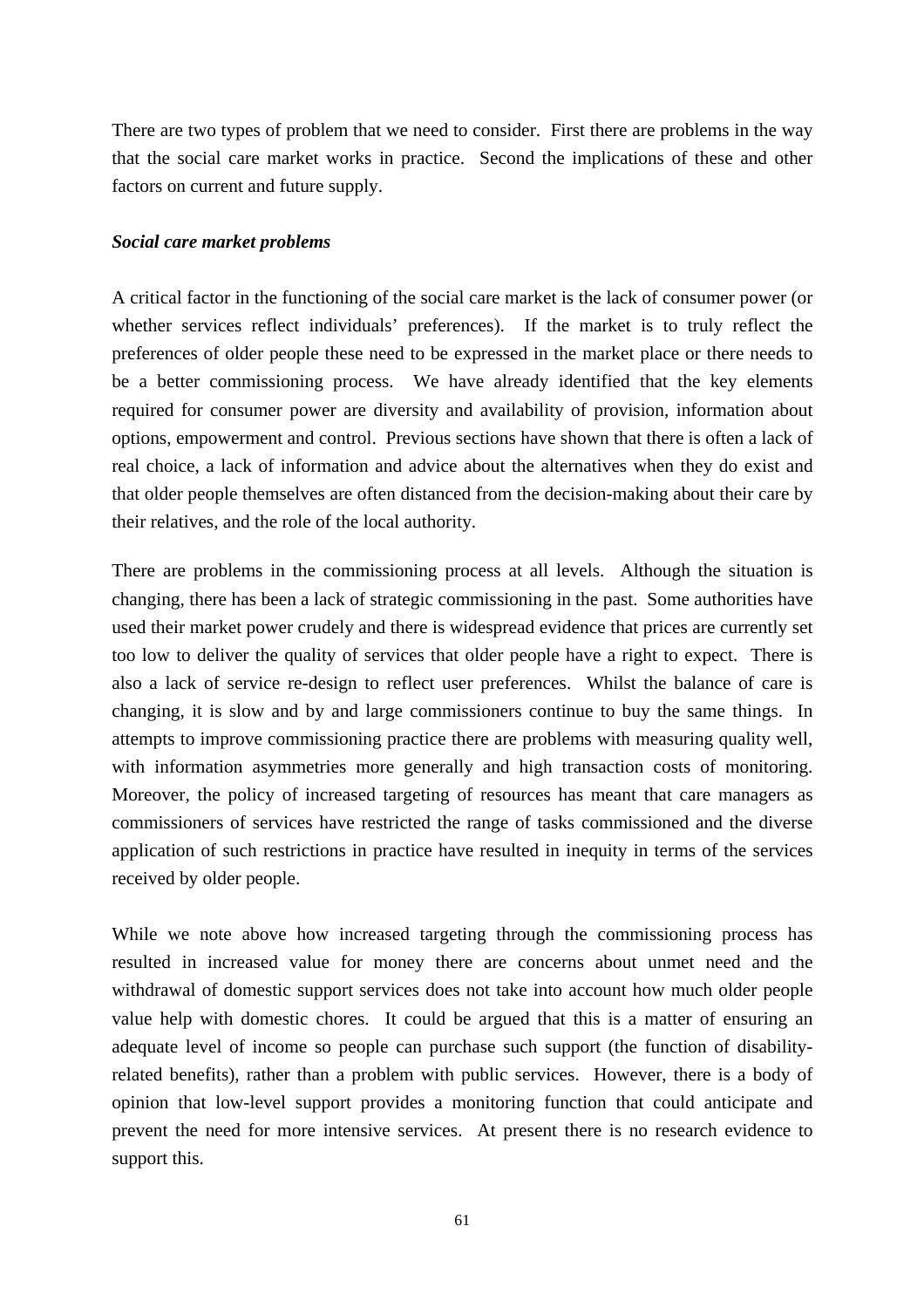There are two types of problem that we need to consider. First there are problems in the way that the social care market works in practice. Second the implications of these and other factors on current and future supply.

***Social care market problems***

A critical factor in the functioning of the social care market is the lack of consumer power (or whether services reflect individuals' preferences). If the market is to truly reflect the preferences of older people these need to be expressed in the market place or there needs to be a better commissioning process. We have already identified that the key elements required for consumer power are diversity and availability of provision, information about options, empowerment and control. Previous sections have shown that there is often a lack of real choice, a lack of information and advice about the alternatives when they do exist and that older people themselves are often distanced from the decision-making about their care by their relatives, and the role of the local authority.

There are problems in the commissioning process at all levels. Although the situation is changing, there has been a lack of strategic commissioning in the past. Some authorities have used their market power crudely and there is widespread evidence that prices are currently set too low to deliver the quality of services that older people have a right to expect. There is also a lack of service re-design to reflect user preferences. Whilst the balance of care is changing, it is slow and by and large commissioners continue to buy the same things. In attempts to improve commissioning practice there are problems with measuring quality well, with information asymmetries more generally and high transaction costs of monitoring. Moreover, the policy of increased targeting of resources has meant that care managers as commissioners of services have restricted the range of tasks commissioned and the diverse application of such restrictions in practice have resulted in inequity in terms of the services received by older people.

While we note above how increased targeting through the commissioning process has resulted in increased value for money there are concerns about unmet need and the withdrawal of domestic support services does not take into account how much older people value help with domestic chores. It could be argued that this is a matter of ensuring an adequate level of income so people can purchase such support (the function of disability-related benefits), rather than a problem with public services. However, there is a body of opinion that low-level support provides a monitoring function that could anticipate and prevent the need for more intensive services. At present there is no research evidence to support this.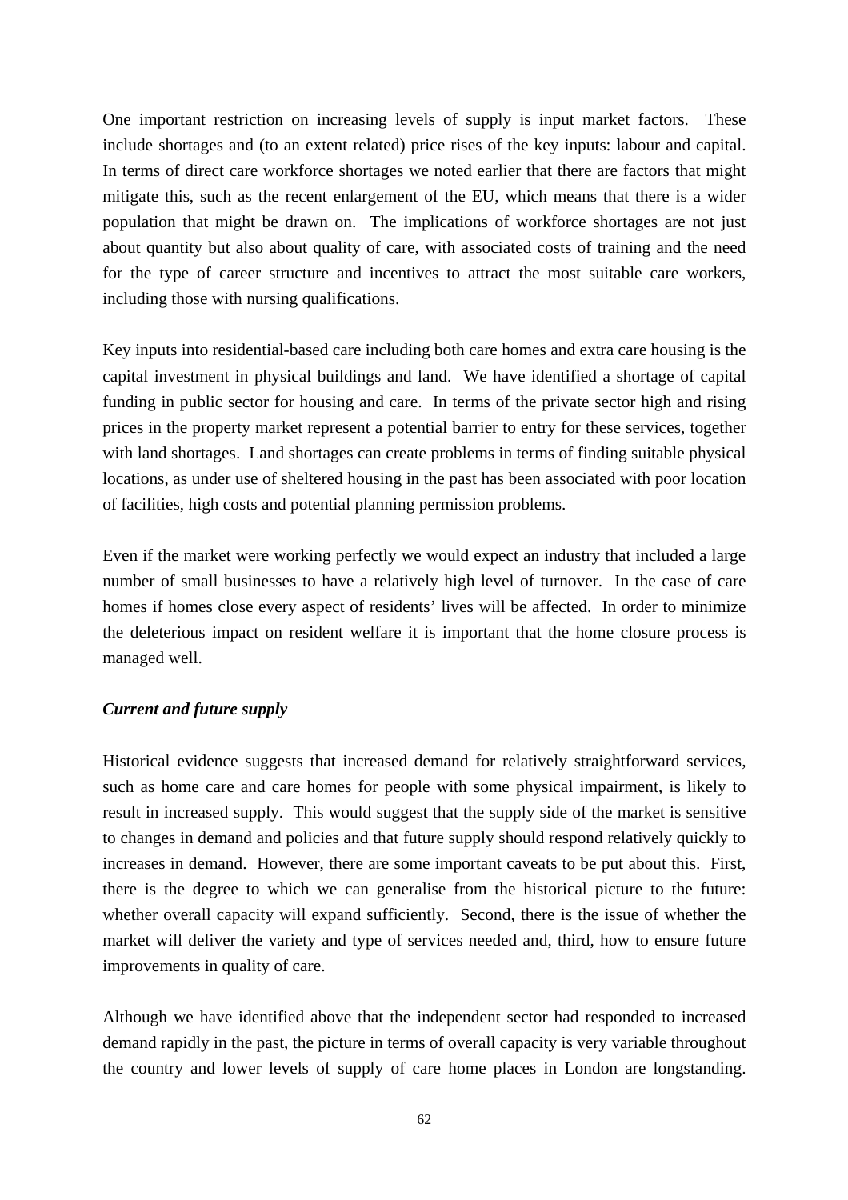One important restriction on increasing levels of supply is input market factors. These include shortages and (to an extent related) price rises of the key inputs: labour and capital. In terms of direct care workforce shortages we noted earlier that there are factors that might mitigate this, such as the recent enlargement of the EU, which means that there is a wider population that might be drawn on. The implications of workforce shortages are not just about quantity but also about quality of care, with associated costs of training and the need for the type of career structure and incentives to attract the most suitable care workers, including those with nursing qualifications.

Key inputs into residential-based care including both care homes and extra care housing is the capital investment in physical buildings and land. We have identified a shortage of capital funding in public sector for housing and care. In terms of the private sector high and rising prices in the property market represent a potential barrier to entry for these services, together with land shortages. Land shortages can create problems in terms of finding suitable physical locations, as under use of sheltered housing in the past has been associated with poor location of facilities, high costs and potential planning permission problems.

Even if the market were working perfectly we would expect an industry that included a large number of small businesses to have a relatively high level of turnover. In the case of care homes if homes close every aspect of residents' lives will be affected. In order to minimize the deleterious impact on resident welfare it is important that the home closure process is managed well.

***Current and future supply***

Historical evidence suggests that increased demand for relatively straightforward services, such as home care and care homes for people with some physical impairment, is likely to result in increased supply. This would suggest that the supply side of the market is sensitive to changes in demand and policies and that future supply should respond relatively quickly to increases in demand. However, there are some important caveats to be put about this. First, there is the degree to which we can generalise from the historical picture to the future: whether overall capacity will expand sufficiently. Second, there is the issue of whether the market will deliver the variety and type of services needed and, third, how to ensure future improvements in quality of care.

Although we have identified above that the independent sector had responded to increased demand rapidly in the past, the picture in terms of overall capacity is very variable throughout the country and lower levels of supply of care home places in London are longstanding.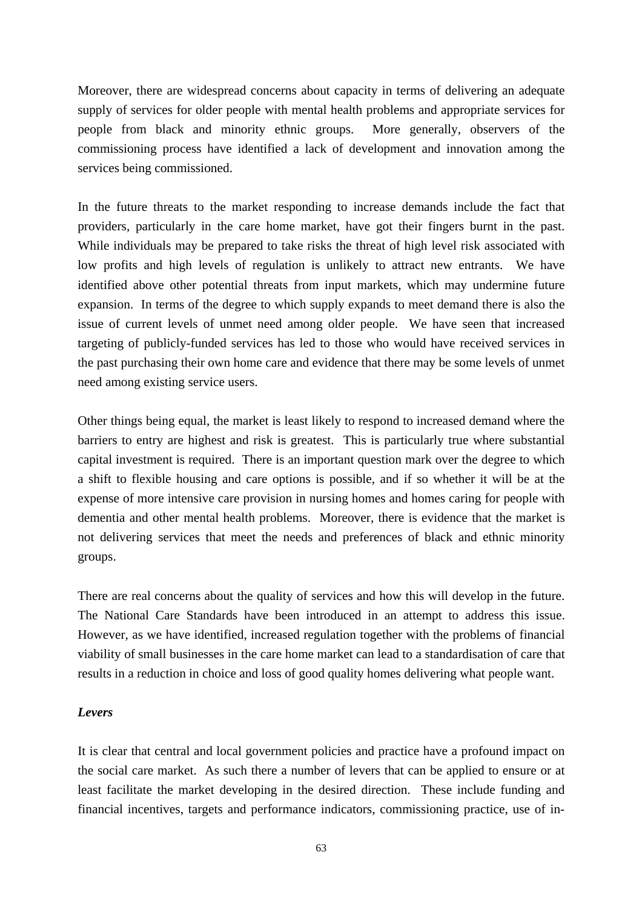Moreover, there are widespread concerns about capacity in terms of delivering an adequate supply of services for older people with mental health problems and appropriate services for people from black and minority ethnic groups. More generally, observers of the commissioning process have identified a lack of development and innovation among the services being commissioned.

In the future threats to the market responding to increase demands include the fact that providers, particularly in the care home market, have got their fingers burnt in the past. While individuals may be prepared to take risks the threat of high level risk associated with low profits and high levels of regulation is unlikely to attract new entrants. We have identified above other potential threats from input markets, which may undermine future expansion. In terms of the degree to which supply expands to meet demand there is also the issue of current levels of unmet need among older people. We have seen that increased targeting of publicly-funded services has led to those who would have received services in the past purchasing their own home care and evidence that there may be some levels of unmet need among existing service users.

Other things being equal, the market is least likely to respond to increased demand where the barriers to entry are highest and risk is greatest. This is particularly true where substantial capital investment is required. There is an important question mark over the degree to which a shift to flexible housing and care options is possible, and if so whether it will be at the expense of more intensive care provision in nursing homes and homes caring for people with dementia and other mental health problems. Moreover, there is evidence that the market is not delivering services that meet the needs and preferences of black and ethnic minority groups.

There are real concerns about the quality of services and how this will develop in the future. The National Care Standards have been introduced in an attempt to address this issue. However, as we have identified, increased regulation together with the problems of financial viability of small businesses in the care home market can lead to a standardisation of care that results in a reduction in choice and loss of good quality homes delivering what people want.

***Levers***

It is clear that central and local government policies and practice have a profound impact on the social care market. As such there a number of levers that can be applied to ensure or at least facilitate the market developing in the desired direction. These include funding and financial incentives, targets and performance indicators, commissioning practice, use of in-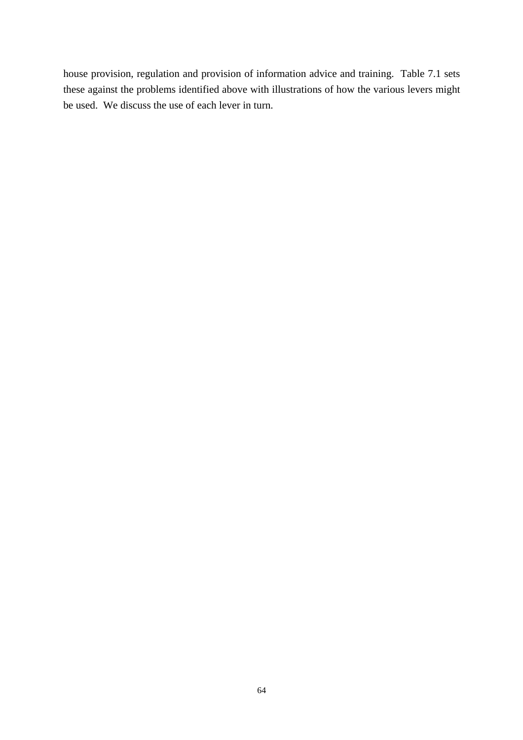house provision, regulation and provision of information advice and training. Table 7.1 sets these against the problems identified above with illustrations of how the various levers might be used. We discuss the use of each lever in turn.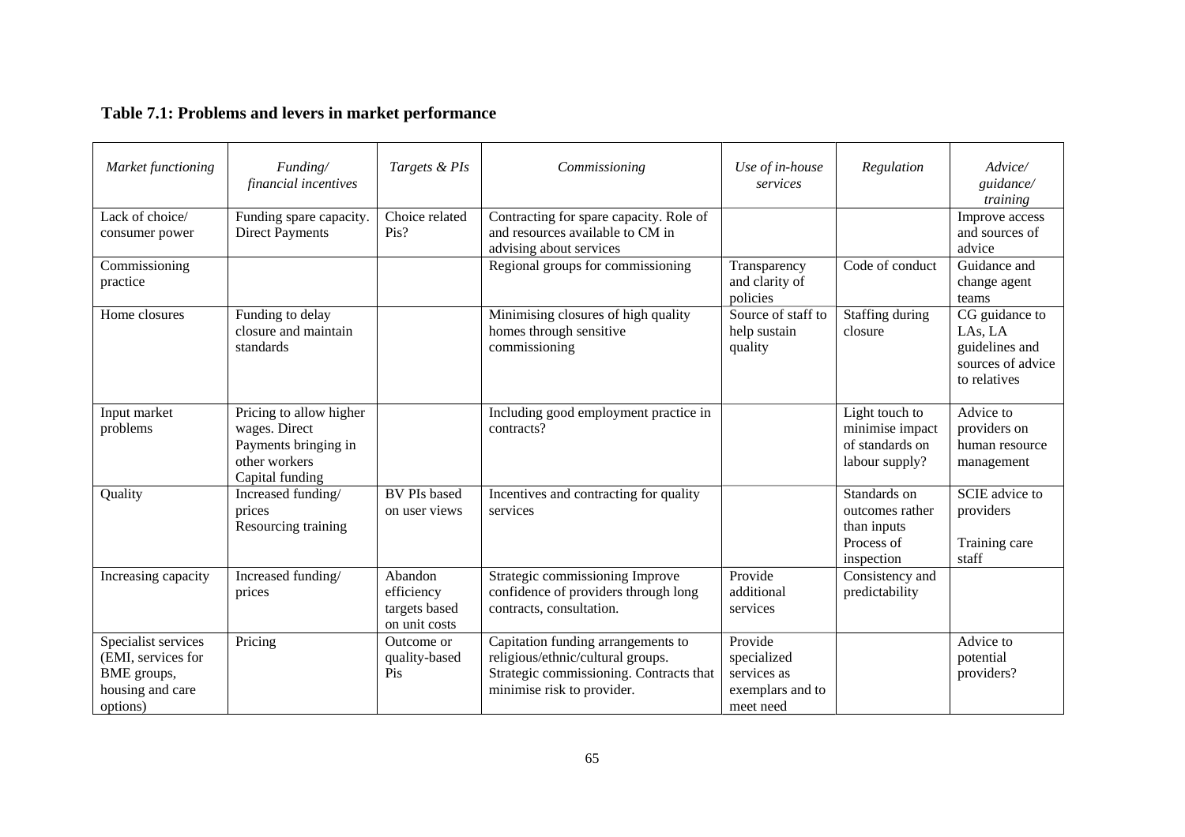**Table 7.1: Problems and levers in market performance**

| *Market functioning* | *Funding/ financial incentives* | *Targets & PIs* | *Commissioning* | *Use of in-house services* | *Regulation* | *Advice/ guidance/ training* |
|---|---|---|---|---|---|---|
| Lack of choice/ consumer power | Funding spare capacity. Direct Payments | Choice related Pis? | Contracting for spare capacity. Role of and resources available to CM in advising about services | | | Improve access and sources of advice |
| Commissioning practice | | | Regional groups for commissioning | Transparency and clarity of policies | Code of conduct | Guidance and change agent teams |
| Home closures | Funding to delay closure and maintain standards | | Minimising closures of high quality homes through sensitive commissioning | Source of staff to help sustain quality | Staffing during closure | CG guidance to LAs, LA guidelines and sources of advice to relatives |
| Input market problems | Pricing to allow higher wages. Direct Payments bringing in other workers Capital funding | | Including good employment practice in contracts? | | Light touch to minimise impact of standards on labour supply? | Advice to providers on human resource management |
| Quality | Increased funding/ prices Resourcing training | BV PIs based on user views | Incentives and contracting for quality services | | Standards on outcomes rather than inputs Process of inspection | SCIE advice to providers Training care staff |
| Increasing capacity | Increased funding/ prices | Abandon efficiency targets based on unit costs | Strategic commissioning Improve confidence of providers through long contracts, consultation. | Provide additional services | Consistency and predictability | |
| Specialist services (EMI, services for BME groups, housing and care options) | Pricing | Outcome or quality-based Pis | Capitation funding arrangements to religious/ethnic/cultural groups. Strategic commissioning. Contracts that minimise risk to provider. | Provide specialized services as exemplars and to meet need | | Advice to potential providers? |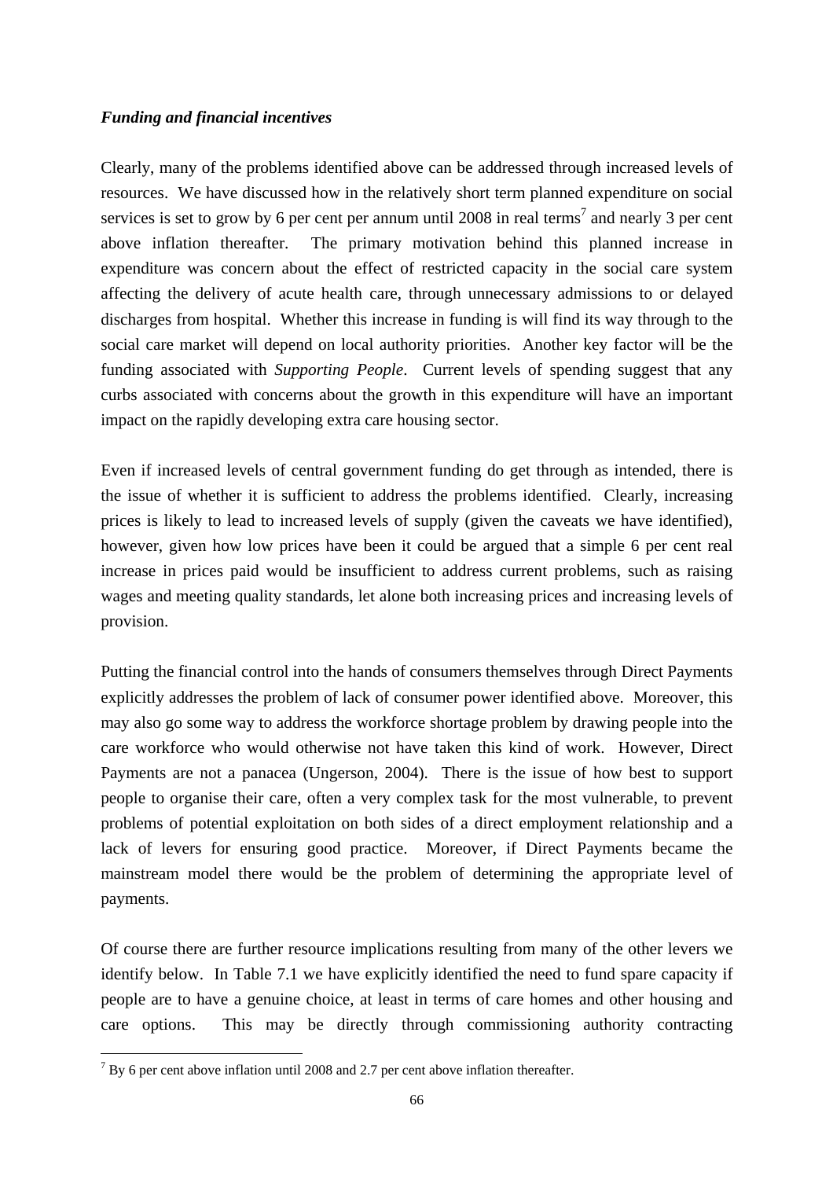*Funding and financial incentives*

Clearly, many of the problems identified above can be addressed through increased levels of resources. We have discussed how in the relatively short term planned expenditure on social services is set to grow by 6 per cent per annum until 2008 in real terms[7] and nearly 3 per cent above inflation thereafter. The primary motivation behind this planned increase in expenditure was concern about the effect of restricted capacity in the social care system affecting the delivery of acute health care, through unnecessary admissions to or delayed discharges from hospital. Whether this increase in funding is will find its way through to the social care market will depend on local authority priorities. Another key factor will be the funding associated with *Supporting People*. Current levels of spending suggest that any curbs associated with concerns about the growth in this expenditure will have an important impact on the rapidly developing extra care housing sector.

Even if increased levels of central government funding do get through as intended, there is the issue of whether it is sufficient to address the problems identified. Clearly, increasing prices is likely to lead to increased levels of supply (given the caveats we have identified), however, given how low prices have been it could be argued that a simple 6 per cent real increase in prices paid would be insufficient to address current problems, such as raising wages and meeting quality standards, let alone both increasing prices and increasing levels of provision.

Putting the financial control into the hands of consumers themselves through Direct Payments explicitly addresses the problem of lack of consumer power identified above. Moreover, this may also go some way to address the workforce shortage problem by drawing people into the care workforce who would otherwise not have taken this kind of work. However, Direct Payments are not a panacea (Ungerson, 2004). There is the issue of how best to support people to organise their care, often a very complex task for the most vulnerable, to prevent problems of potential exploitation on both sides of a direct employment relationship and a lack of levers for ensuring good practice. Moreover, if Direct Payments became the mainstream model there would be the problem of determining the appropriate level of payments.

Of course there are further resource implications resulting from many of the other levers we identify below. In Table 7.1 we have explicitly identified the need to fund spare capacity if people are to have a genuine choice, at least in terms of care homes and other housing and care options. This may be directly through commissioning authority contracting

[7] By 6 per cent above inflation until 2008 and 2.7 per cent above inflation thereafter.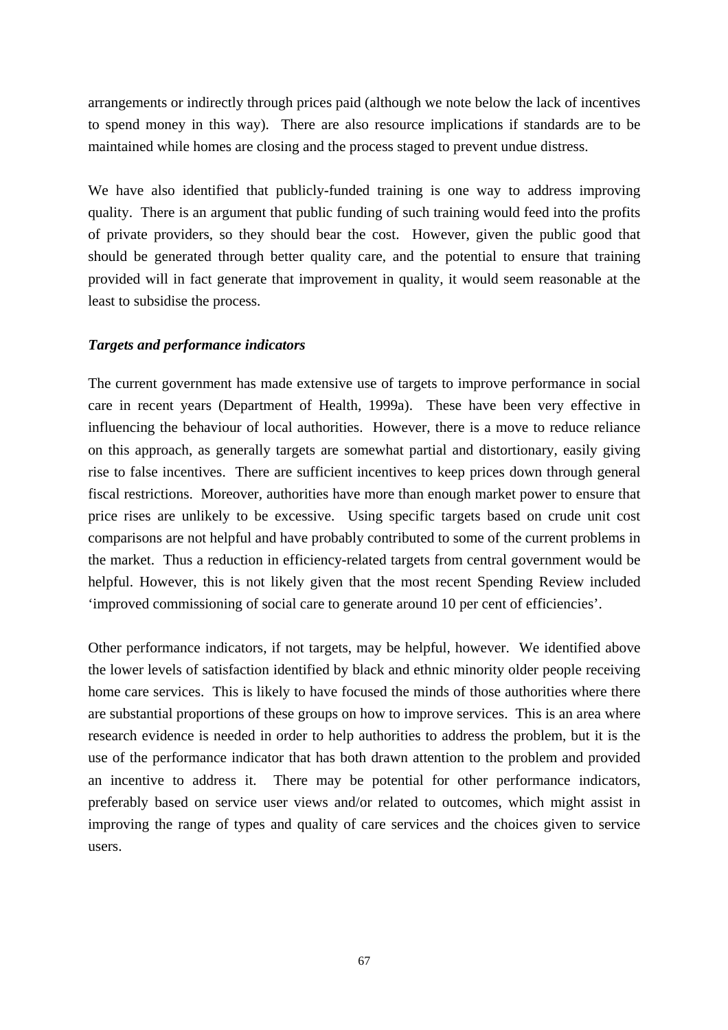arrangements or indirectly through prices paid (although we note below the lack of incentives to spend money in this way). There are also resource implications if standards are to be maintained while homes are closing and the process staged to prevent undue distress.

We have also identified that publicly-funded training is one way to address improving quality. There is an argument that public funding of such training would feed into the profits of private providers, so they should bear the cost. However, given the public good that should be generated through better quality care, and the potential to ensure that training provided will in fact generate that improvement in quality, it would seem reasonable at the least to subsidise the process.

***Targets and performance indicators***

The current government has made extensive use of targets to improve performance in social care in recent years (Department of Health, 1999a). These have been very effective in influencing the behaviour of local authorities. However, there is a move to reduce reliance on this approach, as generally targets are somewhat partial and distortionary, easily giving rise to false incentives. There are sufficient incentives to keep prices down through general fiscal restrictions. Moreover, authorities have more than enough market power to ensure that price rises are unlikely to be excessive. Using specific targets based on crude unit cost comparisons are not helpful and have probably contributed to some of the current problems in the market. Thus a reduction in efficiency-related targets from central government would be helpful. However, this is not likely given that the most recent Spending Review included 'improved commissioning of social care to generate around 10 per cent of efficiencies'.

Other performance indicators, if not targets, may be helpful, however. We identified above the lower levels of satisfaction identified by black and ethnic minority older people receiving home care services. This is likely to have focused the minds of those authorities where there are substantial proportions of these groups on how to improve services. This is an area where research evidence is needed in order to help authorities to address the problem, but it is the use of the performance indicator that has both drawn attention to the problem and provided an incentive to address it. There may be potential for other performance indicators, preferably based on service user views and/or related to outcomes, which might assist in improving the range of types and quality of care services and the choices given to service users.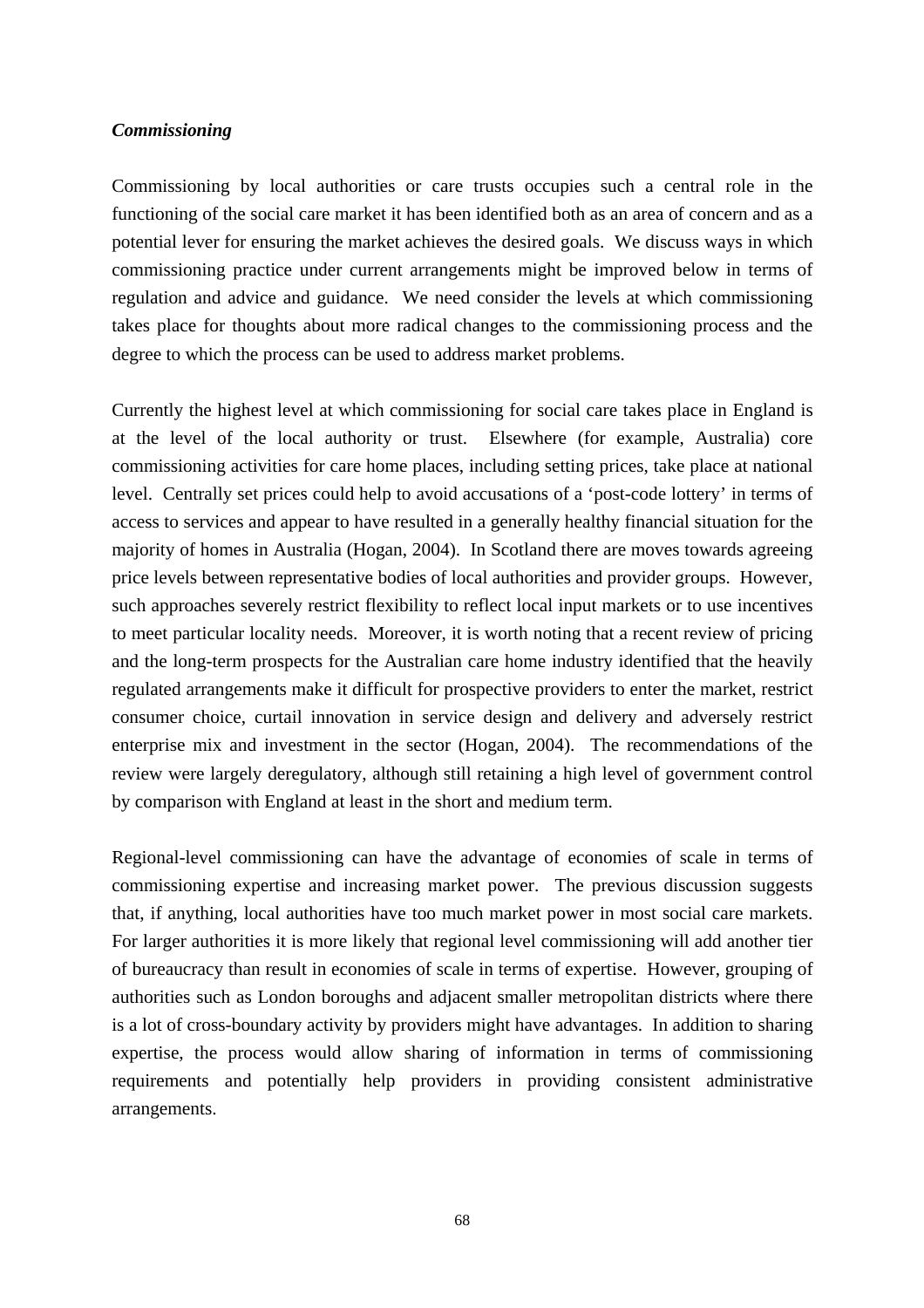***Commissioning***

Commissioning by local authorities or care trusts occupies such a central role in the functioning of the social care market it has been identified both as an area of concern and as a potential lever for ensuring the market achieves the desired goals. We discuss ways in which commissioning practice under current arrangements might be improved below in terms of regulation and advice and guidance. We need consider the levels at which commissioning takes place for thoughts about more radical changes to the commissioning process and the degree to which the process can be used to address market problems.

Currently the highest level at which commissioning for social care takes place in England is at the level of the local authority or trust. Elsewhere (for example, Australia) core commissioning activities for care home places, including setting prices, take place at national level. Centrally set prices could help to avoid accusations of a 'post-code lottery' in terms of access to services and appear to have resulted in a generally healthy financial situation for the majority of homes in Australia (Hogan, 2004). In Scotland there are moves towards agreeing price levels between representative bodies of local authorities and provider groups. However, such approaches severely restrict flexibility to reflect local input markets or to use incentives to meet particular locality needs. Moreover, it is worth noting that a recent review of pricing and the long-term prospects for the Australian care home industry identified that the heavily regulated arrangements make it difficult for prospective providers to enter the market, restrict consumer choice, curtail innovation in service design and delivery and adversely restrict enterprise mix and investment in the sector (Hogan, 2004). The recommendations of the review were largely deregulatory, although still retaining a high level of government control by comparison with England at least in the short and medium term.

Regional-level commissioning can have the advantage of economies of scale in terms of commissioning expertise and increasing market power. The previous discussion suggests that, if anything, local authorities have too much market power in most social care markets. For larger authorities it is more likely that regional level commissioning will add another tier of bureaucracy than result in economies of scale in terms of expertise. However, grouping of authorities such as London boroughs and adjacent smaller metropolitan districts where there is a lot of cross-boundary activity by providers might have advantages. In addition to sharing expertise, the process would allow sharing of information in terms of commissioning requirements and potentially help providers in providing consistent administrative arrangements.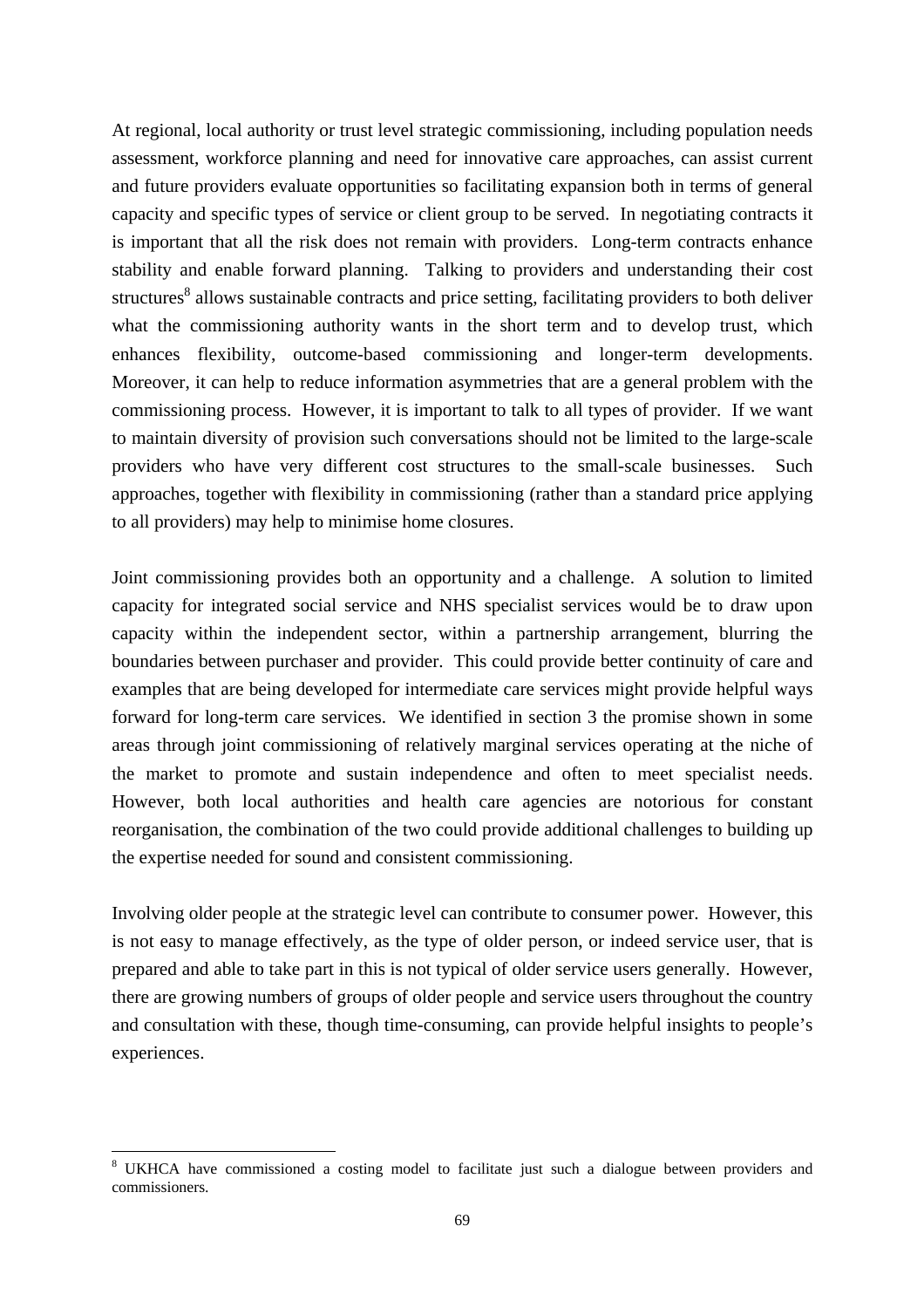At regional, local authority or trust level strategic commissioning, including population needs assessment, workforce planning and need for innovative care approaches, can assist current and future providers evaluate opportunities so facilitating expansion both in terms of general capacity and specific types of service or client group to be served. In negotiating contracts it is important that all the risk does not remain with providers. Long-term contracts enhance stability and enable forward planning. Talking to providers and understanding their cost structures[8] allows sustainable contracts and price setting, facilitating providers to both deliver what the commissioning authority wants in the short term and to develop trust, which enhances flexibility, outcome-based commissioning and longer-term developments. Moreover, it can help to reduce information asymmetries that are a general problem with the commissioning process. However, it is important to talk to all types of provider. If we want to maintain diversity of provision such conversations should not be limited to the large-scale providers who have very different cost structures to the small-scale businesses. Such approaches, together with flexibility in commissioning (rather than a standard price applying to all providers) may help to minimise home closures.

Joint commissioning provides both an opportunity and a challenge. A solution to limited capacity for integrated social service and NHS specialist services would be to draw upon capacity within the independent sector, within a partnership arrangement, blurring the boundaries between purchaser and provider. This could provide better continuity of care and examples that are being developed for intermediate care services might provide helpful ways forward for long-term care services. We identified in section 3 the promise shown in some areas through joint commissioning of relatively marginal services operating at the niche of the market to promote and sustain independence and often to meet specialist needs. However, both local authorities and health care agencies are notorious for constant reorganisation, the combination of the two could provide additional challenges to building up the expertise needed for sound and consistent commissioning.

Involving older people at the strategic level can contribute to consumer power. However, this is not easy to manage effectively, as the type of older person, or indeed service user, that is prepared and able to take part in this is not typical of older service users generally. However, there are growing numbers of groups of older people and service users throughout the country and consultation with these, though time-consuming, can provide helpful insights to people's experiences.

---

[8] UKHCA have commissioned a costing model to facilitate just such a dialogue between providers and commissioners.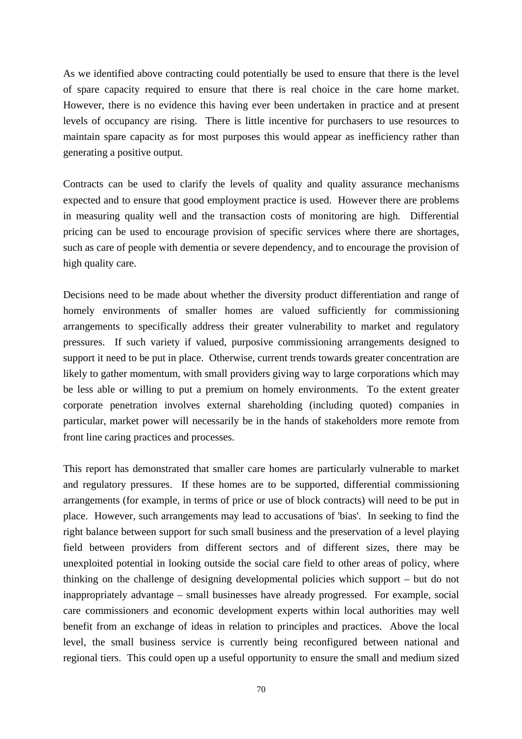As we identified above contracting could potentially be used to ensure that there is the level of spare capacity required to ensure that there is real choice in the care home market. However, there is no evidence this having ever been undertaken in practice and at present levels of occupancy are rising. There is little incentive for purchasers to use resources to maintain spare capacity as for most purposes this would appear as inefficiency rather than generating a positive output.

Contracts can be used to clarify the levels of quality and quality assurance mechanisms expected and to ensure that good employment practice is used. However there are problems in measuring quality well and the transaction costs of monitoring are high. Differential pricing can be used to encourage provision of specific services where there are shortages, such as care of people with dementia or severe dependency, and to encourage the provision of high quality care.

Decisions need to be made about whether the diversity product differentiation and range of homely environments of smaller homes are valued sufficiently for commissioning arrangements to specifically address their greater vulnerability to market and regulatory pressures. If such variety if valued, purposive commissioning arrangements designed to support it need to be put in place. Otherwise, current trends towards greater concentration are likely to gather momentum, with small providers giving way to large corporations which may be less able or willing to put a premium on homely environments. To the extent greater corporate penetration involves external shareholding (including quoted) companies in particular, market power will necessarily be in the hands of stakeholders more remote from front line caring practices and processes.

This report has demonstrated that smaller care homes are particularly vulnerable to market and regulatory pressures. If these homes are to be supported, differential commissioning arrangements (for example, in terms of price or use of block contracts) will need to be put in place. However, such arrangements may lead to accusations of 'bias'. In seeking to find the right balance between support for such small business and the preservation of a level playing field between providers from different sectors and of different sizes, there may be unexploited potential in looking outside the social care field to other areas of policy, where thinking on the challenge of designing developmental policies which support – but do not inappropriately advantage – small businesses have already progressed. For example, social care commissioners and economic development experts within local authorities may well benefit from an exchange of ideas in relation to principles and practices. Above the local level, the small business service is currently being reconfigured between national and regional tiers. This could open up a useful opportunity to ensure the small and medium sized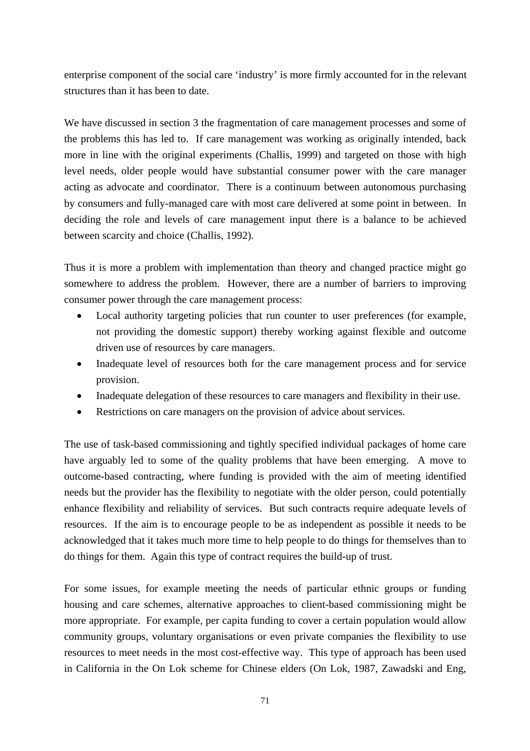enterprise component of the social care 'industry' is more firmly accounted for in the relevant structures than it has been to date.

We have discussed in section 3 the fragmentation of care management processes and some of the problems this has led to. If care management was working as originally intended, back more in line with the original experiments (Challis, 1999) and targeted on those with high level needs, older people would have substantial consumer power with the care manager acting as advocate and coordinator. There is a continuum between autonomous purchasing by consumers and fully-managed care with most care delivered at some point in between. In deciding the role and levels of care management input there is a balance to be achieved between scarcity and choice (Challis, 1992).

Thus it is more a problem with implementation than theory and changed practice might go somewhere to address the problem. However, there are a number of barriers to improving consumer power through the care management process:

- Local authority targeting policies that run counter to user preferences (for example, not providing the domestic support) thereby working against flexible and outcome driven use of resources by care managers.
- Inadequate level of resources both for the care management process and for service provision.
- Inadequate delegation of these resources to care managers and flexibility in their use.
- Restrictions on care managers on the provision of advice about services.

The use of task-based commissioning and tightly specified individual packages of home care have arguably led to some of the quality problems that have been emerging. A move to outcome-based contracting, where funding is provided with the aim of meeting identified needs but the provider has the flexibility to negotiate with the older person, could potentially enhance flexibility and reliability of services. But such contracts require adequate levels of resources. If the aim is to encourage people to be as independent as possible it needs to be acknowledged that it takes much more time to help people to do things for themselves than to do things for them. Again this type of contract requires the build-up of trust.

For some issues, for example meeting the needs of particular ethnic groups or funding housing and care schemes, alternative approaches to client-based commissioning might be more appropriate. For example, per capita funding to cover a certain population would allow community groups, voluntary organisations or even private companies the flexibility to use resources to meet needs in the most cost-effective way. This type of approach has been used in California in the On Lok scheme for Chinese elders (On Lok, 1987, Zawadski and Eng,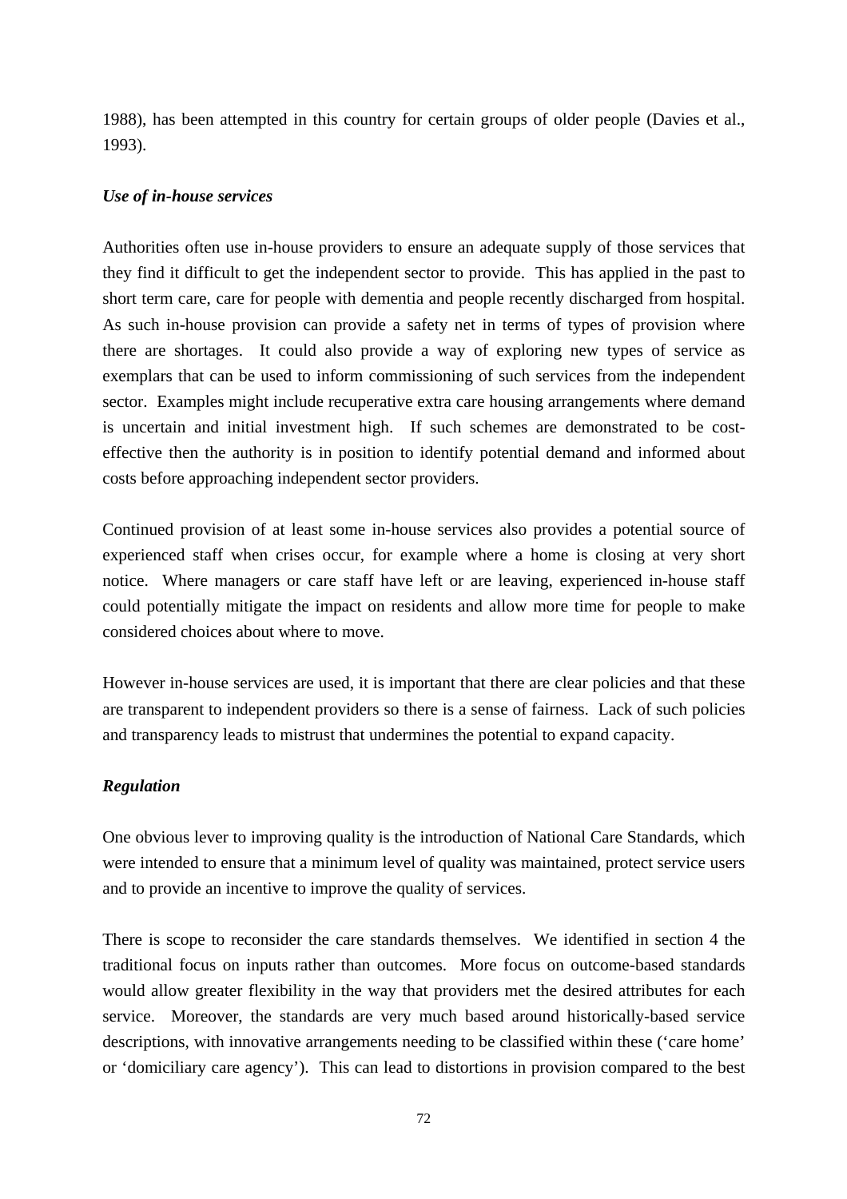1988), has been attempted in this country for certain groups of older people (Davies et al., 1993).

***Use of in-house services***

Authorities often use in-house providers to ensure an adequate supply of those services that they find it difficult to get the independent sector to provide. This has applied in the past to short term care, care for people with dementia and people recently discharged from hospital. As such in-house provision can provide a safety net in terms of types of provision where there are shortages. It could also provide a way of exploring new types of service as exemplars that can be used to inform commissioning of such services from the independent sector. Examples might include recuperative extra care housing arrangements where demand is uncertain and initial investment high. If such schemes are demonstrated to be cost-effective then the authority is in position to identify potential demand and informed about costs before approaching independent sector providers.

Continued provision of at least some in-house services also provides a potential source of experienced staff when crises occur, for example where a home is closing at very short notice. Where managers or care staff have left or are leaving, experienced in-house staff could potentially mitigate the impact on residents and allow more time for people to make considered choices about where to move.

However in-house services are used, it is important that there are clear policies and that these are transparent to independent providers so there is a sense of fairness. Lack of such policies and transparency leads to mistrust that undermines the potential to expand capacity.

***Regulation***

One obvious lever to improving quality is the introduction of National Care Standards, which were intended to ensure that a minimum level of quality was maintained, protect service users and to provide an incentive to improve the quality of services.

There is scope to reconsider the care standards themselves. We identified in section 4 the traditional focus on inputs rather than outcomes. More focus on outcome-based standards would allow greater flexibility in the way that providers met the desired attributes for each service. Moreover, the standards are very much based around historically-based service descriptions, with innovative arrangements needing to be classified within these ('care home' or 'domiciliary care agency'). This can lead to distortions in provision compared to the best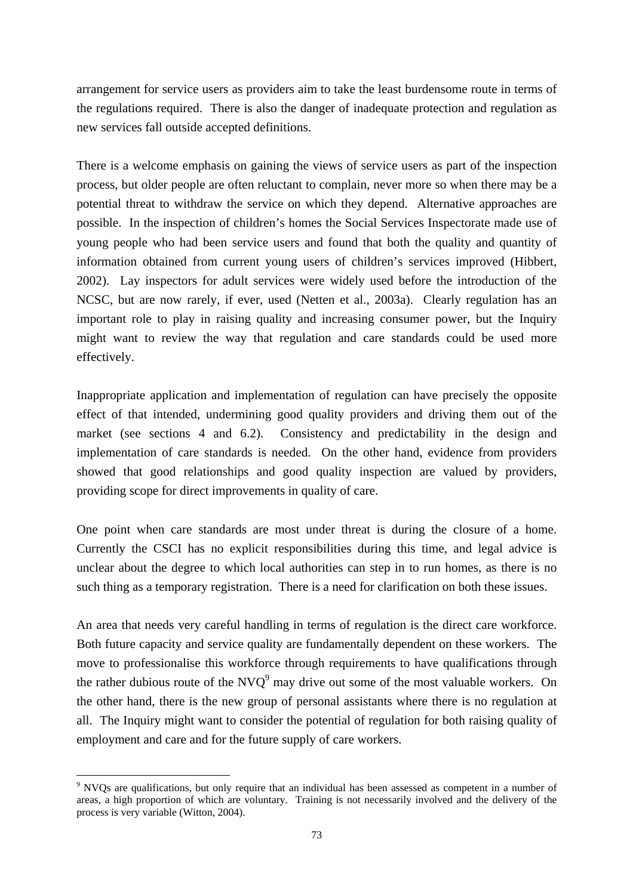arrangement for service users as providers aim to take the least burdensome route in terms of the regulations required. There is also the danger of inadequate protection and regulation as new services fall outside accepted definitions.

There is a welcome emphasis on gaining the views of service users as part of the inspection process, but older people are often reluctant to complain, never more so when there may be a potential threat to withdraw the service on which they depend. Alternative approaches are possible. In the inspection of children's homes the Social Services Inspectorate made use of young people who had been service users and found that both the quality and quantity of information obtained from current young users of children's services improved (Hibbert, 2002). Lay inspectors for adult services were widely used before the introduction of the NCSC, but are now rarely, if ever, used (Netten et al., 2003a). Clearly regulation has an important role to play in raising quality and increasing consumer power, but the Inquiry might want to review the way that regulation and care standards could be used more effectively.

Inappropriate application and implementation of regulation can have precisely the opposite effect of that intended, undermining good quality providers and driving them out of the market (see sections 4 and 6.2). Consistency and predictability in the design and implementation of care standards is needed. On the other hand, evidence from providers showed that good relationships and good quality inspection are valued by providers, providing scope for direct improvements in quality of care.

One point when care standards are most under threat is during the closure of a home. Currently the CSCI has no explicit responsibilities during this time, and legal advice is unclear about the degree to which local authorities can step in to run homes, as there is no such thing as a temporary registration. There is a need for clarification on both these issues.

An area that needs very careful handling in terms of regulation is the direct care workforce. Both future capacity and service quality are fundamentally dependent on these workers. The move to professionalise this workforce through requirements to have qualifications through the rather dubious route of the NVQ[9] may drive out some of the most valuable workers. On the other hand, there is the new group of personal assistants where there is no regulation at all. The Inquiry might want to consider the potential of regulation for both raising quality of employment and care and for the future supply of care workers.

[9] NVQs are qualifications, but only require that an individual has been assessed as competent in a number of areas, a high proportion of which are voluntary. Training is not necessarily involved and the delivery of the process is very variable (Witton, 2004).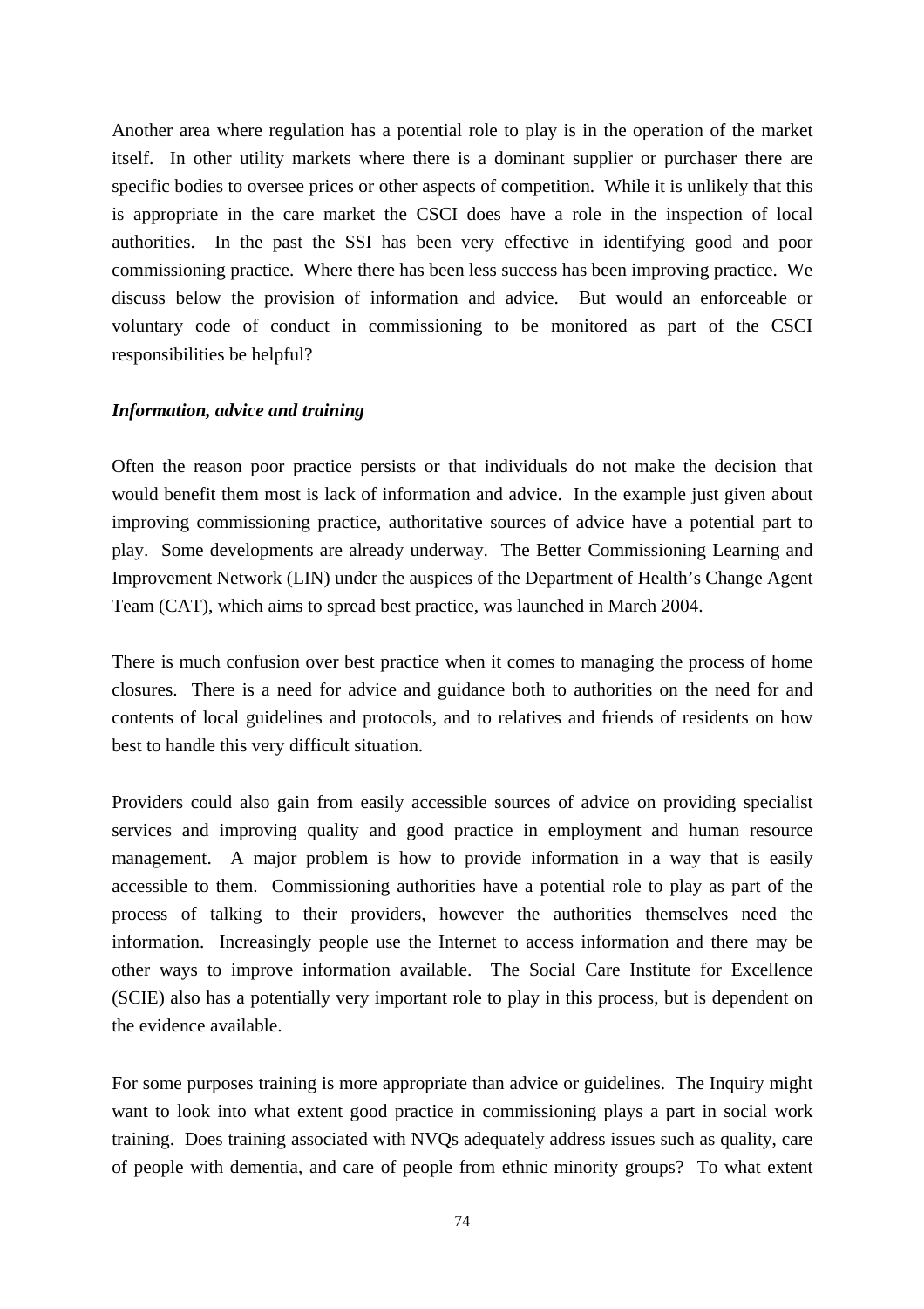Another area where regulation has a potential role to play is in the operation of the market itself. In other utility markets where there is a dominant supplier or purchaser there are specific bodies to oversee prices or other aspects of competition. While it is unlikely that this is appropriate in the care market the CSCI does have a role in the inspection of local authorities. In the past the SSI has been very effective in identifying good and poor commissioning practice. Where there has been less success has been improving practice. We discuss below the provision of information and advice. But would an enforceable or voluntary code of conduct in commissioning to be monitored as part of the CSCI responsibilities be helpful?

***Information, advice and training***

Often the reason poor practice persists or that individuals do not make the decision that would benefit them most is lack of information and advice. In the example just given about improving commissioning practice, authoritative sources of advice have a potential part to play. Some developments are already underway. The Better Commissioning Learning and Improvement Network (LIN) under the auspices of the Department of Health's Change Agent Team (CAT), which aims to spread best practice, was launched in March 2004.

There is much confusion over best practice when it comes to managing the process of home closures. There is a need for advice and guidance both to authorities on the need for and contents of local guidelines and protocols, and to relatives and friends of residents on how best to handle this very difficult situation.

Providers could also gain from easily accessible sources of advice on providing specialist services and improving quality and good practice in employment and human resource management. A major problem is how to provide information in a way that is easily accessible to them. Commissioning authorities have a potential role to play as part of the process of talking to their providers, however the authorities themselves need the information. Increasingly people use the Internet to access information and there may be other ways to improve information available. The Social Care Institute for Excellence (SCIE) also has a potentially very important role to play in this process, but is dependent on the evidence available.

For some purposes training is more appropriate than advice or guidelines. The Inquiry might want to look into what extent good practice in commissioning plays a part in social work training. Does training associated with NVQs adequately address issues such as quality, care of people with dementia, and care of people from ethnic minority groups? To what extent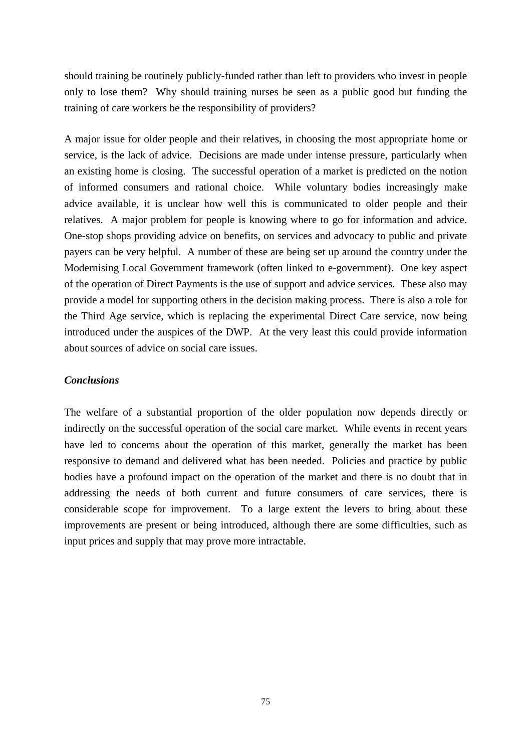should training be routinely publicly-funded rather than left to providers who invest in people only to lose them? Why should training nurses be seen as a public good but funding the training of care workers be the responsibility of providers?

A major issue for older people and their relatives, in choosing the most appropriate home or service, is the lack of advice. Decisions are made under intense pressure, particularly when an existing home is closing. The successful operation of a market is predicted on the notion of informed consumers and rational choice. While voluntary bodies increasingly make advice available, it is unclear how well this is communicated to older people and their relatives. A major problem for people is knowing where to go for information and advice. One-stop shops providing advice on benefits, on services and advocacy to public and private payers can be very helpful. A number of these are being set up around the country under the Modernising Local Government framework (often linked to e-government). One key aspect of the operation of Direct Payments is the use of support and advice services. These also may provide a model for supporting others in the decision making process. There is also a role for the Third Age service, which is replacing the experimental Direct Care service, now being introduced under the auspices of the DWP. At the very least this could provide information about sources of advice on social care issues.

***Conclusions***

The welfare of a substantial proportion of the older population now depends directly or indirectly on the successful operation of the social care market. While events in recent years have led to concerns about the operation of this market, generally the market has been responsive to demand and delivered what has been needed. Policies and practice by public bodies have a profound impact on the operation of the market and there is no doubt that in addressing the needs of both current and future consumers of care services, there is considerable scope for improvement. To a large extent the levers to bring about these improvements are present or being introduced, although there are some difficulties, such as input prices and supply that may prove more intractable.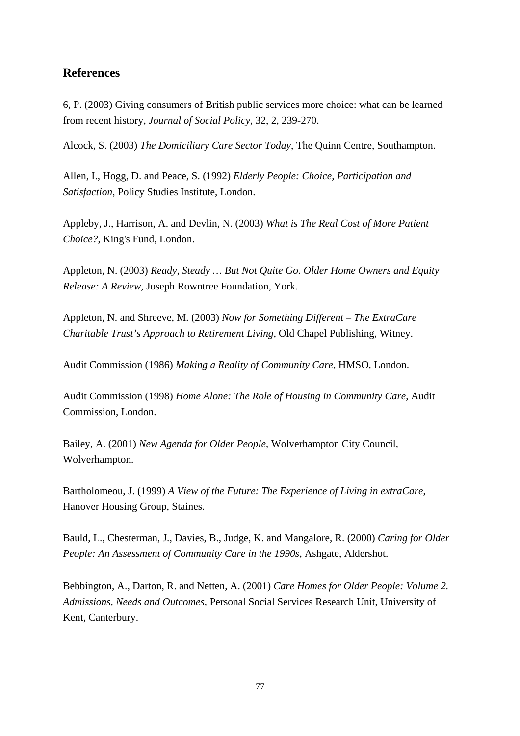## References

6, P. (2003) Giving consumers of British public services more choice: what can be learned from recent history, *Journal of Social Policy*, 32, 2, 239-270.

Alcock, S. (2003) *The Domiciliary Care Sector Today*, The Quinn Centre, Southampton.

Allen, I., Hogg, D. and Peace, S. (1992) *Elderly People: Choice, Participation and Satisfaction*, Policy Studies Institute, London.

Appleby, J., Harrison, A. and Devlin, N. (2003) *What is The Real Cost of More Patient Choice?*, King's Fund, London.

Appleton, N. (2003) *Ready, Steady … But Not Quite Go. Older Home Owners and Equity Release: A Review*, Joseph Rowntree Foundation, York.

Appleton, N. and Shreeve, M. (2003) *Now for Something Different – The ExtraCare Charitable Trust's Approach to Retirement Living*, Old Chapel Publishing, Witney.

Audit Commission (1986) *Making a Reality of Community Care*, HMSO, London.

Audit Commission (1998) *Home Alone: The Role of Housing in Community Care*, Audit Commission, London.

Bailey, A. (2001) *New Agenda for Older People*, Wolverhampton City Council, Wolverhampton.

Bartholomeou, J. (1999) *A View of the Future: The Experience of Living in extraCare*, Hanover Housing Group, Staines.

Bauld, L., Chesterman, J., Davies, B., Judge, K. and Mangalore, R. (2000) *Caring for Older People: An Assessment of Community Care in the 1990s*, Ashgate, Aldershot.

Bebbington, A., Darton, R. and Netten, A. (2001) *Care Homes for Older People: Volume 2. Admissions, Needs and Outcomes*, Personal Social Services Research Unit, University of Kent, Canterbury.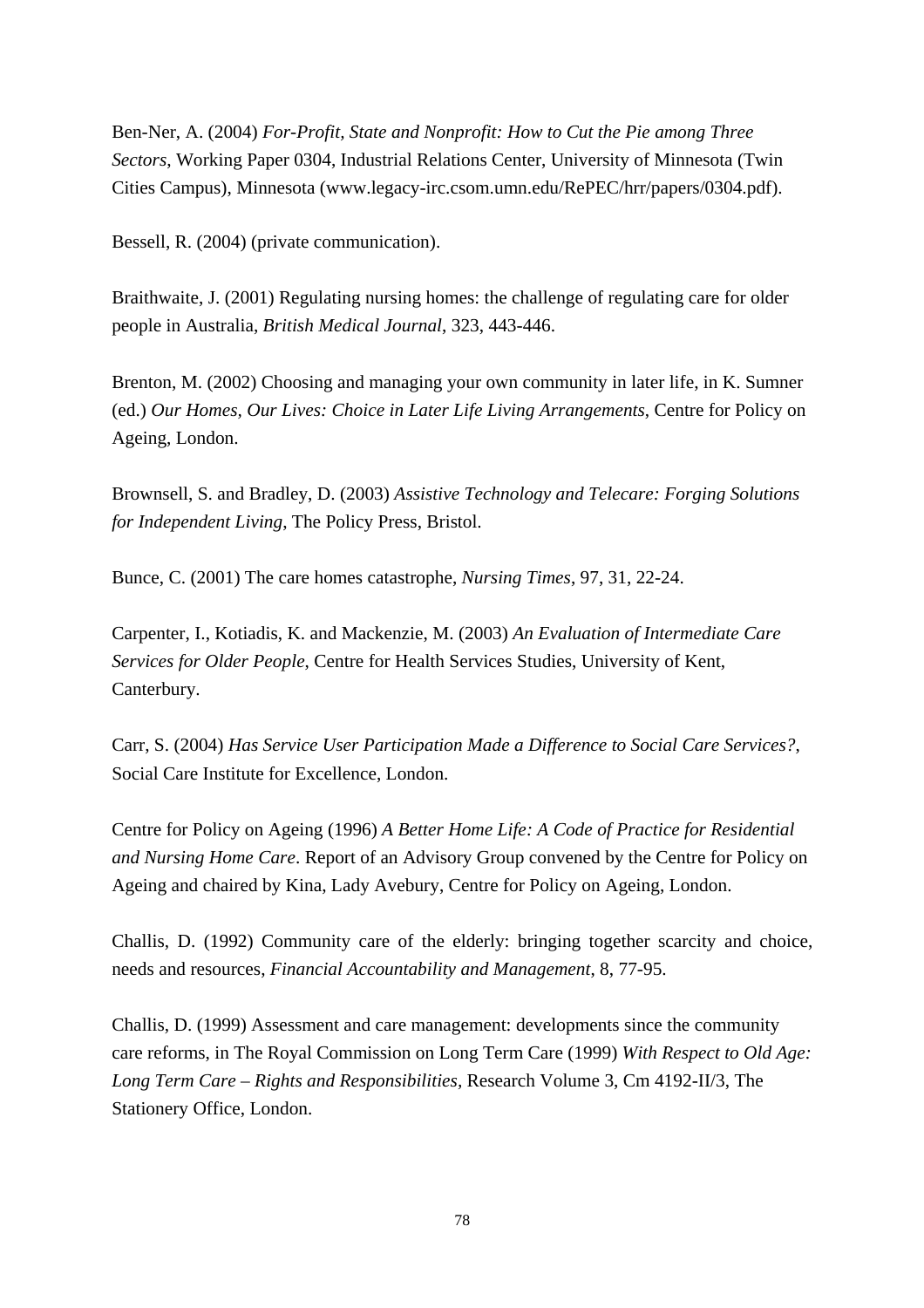Ben-Ner, A. (2004) *For-Profit, State and Nonprofit: How to Cut the Pie among Three Sectors*, Working Paper 0304, Industrial Relations Center, University of Minnesota (Twin Cities Campus), Minnesota (www.legacy-irc.csom.umn.edu/RePEC/hrr/papers/0304.pdf).

Bessell, R. (2004) (private communication).

Braithwaite, J. (2001) Regulating nursing homes: the challenge of regulating care for older people in Australia, *British Medical Journal*, 323, 443-446.

Brenton, M. (2002) Choosing and managing your own community in later life, in K. Sumner (ed.) *Our Homes, Our Lives: Choice in Later Life Living Arrangements*, Centre for Policy on Ageing, London.

Brownsell, S. and Bradley, D. (2003) *Assistive Technology and Telecare: Forging Solutions for Independent Living*, The Policy Press, Bristol.

Bunce, C. (2001) The care homes catastrophe, *Nursing Times*, 97, 31, 22-24.

Carpenter, I., Kotiadis, K. and Mackenzie, M. (2003) *An Evaluation of Intermediate Care Services for Older People*, Centre for Health Services Studies, University of Kent, Canterbury.

Carr, S. (2004) *Has Service User Participation Made a Difference to Social Care Services?*, Social Care Institute for Excellence, London.

Centre for Policy on Ageing (1996) *A Better Home Life: A Code of Practice for Residential and Nursing Home Care*. Report of an Advisory Group convened by the Centre for Policy on Ageing and chaired by Kina, Lady Avebury, Centre for Policy on Ageing, London.

Challis, D. (1992) Community care of the elderly: bringing together scarcity and choice, needs and resources, *Financial Accountability and Management*, 8, 77-95.

Challis, D. (1999) Assessment and care management: developments since the community care reforms, in The Royal Commission on Long Term Care (1999) *With Respect to Old Age: Long Term Care – Rights and Responsibilities*, Research Volume 3, Cm 4192-II/3, The Stationery Office, London.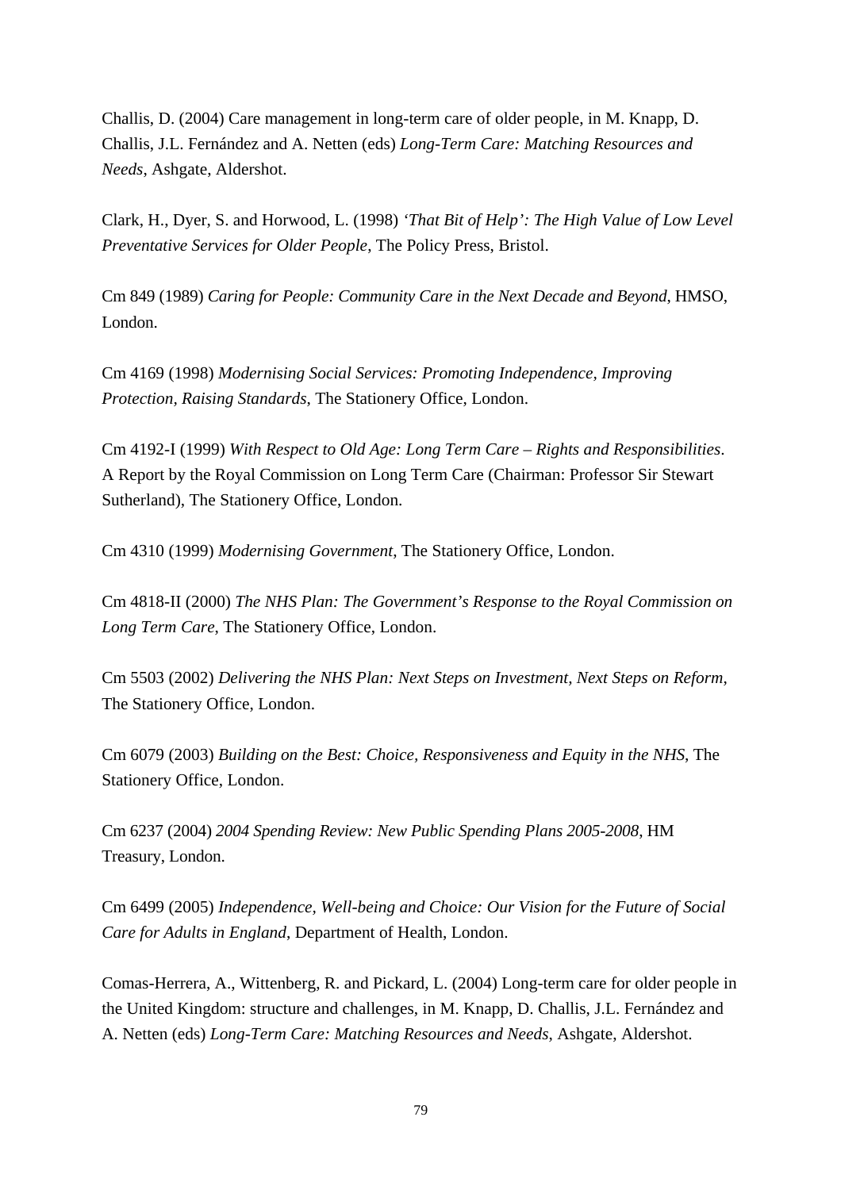Challis, D. (2004) Care management in long-term care of older people, in M. Knapp, D. Challis, J.L. Fernández and A. Netten (eds) *Long-Term Care: Matching Resources and Needs*, Ashgate, Aldershot.

Clark, H., Dyer, S. and Horwood, L. (1998) *'That Bit of Help': The High Value of Low Level Preventative Services for Older People*, The Policy Press, Bristol.

Cm 849 (1989) *Caring for People: Community Care in the Next Decade and Beyond*, HMSO, London.

Cm 4169 (1998) *Modernising Social Services: Promoting Independence, Improving Protection, Raising Standards*, The Stationery Office, London.

Cm 4192-I (1999) *With Respect to Old Age: Long Term Care – Rights and Responsibilities*. A Report by the Royal Commission on Long Term Care (Chairman: Professor Sir Stewart Sutherland), The Stationery Office, London.

Cm 4310 (1999) *Modernising Government*, The Stationery Office, London.

Cm 4818-II (2000) *The NHS Plan: The Government's Response to the Royal Commission on Long Term Care*, The Stationery Office, London.

Cm 5503 (2002) *Delivering the NHS Plan: Next Steps on Investment, Next Steps on Reform*, The Stationery Office, London.

Cm 6079 (2003) *Building on the Best: Choice, Responsiveness and Equity in the NHS*, The Stationery Office, London.

Cm 6237 (2004) *2004 Spending Review: New Public Spending Plans 2005-2008*, HM Treasury, London.

Cm 6499 (2005) *Independence, Well-being and Choice: Our Vision for the Future of Social Care for Adults in England*, Department of Health, London.

Comas-Herrera, A., Wittenberg, R. and Pickard, L. (2004) Long-term care for older people in the United Kingdom: structure and challenges, in M. Knapp, D. Challis, J.L. Fernández and A. Netten (eds) *Long-Term Care: Matching Resources and Needs*, Ashgate, Aldershot.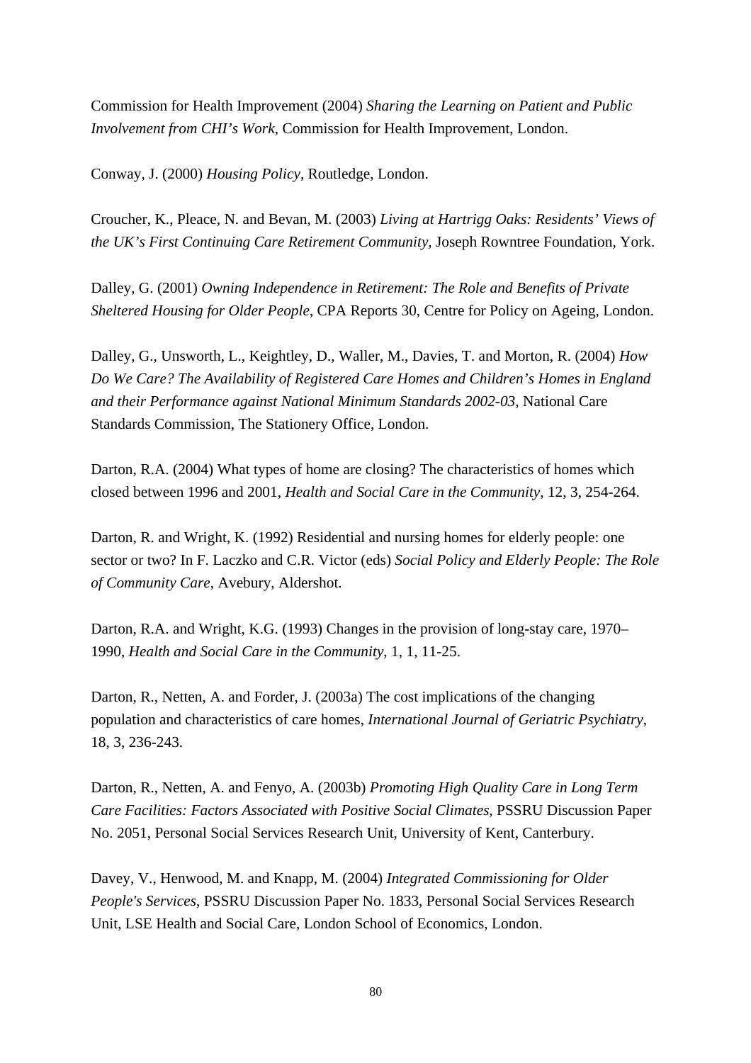Commission for Health Improvement (2004) *Sharing the Learning on Patient and Public Involvement from CHI's Work*, Commission for Health Improvement, London.

Conway, J. (2000) *Housing Policy*, Routledge, London.

Croucher, K., Pleace, N. and Bevan, M. (2003) *Living at Hartrigg Oaks: Residents' Views of the UK's First Continuing Care Retirement Community*, Joseph Rowntree Foundation, York.

Dalley, G. (2001) *Owning Independence in Retirement: The Role and Benefits of Private Sheltered Housing for Older People*, CPA Reports 30, Centre for Policy on Ageing, London.

Dalley, G., Unsworth, L., Keightley, D., Waller, M., Davies, T. and Morton, R. (2004) *How Do We Care? The Availability of Registered Care Homes and Children's Homes in England and their Performance against National Minimum Standards 2002-03*, National Care Standards Commission, The Stationery Office, London.

Darton, R.A. (2004) What types of home are closing? The characteristics of homes which closed between 1996 and 2001, *Health and Social Care in the Community*, 12, 3, 254-264.

Darton, R. and Wright, K. (1992) Residential and nursing homes for elderly people: one sector or two? In F. Laczko and C.R. Victor (eds) *Social Policy and Elderly People: The Role of Community Care*, Avebury, Aldershot.

Darton, R.A. and Wright, K.G. (1993) Changes in the provision of long-stay care, 1970–1990, *Health and Social Care in the Community*, 1, 1, 11-25.

Darton, R., Netten, A. and Forder, J. (2003a) The cost implications of the changing population and characteristics of care homes, *International Journal of Geriatric Psychiatry*, 18, 3, 236-243.

Darton, R., Netten, A. and Fenyo, A. (2003b) *Promoting High Quality Care in Long Term Care Facilities: Factors Associated with Positive Social Climates*, PSSRU Discussion Paper No. 2051, Personal Social Services Research Unit, University of Kent, Canterbury.

Davey, V., Henwood, M. and Knapp, M. (2004) *Integrated Commissioning for Older People's Services*, PSSRU Discussion Paper No. 1833, Personal Social Services Research Unit, LSE Health and Social Care, London School of Economics, London.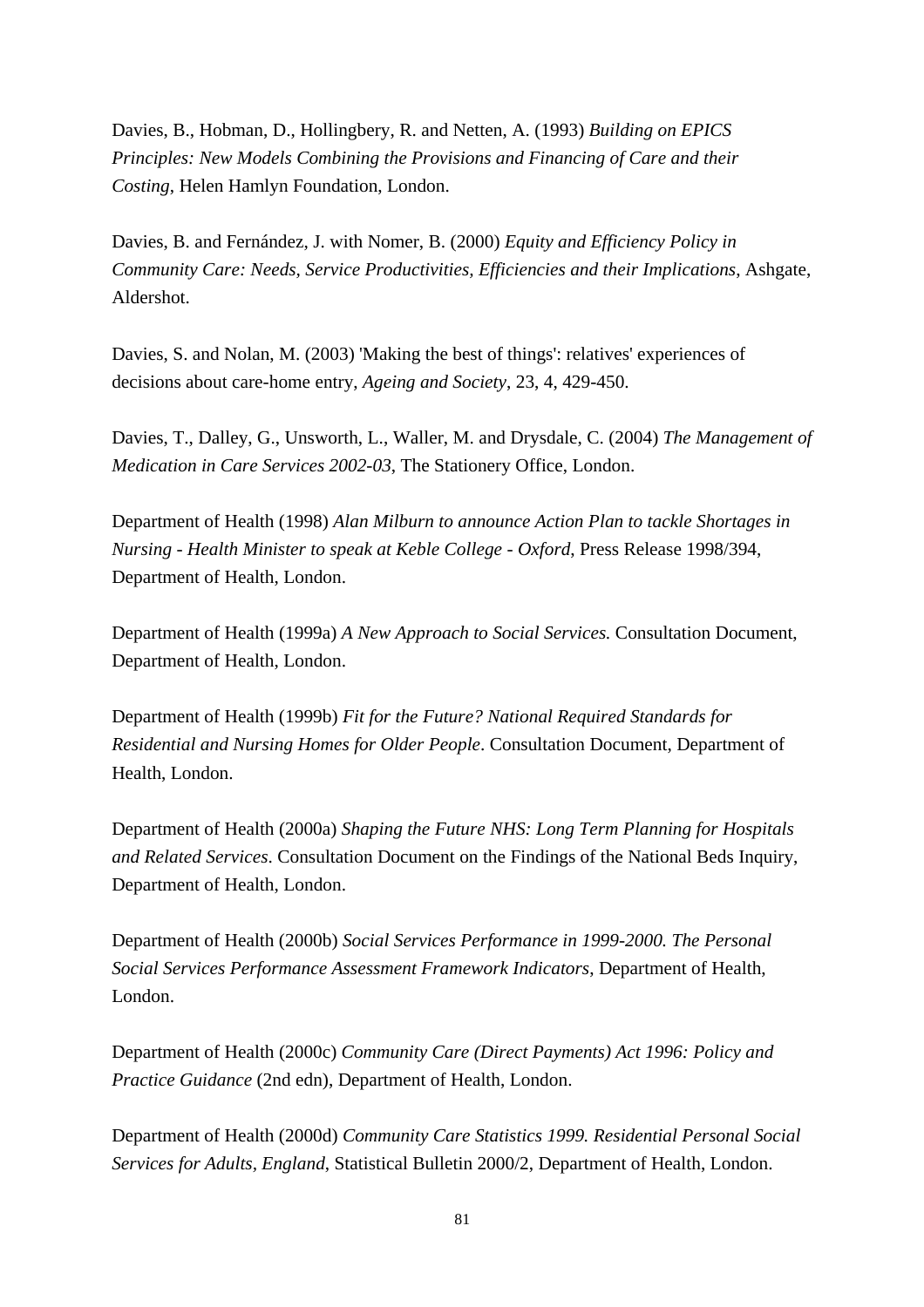Davies, B., Hobman, D., Hollingbery, R. and Netten, A. (1993) *Building on EPICS Principles: New Models Combining the Provisions and Financing of Care and their Costing*, Helen Hamlyn Foundation, London.

Davies, B. and Fernández, J. with Nomer, B. (2000) *Equity and Efficiency Policy in Community Care: Needs, Service Productivities, Efficiencies and their Implications*, Ashgate, Aldershot.

Davies, S. and Nolan, M. (2003) 'Making the best of things': relatives' experiences of decisions about care-home entry, *Ageing and Society*, 23, 4, 429-450.

Davies, T., Dalley, G., Unsworth, L., Waller, M. and Drysdale, C. (2004) *The Management of Medication in Care Services 2002-03*, The Stationery Office, London.

Department of Health (1998) *Alan Milburn to announce Action Plan to tackle Shortages in Nursing - Health Minister to speak at Keble College - Oxford*, Press Release 1998/394, Department of Health, London.

Department of Health (1999a) *A New Approach to Social Services.* Consultation Document, Department of Health, London.

Department of Health (1999b) *Fit for the Future? National Required Standards for Residential and Nursing Homes for Older People*. Consultation Document, Department of Health, London.

Department of Health (2000a) *Shaping the Future NHS: Long Term Planning for Hospitals and Related Services*. Consultation Document on the Findings of the National Beds Inquiry, Department of Health, London.

Department of Health (2000b) *Social Services Performance in 1999-2000. The Personal Social Services Performance Assessment Framework Indicators*, Department of Health, London.

Department of Health (2000c) *Community Care (Direct Payments) Act 1996: Policy and Practice Guidance* (2nd edn), Department of Health, London.

Department of Health (2000d) *Community Care Statistics 1999. Residential Personal Social Services for Adults, England*, Statistical Bulletin 2000/2, Department of Health, London.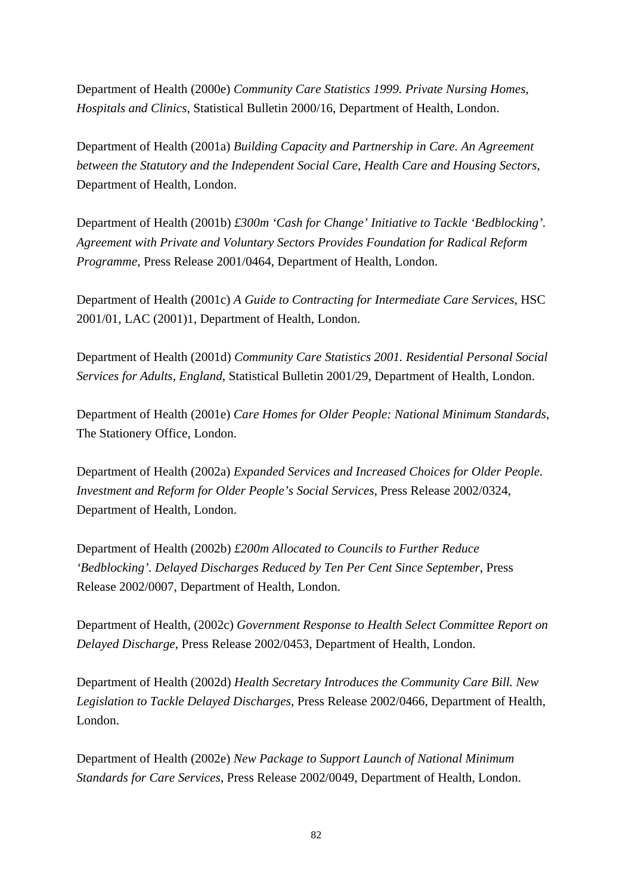Department of Health (2000e) *Community Care Statistics 1999. Private Nursing Homes, Hospitals and Clinics*, Statistical Bulletin 2000/16, Department of Health, London.

Department of Health (2001a) *Building Capacity and Partnership in Care. An Agreement between the Statutory and the Independent Social Care, Health Care and Housing Sectors*, Department of Health, London.

Department of Health (2001b) *£300m 'Cash for Change' Initiative to Tackle 'Bedblocking'. Agreement with Private and Voluntary Sectors Provides Foundation for Radical Reform Programme*, Press Release 2001/0464, Department of Health, London.

Department of Health (2001c) *A Guide to Contracting for Intermediate Care Services*, HSC 2001/01, LAC (2001)1, Department of Health, London.

Department of Health (2001d) *Community Care Statistics 2001. Residential Personal Social Services for Adults, England*, Statistical Bulletin 2001/29, Department of Health, London.

Department of Health (2001e) *Care Homes for Older People: National Minimum Standards*, The Stationery Office, London.

Department of Health (2002a) *Expanded Services and Increased Choices for Older People. Investment and Reform for Older People's Social Services*, Press Release 2002/0324, Department of Health, London.

Department of Health (2002b) *£200m Allocated to Councils to Further Reduce 'Bedblocking'. Delayed Discharges Reduced by Ten Per Cent Since September*, Press Release 2002/0007, Department of Health, London.

Department of Health, (2002c) *Government Response to Health Select Committee Report on Delayed Discharge*, Press Release 2002/0453, Department of Health, London.

Department of Health (2002d) *Health Secretary Introduces the Community Care Bill. New Legislation to Tackle Delayed Discharges*, Press Release 2002/0466, Department of Health, London.

Department of Health (2002e) *New Package to Support Launch of National Minimum Standards for Care Services*, Press Release 2002/0049, Department of Health, London.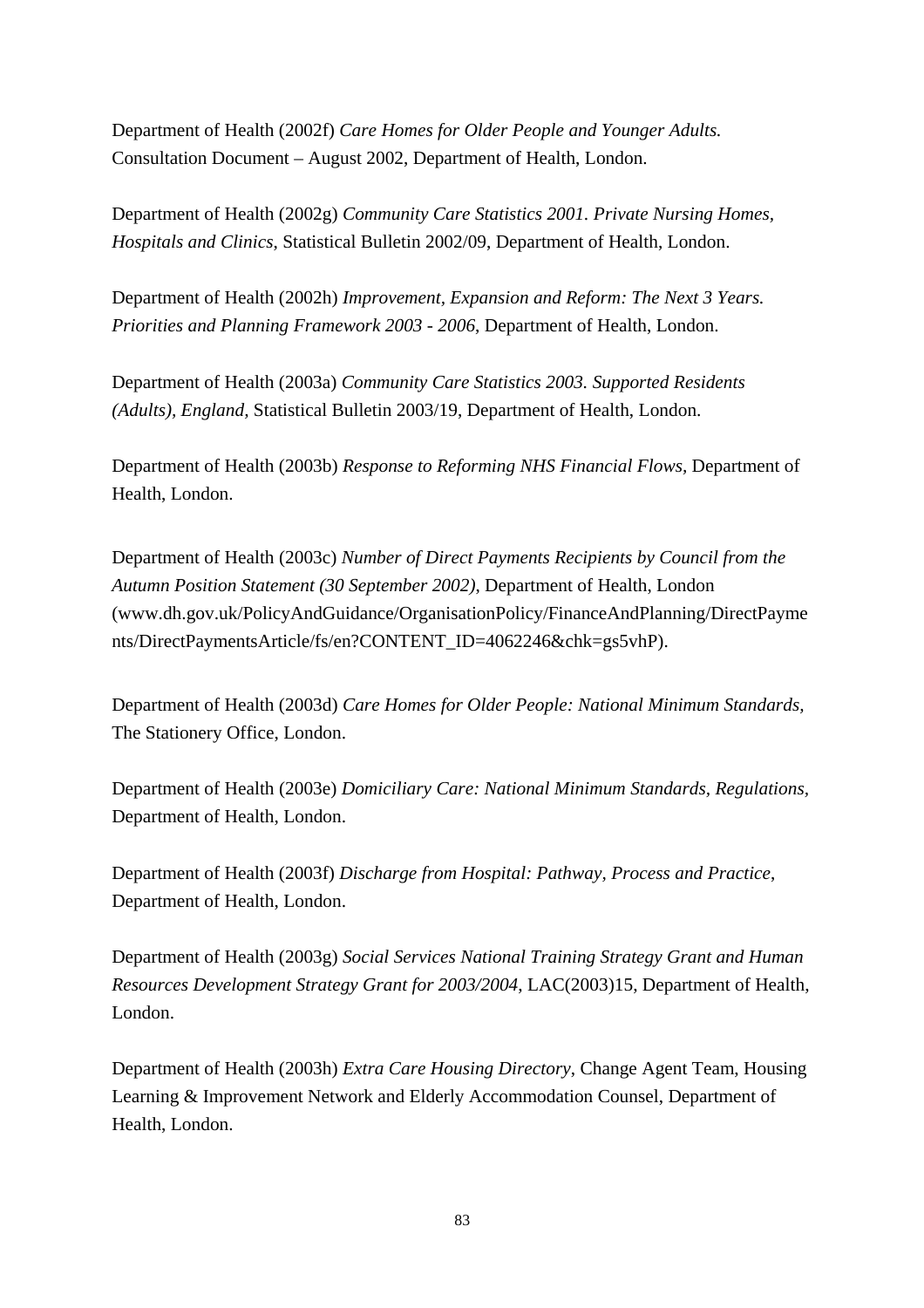Department of Health (2002f) *Care Homes for Older People and Younger Adults.* Consultation Document – August 2002, Department of Health, London.

Department of Health (2002g) *Community Care Statistics 2001. Private Nursing Homes, Hospitals and Clinics*, Statistical Bulletin 2002/09, Department of Health, London.

Department of Health (2002h) *Improvement, Expansion and Reform: The Next 3 Years. Priorities and Planning Framework 2003 - 2006*, Department of Health, London.

Department of Health (2003a) *Community Care Statistics 2003. Supported Residents (Adults), England,* Statistical Bulletin 2003/19, Department of Health, London.

Department of Health (2003b) *Response to Reforming NHS Financial Flows,* Department of Health, London.

Department of Health (2003c) *Number of Direct Payments Recipients by Council from the Autumn Position Statement (30 September 2002)*, Department of Health, London (www.dh.gov.uk/PolicyAndGuidance/OrganisationPolicy/FinanceAndPlanning/DirectPayments/DirectPaymentsArticle/fs/en?CONTENT_ID=4062246&chk=gs5vhP).

Department of Health (2003d) *Care Homes for Older People: National Minimum Standards,* The Stationery Office, London.

Department of Health (2003e) *Domiciliary Care: National Minimum Standards, Regulations,* Department of Health, London.

Department of Health (2003f) *Discharge from Hospital: Pathway, Process and Practice*, Department of Health, London.

Department of Health (2003g) *Social Services National Training Strategy Grant and Human Resources Development Strategy Grant for 2003/2004,* LAC(2003)15, Department of Health, London.

Department of Health (2003h) *Extra Care Housing Directory*, Change Agent Team, Housing Learning & Improvement Network and Elderly Accommodation Counsel, Department of Health, London.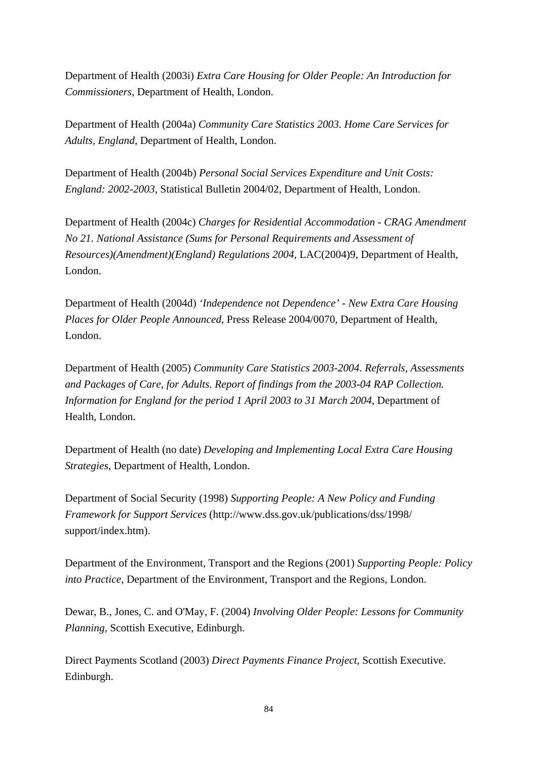Department of Health (2003i) *Extra Care Housing for Older People: An Introduction for Commissioners*, Department of Health, London.

Department of Health (2004a) *Community Care Statistics 2003. Home Care Services for Adults, England*, Department of Health, London.

Department of Health (2004b) *Personal Social Services Expenditure and Unit Costs: England: 2002-2003*, Statistical Bulletin 2004/02, Department of Health, London.

Department of Health (2004c) *Charges for Residential Accommodation - CRAG Amendment No 21. National Assistance (Sums for Personal Requirements and Assessment of Resources)(Amendment)(England) Regulations 2004*, LAC(2004)9, Department of Health, London.

Department of Health (2004d) *'Independence not Dependence' - New Extra Care Housing Places for Older People Announced*, Press Release 2004/0070, Department of Health, London.

Department of Health (2005) *Community Care Statistics 2003-2004. Referrals, Assessments and Packages of Care, for Adults. Report of findings from the 2003-04 RAP Collection. Information for England for the period 1 April 2003 to 31 March 2004*, Department of Health, London.

Department of Health (no date) *Developing and Implementing Local Extra Care Housing Strategies*, Department of Health, London.

Department of Social Security (1998) *Supporting People: A New Policy and Funding Framework for Support Services* (http://www.dss.gov.uk/publications/dss/1998/support/index.htm).

Department of the Environment, Transport and the Regions (2001) *Supporting People: Policy into Practice*, Department of the Environment, Transport and the Regions, London.

Dewar, B., Jones, C. and O'May, F. (2004) *Involving Older People: Lessons for Community Planning*, Scottish Executive, Edinburgh.

Direct Payments Scotland (2003) *Direct Payments Finance Project*, Scottish Executive. Edinburgh.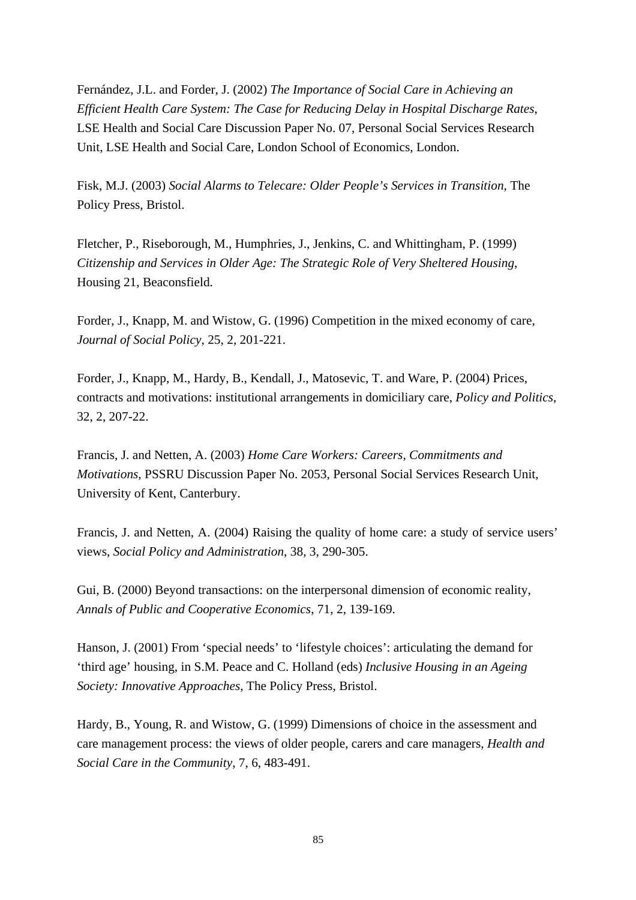Fernández, J.L. and Forder, J. (2002) *The Importance of Social Care in Achieving an Efficient Health Care System: The Case for Reducing Delay in Hospital Discharge Rates*, LSE Health and Social Care Discussion Paper No. 07, Personal Social Services Research Unit, LSE Health and Social Care, London School of Economics, London.

Fisk, M.J. (2003) *Social Alarms to Telecare: Older People's Services in Transition*, The Policy Press, Bristol.

Fletcher, P., Riseborough, M., Humphries, J., Jenkins, C. and Whittingham, P. (1999) *Citizenship and Services in Older Age: The Strategic Role of Very Sheltered Housing*, Housing 21, Beaconsfield.

Forder, J., Knapp, M. and Wistow, G. (1996) Competition in the mixed economy of care, *Journal of Social Policy*, 25, 2, 201-221.

Forder, J., Knapp, M., Hardy, B., Kendall, J., Matosevic, T. and Ware, P. (2004) Prices, contracts and motivations: institutional arrangements in domiciliary care, *Policy and Politics*, 32, 2, 207-22.

Francis, J. and Netten, A. (2003) *Home Care Workers: Careers, Commitments and Motivations*, PSSRU Discussion Paper No. 2053, Personal Social Services Research Unit, University of Kent, Canterbury.

Francis, J. and Netten, A. (2004) Raising the quality of home care: a study of service users' views, *Social Policy and Administration*, 38, 3, 290-305.

Gui, B. (2000) Beyond transactions: on the interpersonal dimension of economic reality, *Annals of Public and Cooperative Economics*, 71, 2, 139-169.

Hanson, J. (2001) From 'special needs' to 'lifestyle choices': articulating the demand for 'third age' housing, in S.M. Peace and C. Holland (eds) *Inclusive Housing in an Ageing Society: Innovative Approaches*, The Policy Press, Bristol.

Hardy, B., Young, R. and Wistow, G. (1999) Dimensions of choice in the assessment and care management process: the views of older people, carers and care managers, *Health and Social Care in the Community*, 7, 6, 483-491.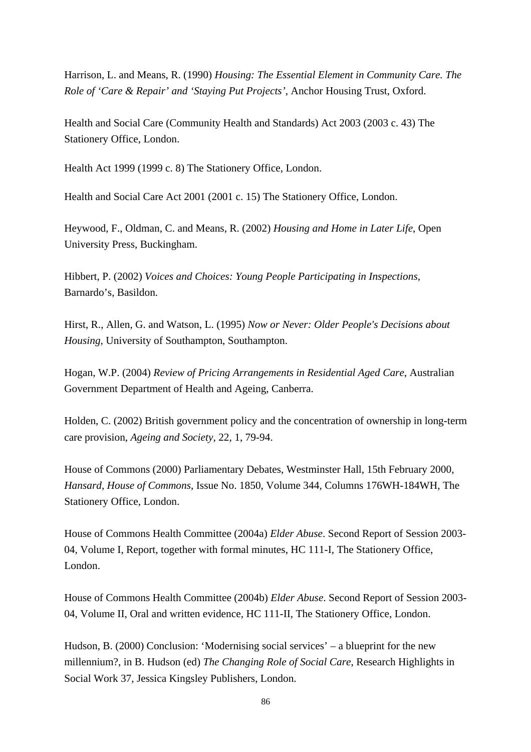Harrison, L. and Means, R. (1990) *Housing: The Essential Element in Community Care. The Role of 'Care & Repair' and 'Staying Put Projects'*, Anchor Housing Trust, Oxford.

Health and Social Care (Community Health and Standards) Act 2003 (2003 c. 43) The Stationery Office, London.

Health Act 1999 (1999 c. 8) The Stationery Office, London.

Health and Social Care Act 2001 (2001 c. 15) The Stationery Office, London.

Heywood, F., Oldman, C. and Means, R. (2002) *Housing and Home in Later Life*, Open University Press, Buckingham.

Hibbert, P. (2002) *Voices and Choices: Young People Participating in Inspections*, Barnardo's, Basildon.

Hirst, R., Allen, G. and Watson, L. (1995) *Now or Never: Older People's Decisions about Housing*, University of Southampton, Southampton.

Hogan, W.P. (2004) *Review of Pricing Arrangements in Residential Aged Care*, Australian Government Department of Health and Ageing, Canberra.

Holden, C. (2002) British government policy and the concentration of ownership in long-term care provision, *Ageing and Society*, 22, 1, 79-94.

House of Commons (2000) Parliamentary Debates, Westminster Hall, 15th February 2000, *Hansard, House of Commons*, Issue No. 1850, Volume 344, Columns 176WH-184WH, The Stationery Office, London.

House of Commons Health Committee (2004a) *Elder Abuse*. Second Report of Session 2003-04, Volume I, Report, together with formal minutes, HC 111-I, The Stationery Office, London.

House of Commons Health Committee (2004b) *Elder Abuse*. Second Report of Session 2003-04, Volume II, Oral and written evidence, HC 111-II, The Stationery Office, London.

Hudson, B. (2000) Conclusion: 'Modernising social services' – a blueprint for the new millennium?, in B. Hudson (ed) *The Changing Role of Social Care*, Research Highlights in Social Work 37, Jessica Kingsley Publishers, London.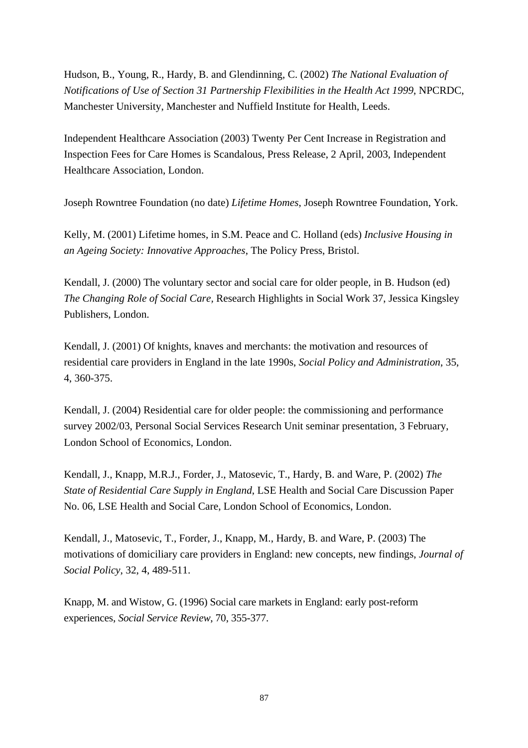Hudson, B., Young, R., Hardy, B. and Glendinning, C. (2002) *The National Evaluation of Notifications of Use of Section 31 Partnership Flexibilities in the Health Act 1999*, NPCRDC, Manchester University, Manchester and Nuffield Institute for Health, Leeds.

Independent Healthcare Association (2003) Twenty Per Cent Increase in Registration and Inspection Fees for Care Homes is Scandalous, Press Release, 2 April, 2003, Independent Healthcare Association, London.

Joseph Rowntree Foundation (no date) *Lifetime Homes*, Joseph Rowntree Foundation, York.

Kelly, M. (2001) Lifetime homes, in S.M. Peace and C. Holland (eds) *Inclusive Housing in an Ageing Society: Innovative Approaches*, The Policy Press, Bristol.

Kendall, J. (2000) The voluntary sector and social care for older people, in B. Hudson (ed) *The Changing Role of Social Care*, Research Highlights in Social Work 37, Jessica Kingsley Publishers, London.

Kendall, J. (2001) Of knights, knaves and merchants: the motivation and resources of residential care providers in England in the late 1990s, *Social Policy and Administration*, 35, 4, 360-375.

Kendall, J. (2004) Residential care for older people: the commissioning and performance survey 2002/03, Personal Social Services Research Unit seminar presentation, 3 February, London School of Economics, London.

Kendall, J., Knapp, M.R.J., Forder, J., Matosevic, T., Hardy, B. and Ware, P. (2002) *The State of Residential Care Supply in England*, LSE Health and Social Care Discussion Paper No. 06, LSE Health and Social Care, London School of Economics, London.

Kendall, J., Matosevic, T., Forder, J., Knapp, M., Hardy, B. and Ware, P. (2003) The motivations of domiciliary care providers in England: new concepts, new findings, *Journal of Social Policy*, 32, 4, 489-511.

Knapp, M. and Wistow, G. (1996) Social care markets in England: early post-reform experiences, *Social Service Review*, 70, 355-377.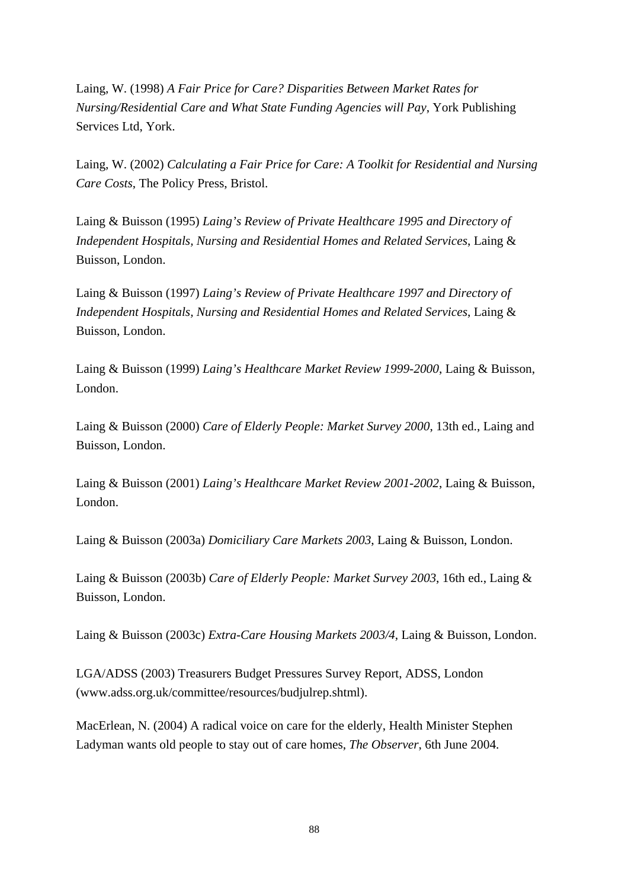Laing, W. (1998) *A Fair Price for Care? Disparities Between Market Rates for Nursing/Residential Care and What State Funding Agencies will Pay*, York Publishing Services Ltd, York.

Laing, W. (2002) *Calculating a Fair Price for Care: A Toolkit for Residential and Nursing Care Costs*, The Policy Press, Bristol.

Laing & Buisson (1995) *Laing's Review of Private Healthcare 1995 and Directory of Independent Hospitals, Nursing and Residential Homes and Related Services*, Laing & Buisson, London.

Laing & Buisson (1997) *Laing's Review of Private Healthcare 1997 and Directory of Independent Hospitals, Nursing and Residential Homes and Related Services*, Laing & Buisson, London.

Laing & Buisson (1999) *Laing's Healthcare Market Review 1999-2000*, Laing & Buisson, London.

Laing & Buisson (2000) *Care of Elderly People: Market Survey 2000*, 13th ed., Laing and Buisson, London.

Laing & Buisson (2001) *Laing's Healthcare Market Review 2001-2002*, Laing & Buisson, London.

Laing & Buisson (2003a) *Domiciliary Care Markets 2003*, Laing & Buisson, London.

Laing & Buisson (2003b) *Care of Elderly People: Market Survey 2003*, 16th ed., Laing & Buisson, London.

Laing & Buisson (2003c) *Extra-Care Housing Markets 2003/4*, Laing & Buisson, London.

LGA/ADSS (2003) Treasurers Budget Pressures Survey Report, ADSS, London (www.adss.org.uk/committee/resources/budjulrep.shtml).

MacErlean, N. (2004) A radical voice on care for the elderly, Health Minister Stephen Ladyman wants old people to stay out of care homes, *The Observer*, 6th June 2004.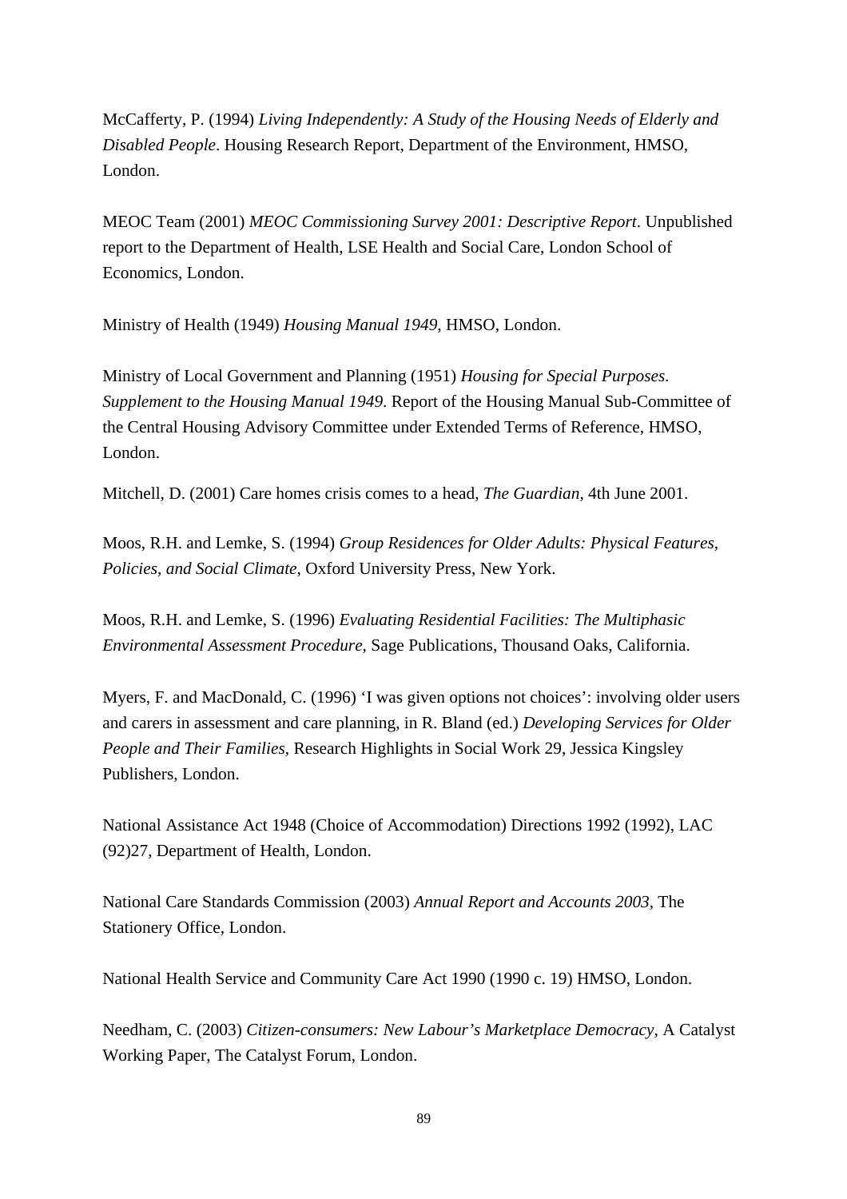McCafferty, P. (1994) *Living Independently: A Study of the Housing Needs of Elderly and Disabled People*. Housing Research Report, Department of the Environment, HMSO, London.

MEOC Team (2001) *MEOC Commissioning Survey 2001: Descriptive Report*. Unpublished report to the Department of Health, LSE Health and Social Care, London School of Economics, London.

Ministry of Health (1949) *Housing Manual 1949*, HMSO, London.

Ministry of Local Government and Planning (1951) *Housing for Special Purposes. Supplement to the Housing Manual 1949*. Report of the Housing Manual Sub-Committee of the Central Housing Advisory Committee under Extended Terms of Reference, HMSO, London.

Mitchell, D. (2001) Care homes crisis comes to a head, *The Guardian*, 4th June 2001.

Moos, R.H. and Lemke, S. (1994) *Group Residences for Older Adults: Physical Features, Policies, and Social Climate*, Oxford University Press, New York.

Moos, R.H. and Lemke, S. (1996) *Evaluating Residential Facilities: The Multiphasic Environmental Assessment Procedure*, Sage Publications, Thousand Oaks, California.

Myers, F. and MacDonald, C. (1996) 'I was given options not choices': involving older users and carers in assessment and care planning, in R. Bland (ed.) *Developing Services for Older People and Their Families,* Research Highlights in Social Work 29, Jessica Kingsley Publishers, London.

National Assistance Act 1948 (Choice of Accommodation) Directions 1992 (1992), LAC (92)27, Department of Health, London.

National Care Standards Commission (2003) *Annual Report and Accounts 2003*, The Stationery Office, London.

National Health Service and Community Care Act 1990 (1990 c. 19) HMSO, London.

Needham, C. (2003) *Citizen-consumers: New Labour's Marketplace Democracy*, A Catalyst Working Paper, The Catalyst Forum, London.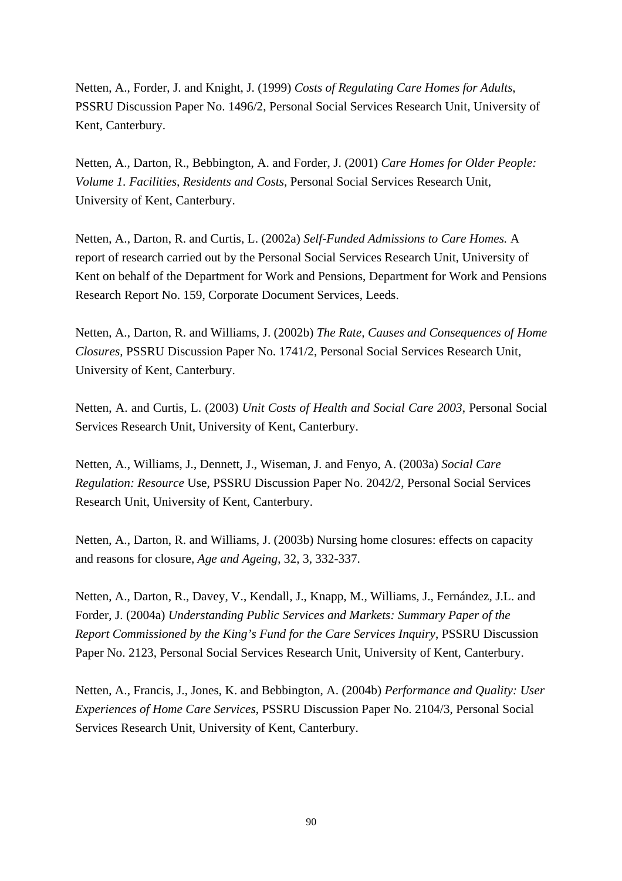Netten, A., Forder, J. and Knight, J. (1999) *Costs of Regulating Care Homes for Adults*, PSSRU Discussion Paper No. 1496/2, Personal Social Services Research Unit, University of Kent, Canterbury.

Netten, A., Darton, R., Bebbington, A. and Forder, J. (2001) *Care Homes for Older People: Volume 1. Facilities, Residents and Costs,* Personal Social Services Research Unit, University of Kent, Canterbury.

Netten, A., Darton, R. and Curtis, L. (2002a) *Self-Funded Admissions to Care Homes.* A report of research carried out by the Personal Social Services Research Unit, University of Kent on behalf of the Department for Work and Pensions, Department for Work and Pensions Research Report No. 159, Corporate Document Services, Leeds.

Netten, A., Darton, R. and Williams, J. (2002b) *The Rate, Causes and Consequences of Home Closures,* PSSRU Discussion Paper No. 1741/2, Personal Social Services Research Unit, University of Kent, Canterbury.

Netten, A. and Curtis, L. (2003) *Unit Costs of Health and Social Care 2003*, Personal Social Services Research Unit, University of Kent, Canterbury.

Netten, A., Williams, J., Dennett, J., Wiseman, J. and Fenyo, A. (2003a) *Social Care Regulation: Resource* Use, PSSRU Discussion Paper No. 2042/2, Personal Social Services Research Unit, University of Kent, Canterbury.

Netten, A., Darton, R. and Williams, J. (2003b) Nursing home closures: effects on capacity and reasons for closure, *Age and Ageing*, 32, 3, 332-337.

Netten, A., Darton, R., Davey, V., Kendall, J., Knapp, M., Williams, J., Fernández, J.L. and Forder, J. (2004a) *Understanding Public Services and Markets: Summary Paper of the Report Commissioned by the King's Fund for the Care Services Inquiry*, PSSRU Discussion Paper No. 2123, Personal Social Services Research Unit, University of Kent, Canterbury.

Netten, A., Francis, J., Jones, K. and Bebbington, A. (2004b) *Performance and Quality: User Experiences of Home Care Services*, PSSRU Discussion Paper No. 2104/3, Personal Social Services Research Unit, University of Kent, Canterbury.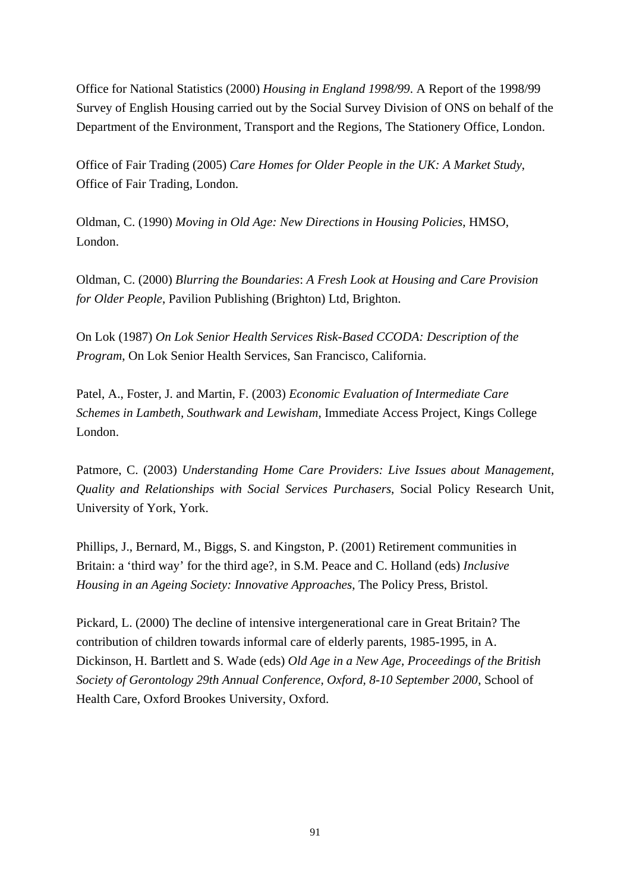Office for National Statistics (2000) *Housing in England 1998/99*. A Report of the 1998/99 Survey of English Housing carried out by the Social Survey Division of ONS on behalf of the Department of the Environment, Transport and the Regions, The Stationery Office, London.

Office of Fair Trading (2005) *Care Homes for Older People in the UK: A Market Study*, Office of Fair Trading, London.

Oldman, C. (1990) *Moving in Old Age: New Directions in Housing Policies*, HMSO, London.

Oldman, C. (2000) *Blurring the Boundaries*: *A Fresh Look at Housing and Care Provision for Older People*, Pavilion Publishing (Brighton) Ltd, Brighton.

On Lok (1987) *On Lok Senior Health Services Risk-Based CCODA: Description of the Program*, On Lok Senior Health Services, San Francisco, California.

Patel, A., Foster, J. and Martin, F. (2003) *Economic Evaluation of Intermediate Care Schemes in Lambeth, Southwark and Lewisham*, Immediate Access Project, Kings College London.

Patmore, C. (2003) *Understanding Home Care Providers: Live Issues about Management, Quality and Relationships with Social Services Purchasers*, Social Policy Research Unit, University of York, York.

Phillips, J., Bernard, M., Biggs, S. and Kingston, P. (2001) Retirement communities in Britain: a 'third way' for the third age?, in S.M. Peace and C. Holland (eds) *Inclusive Housing in an Ageing Society: Innovative Approaches*, The Policy Press, Bristol.

Pickard, L. (2000) The decline of intensive intergenerational care in Great Britain? The contribution of children towards informal care of elderly parents, 1985-1995, in A. Dickinson, H. Bartlett and S. Wade (eds) *Old Age in a New Age, Proceedings of the British Society of Gerontology 29th Annual Conference, Oxford, 8-10 September 2000*, School of Health Care, Oxford Brookes University, Oxford.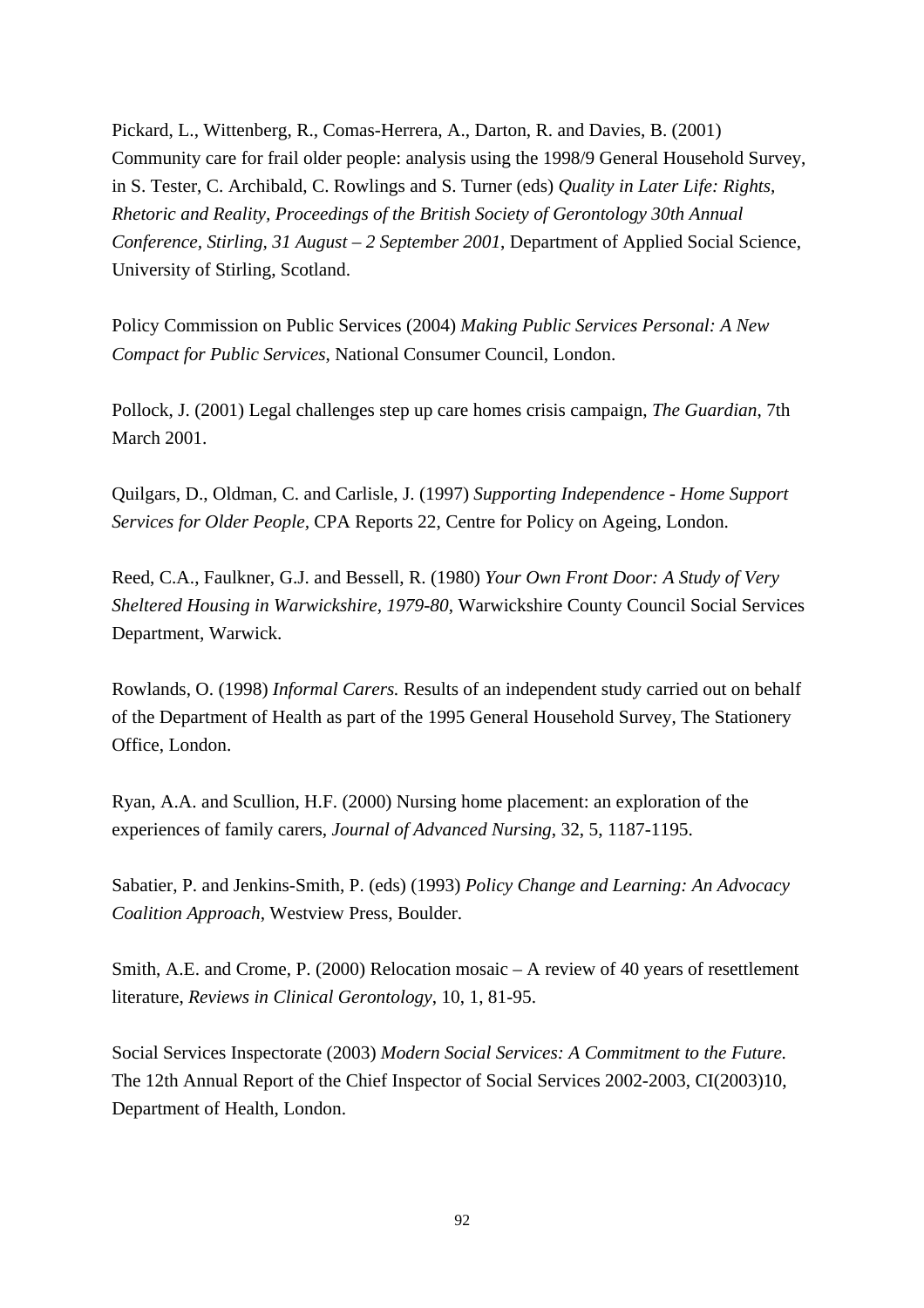Pickard, L., Wittenberg, R., Comas-Herrera, A., Darton, R. and Davies, B. (2001) Community care for frail older people: analysis using the 1998/9 General Household Survey, in S. Tester, C. Archibald, C. Rowlings and S. Turner (eds) *Quality in Later Life: Rights, Rhetoric and Reality, Proceedings of the British Society of Gerontology 30th Annual Conference, Stirling, 31 August – 2 September 2001*, Department of Applied Social Science, University of Stirling, Scotland.

Policy Commission on Public Services (2004) *Making Public Services Personal: A New Compact for Public Services*, National Consumer Council, London.

Pollock, J. (2001) Legal challenges step up care homes crisis campaign, *The Guardian*, 7th March 2001.

Quilgars, D., Oldman, C. and Carlisle, J. (1997) *Supporting Independence - Home Support Services for Older People*, CPA Reports 22, Centre for Policy on Ageing, London.

Reed, C.A., Faulkner, G.J. and Bessell, R. (1980) *Your Own Front Door: A Study of Very Sheltered Housing in Warwickshire, 1979-80*, Warwickshire County Council Social Services Department, Warwick.

Rowlands, O. (1998) *Informal Carers.* Results of an independent study carried out on behalf of the Department of Health as part of the 1995 General Household Survey, The Stationery Office, London.

Ryan, A.A. and Scullion, H.F. (2000) Nursing home placement: an exploration of the experiences of family carers, *Journal of Advanced Nursing*, 32, 5, 1187-1195.

Sabatier, P. and Jenkins-Smith, P. (eds) (1993) *Policy Change and Learning: An Advocacy Coalition Approach*, Westview Press, Boulder.

Smith, A.E. and Crome, P. (2000) Relocation mosaic – A review of 40 years of resettlement literature, *Reviews in Clinical Gerontology*, 10, 1, 81-95.

Social Services Inspectorate (2003) *Modern Social Services: A Commitment to the Future.* The 12th Annual Report of the Chief Inspector of Social Services 2002-2003, CI(2003)10, Department of Health, London.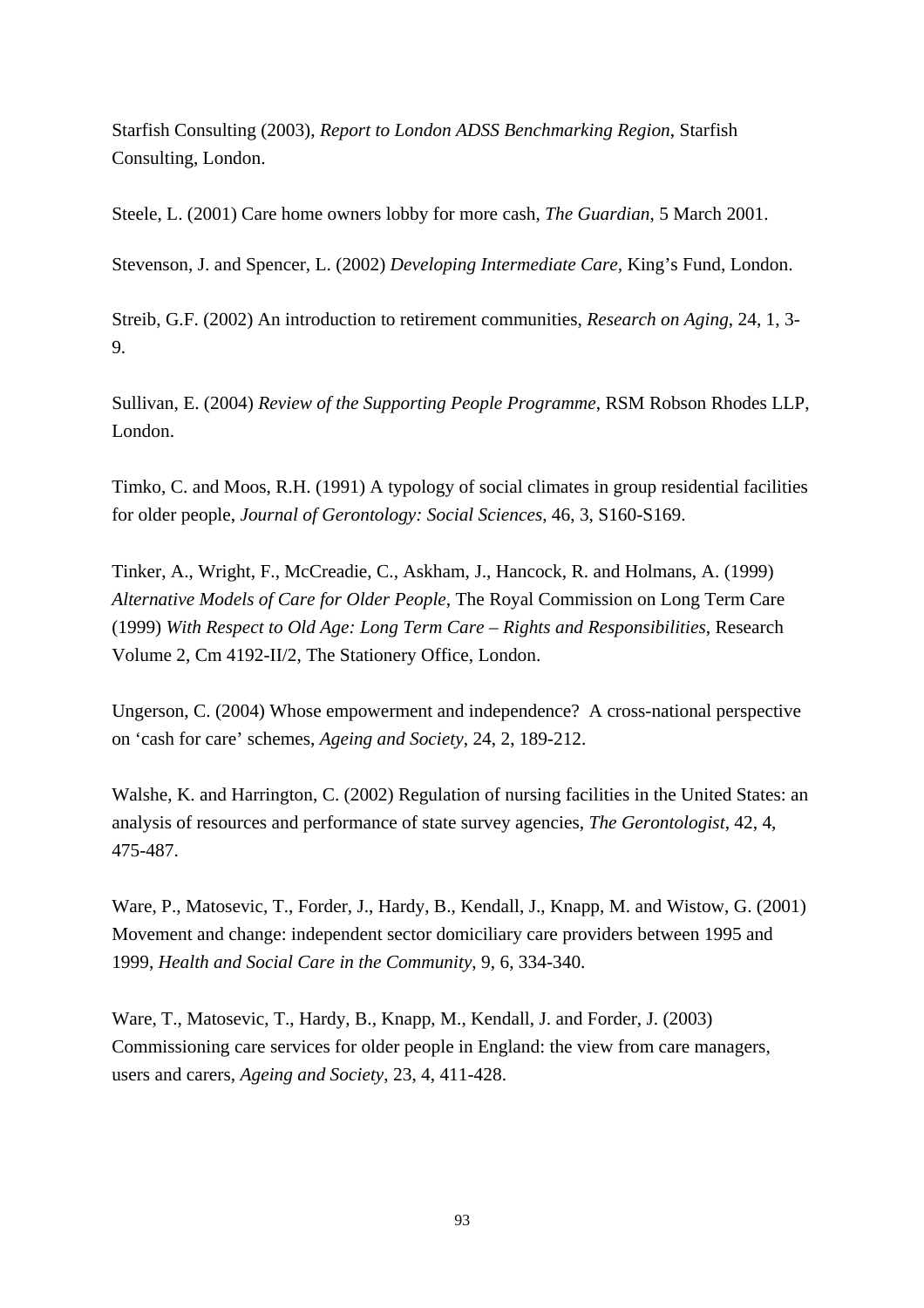Starfish Consulting (2003), *Report to London ADSS Benchmarking Region*, Starfish Consulting, London.

Steele, L. (2001) Care home owners lobby for more cash, *The Guardian*, 5 March 2001.

Stevenson, J. and Spencer, L. (2002) *Developing Intermediate Care*, King's Fund, London.

Streib, G.F. (2002) An introduction to retirement communities, *Research on Aging*, 24, 1, 3-9.

Sullivan, E. (2004) *Review of the Supporting People Programme*, RSM Robson Rhodes LLP, London.

Timko, C. and Moos, R.H. (1991) A typology of social climates in group residential facilities for older people, *Journal of Gerontology: Social Sciences*, 46, 3, S160-S169.

Tinker, A., Wright, F., McCreadie, C., Askham, J., Hancock, R. and Holmans, A. (1999) *Alternative Models of Care for Older People*, The Royal Commission on Long Term Care (1999) *With Respect to Old Age: Long Term Care – Rights and Responsibilities*, Research Volume 2, Cm 4192-II/2, The Stationery Office, London.

Ungerson, C. (2004) Whose empowerment and independence? A cross-national perspective on 'cash for care' schemes, *Ageing and Society*, 24, 2, 189-212.

Walshe, K. and Harrington, C. (2002) Regulation of nursing facilities in the United States: an analysis of resources and performance of state survey agencies, *The Gerontologist*, 42, 4, 475-487.

Ware, P., Matosevic, T., Forder, J., Hardy, B., Kendall, J., Knapp, M. and Wistow, G. (2001) Movement and change: independent sector domiciliary care providers between 1995 and 1999, *Health and Social Care in the Community*, 9, 6, 334-340.

Ware, T., Matosevic, T., Hardy, B., Knapp, M., Kendall, J. and Forder, J. (2003) Commissioning care services for older people in England: the view from care managers, users and carers, *Ageing and Society*, 23, 4, 411-428.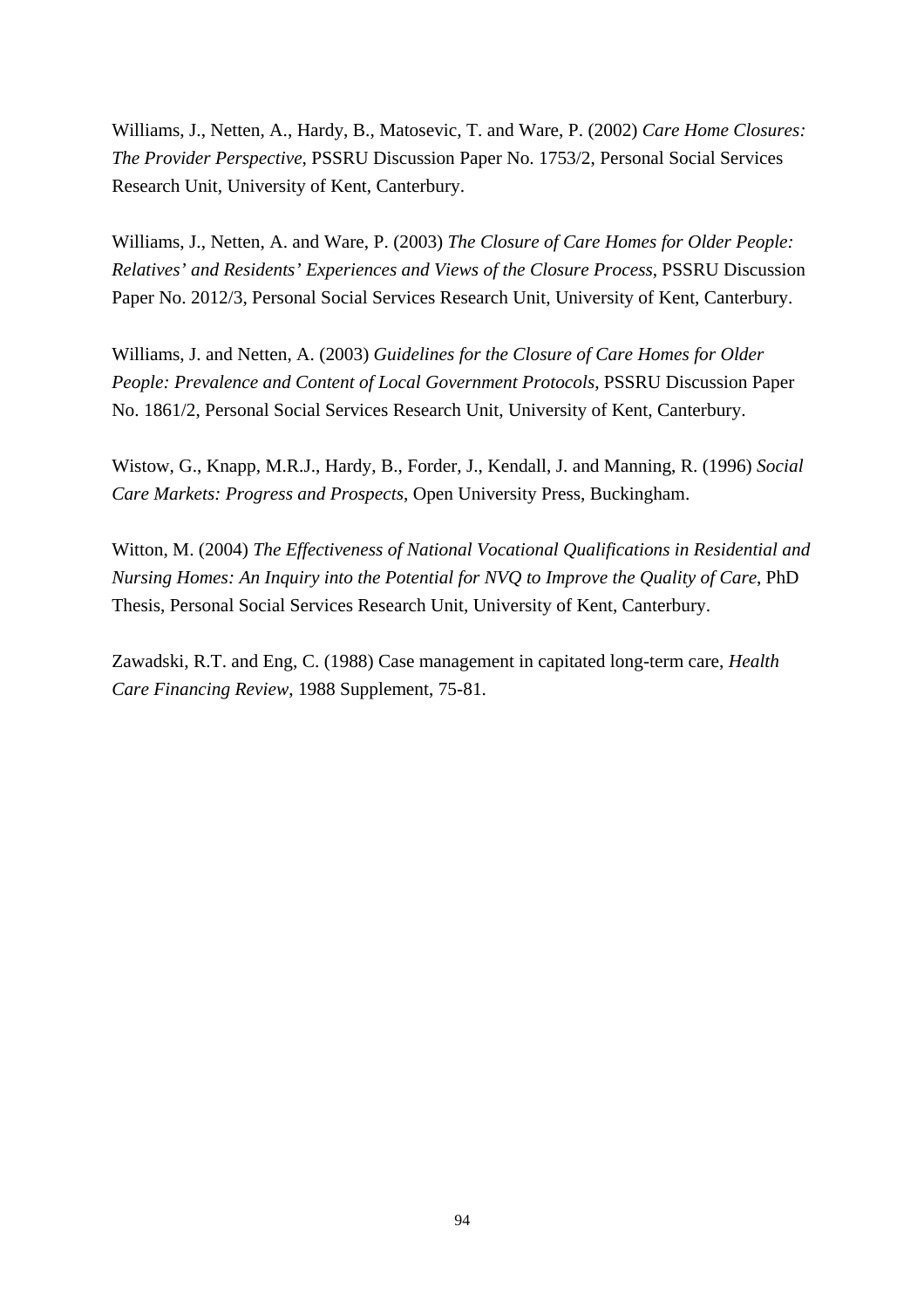Williams, J., Netten, A., Hardy, B., Matosevic, T. and Ware, P. (2002) *Care Home Closures: The Provider Perspective*, PSSRU Discussion Paper No. 1753/2, Personal Social Services Research Unit, University of Kent, Canterbury.

Williams, J., Netten, A. and Ware, P. (2003) *The Closure of Care Homes for Older People: Relatives' and Residents' Experiences and Views of the Closure Process*, PSSRU Discussion Paper No. 2012/3, Personal Social Services Research Unit, University of Kent, Canterbury.

Williams, J. and Netten, A. (2003) *Guidelines for the Closure of Care Homes for Older People: Prevalence and Content of Local Government Protocols*, PSSRU Discussion Paper No. 1861/2, Personal Social Services Research Unit, University of Kent, Canterbury.

Wistow, G., Knapp, M.R.J., Hardy, B., Forder, J., Kendall, J. and Manning, R. (1996) *Social Care Markets: Progress and Prospects*, Open University Press, Buckingham.

Witton, M. (2004) *The Effectiveness of National Vocational Qualifications in Residential and Nursing Homes: An Inquiry into the Potential for NVQ to Improve the Quality of Care*, PhD Thesis, Personal Social Services Research Unit, University of Kent, Canterbury.

Zawadski, R.T. and Eng, C. (1988) Case management in capitated long-term care, *Health Care Financing Review*, 1988 Supplement, 75-81.